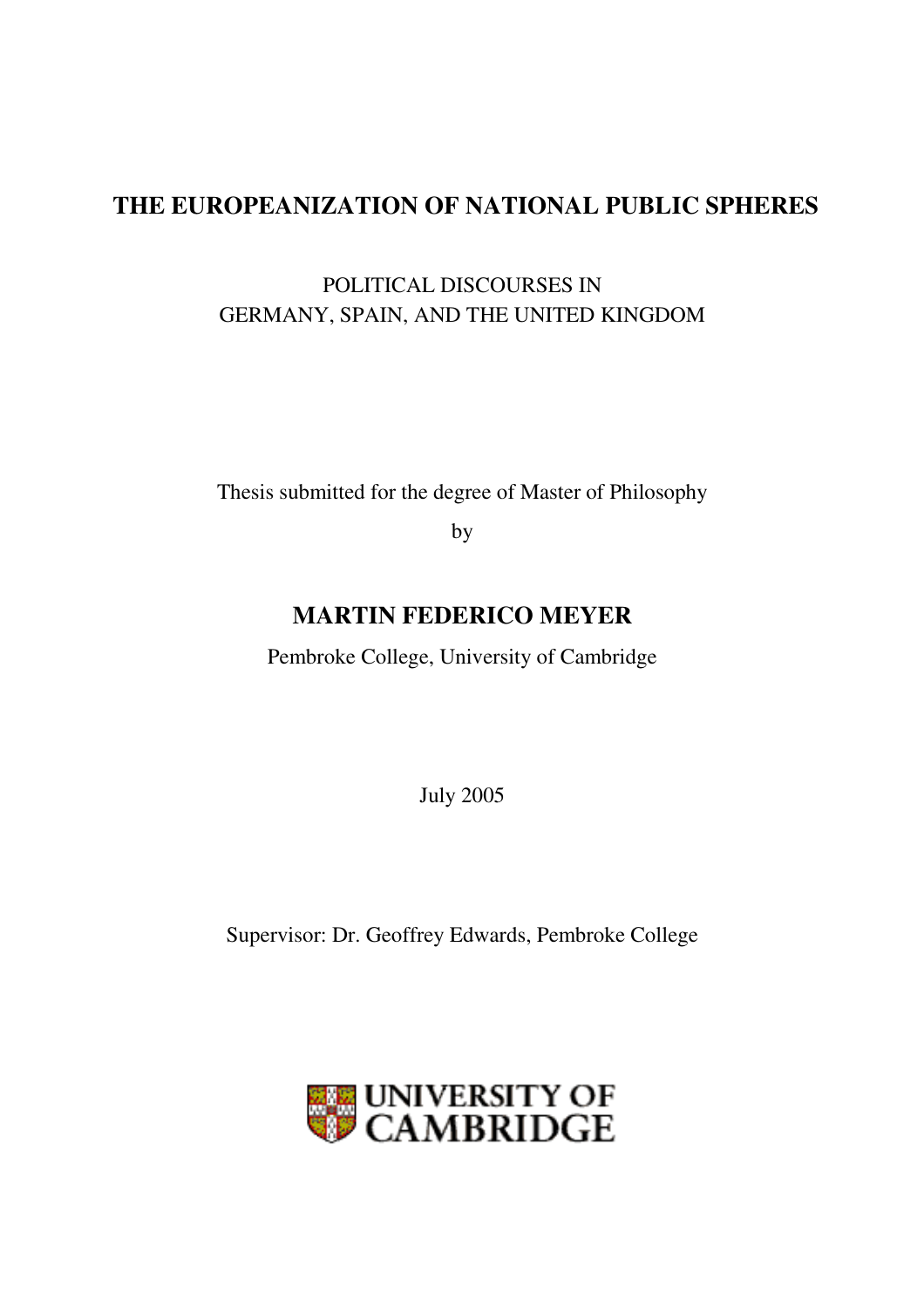# THE EUROPEANIZATION OF NATIONAL PUBLIC SPHERES

POLITICAL DISCOURSES IN
GERMANY, SPAIN, AND THE UNITED KINGDOM

Thesis submitted for the degree of Master of Philosophy

by

**MARTIN FEDERICO MEYER**

Pembroke College, University of Cambridge

July 2005

Supervisor: Dr. Geoffrey Edwards, Pembroke College

UNIVERSITY OF CAMBRIDGE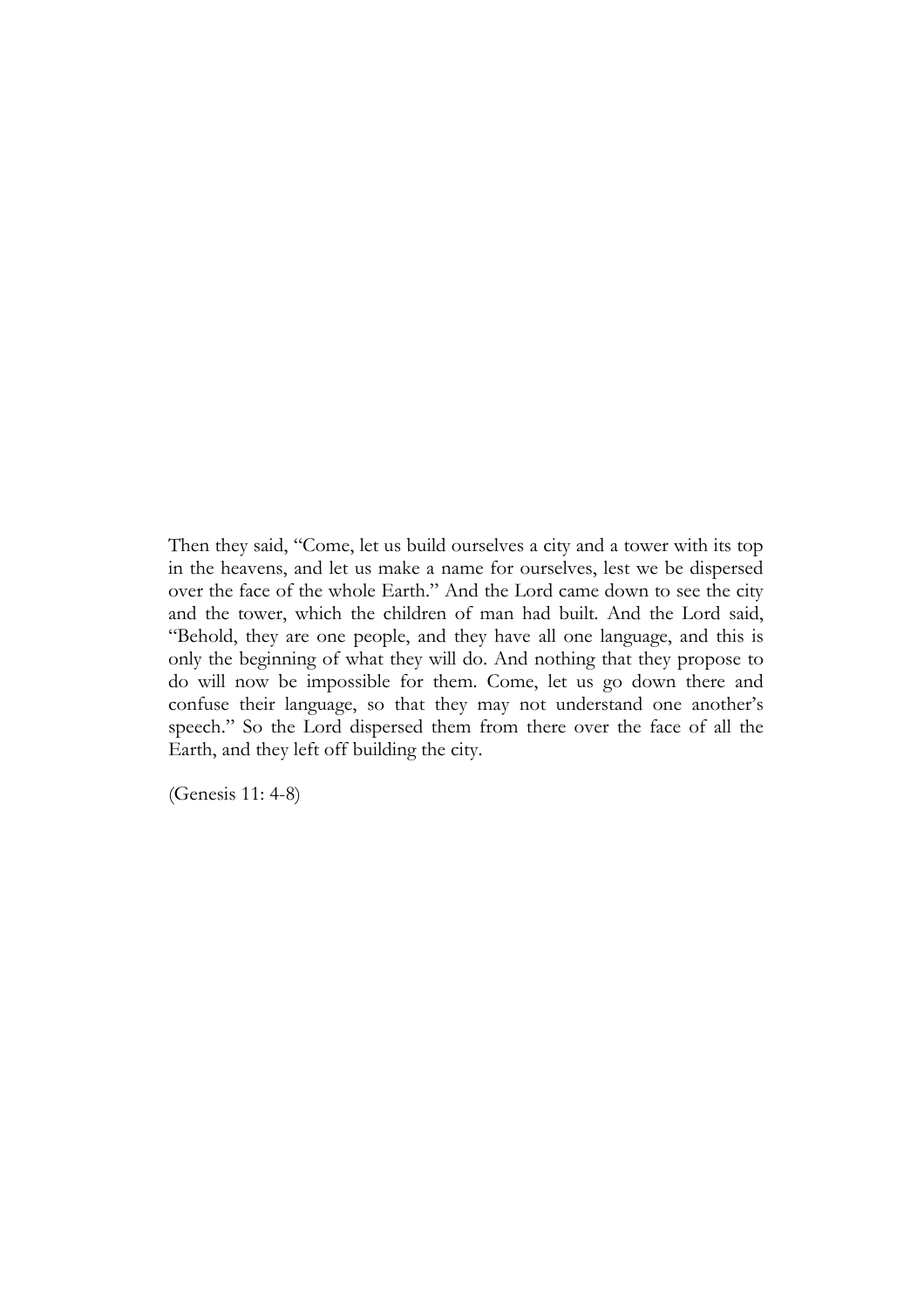Then they said, “Come, let us build ourselves a city and a tower with its top in the heavens, and let us make a name for ourselves, lest we be dispersed over the face of the whole Earth.” And the Lord came down to see the city and the tower, which the children of man had built. And the Lord said, “Behold, they are one people, and they have all one language, and this is only the beginning of what they will do. And nothing that they propose to do will now be impossible for them. Come, let us go down there and confuse their language, so that they may not understand one another’s speech.” So the Lord dispersed them from there over the face of all the Earth, and they left off building the city.

(Genesis 11: 4-8)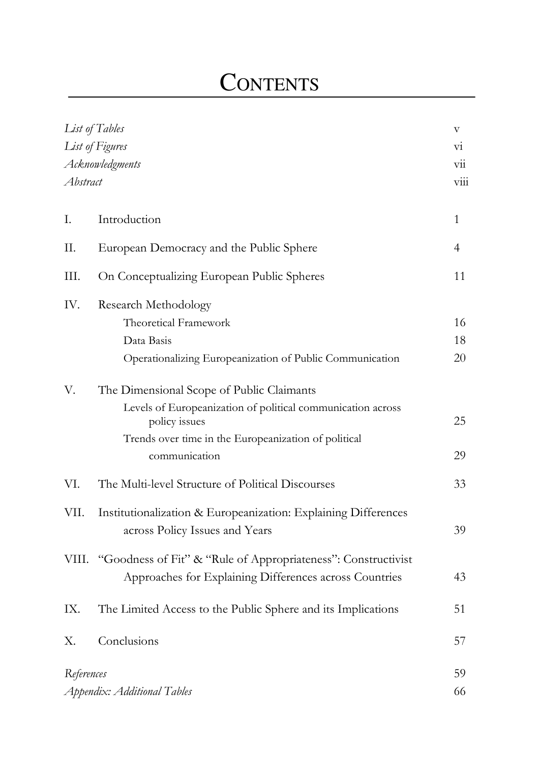# CONTENTS

| | | |
|---|---|---|
| *List of Tables* | | v |
| *List of Figures* | | vi |
| *Acknowledgments* | | vii |
| *Abstract* | | viii |
| I. | Introduction | 1 |
| II. | European Democracy and the Public Sphere | 4 |
| III. | On Conceptualizing European Public Spheres | 11 |
| IV. | Research Methodology | |
| | Theoretical Framework | 16 |
| | Data Basis | 18 |
| | Operationalizing Europeanization of Public Communication | 20 |
| V. | The Dimensional Scope of Public Claimants | |
| | Levels of Europeanization of political communication across policy issues | 25 |
| | Trends over time in the Europeanization of political communication | 29 |
| VI. | The Multi-level Structure of Political Discourses | 33 |
| VII. | Institutionalization & Europeanization: Explaining Differences across Policy Issues and Years | 39 |
| VIII. | "Goodness of Fit" & "Rule of Appropriateness": Constructivist Approaches for Explaining Differences across Countries | 43 |
| IX. | The Limited Access to the Public Sphere and its Implications | 51 |
| X. | Conclusions | 57 |
| *References* | | 59 |
| *Appendix: Additional Tables* | | 66 |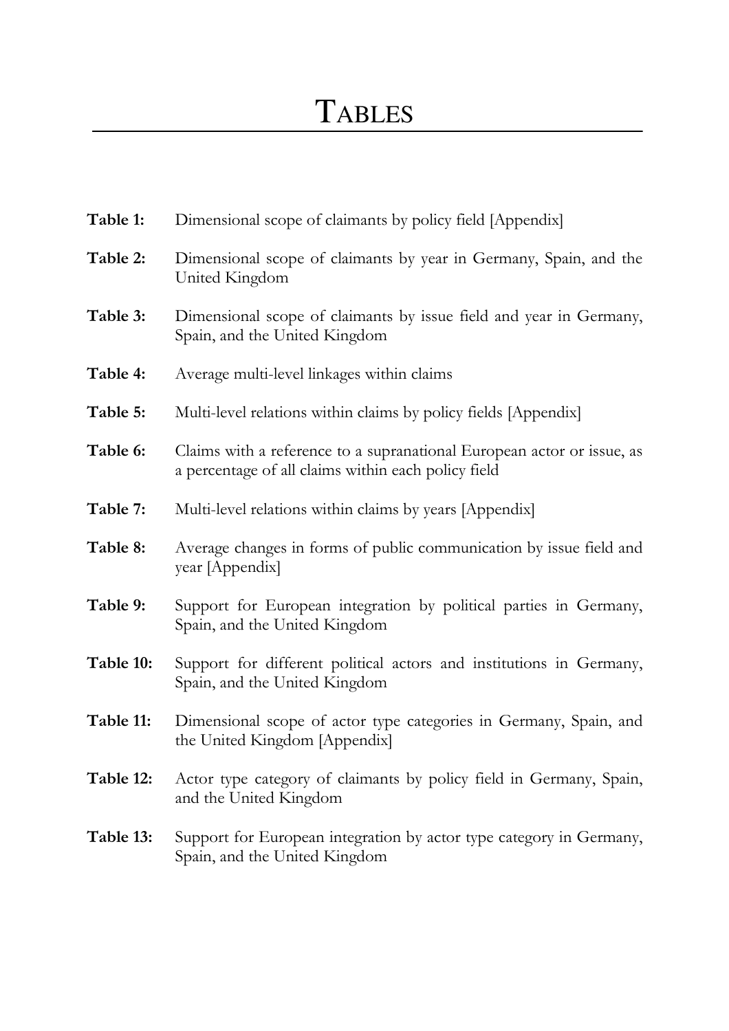# TABLES

**Table 1:** Dimensional scope of claimants by policy field [Appendix]

**Table 2:** Dimensional scope of claimants by year in Germany, Spain, and the United Kingdom

**Table 3:** Dimensional scope of claimants by issue field and year in Germany, Spain, and the United Kingdom

**Table 4:** Average multi-level linkages within claims

**Table 5:** Multi-level relations within claims by policy fields [Appendix]

**Table 6:** Claims with a reference to a supranational European actor or issue, as a percentage of all claims within each policy field

**Table 7:** Multi-level relations within claims by years [Appendix]

**Table 8:** Average changes in forms of public communication by issue field and year [Appendix]

**Table 9:** Support for European integration by political parties in Germany, Spain, and the United Kingdom

**Table 10:** Support for different political actors and institutions in Germany, Spain, and the United Kingdom

**Table 11:** Dimensional scope of actor type categories in Germany, Spain, and the United Kingdom [Appendix]

**Table 12:** Actor type category of claimants by policy field in Germany, Spain, and the United Kingdom

**Table 13:** Support for European integration by actor type category in Germany, Spain, and the United Kingdom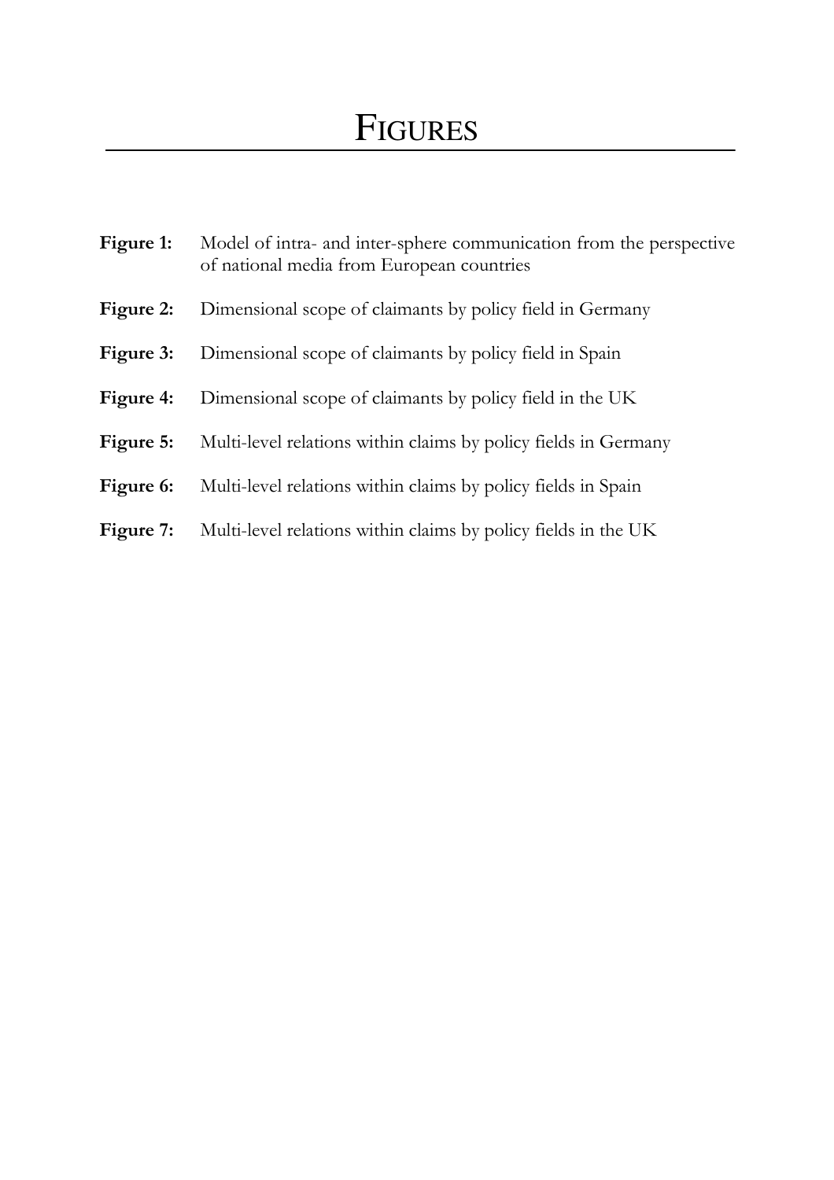# FIGURES

**Figure 1:** Model of intra- and inter-sphere communication from the perspective of national media from European countries

**Figure 2:** Dimensional scope of claimants by policy field in Germany

**Figure 3:** Dimensional scope of claimants by policy field in Spain

**Figure 4:** Dimensional scope of claimants by policy field in the UK

**Figure 5:** Multi-level relations within claims by policy fields in Germany

**Figure 6:** Multi-level relations within claims by policy fields in Spain

**Figure 7:** Multi-level relations within claims by policy fields in the UK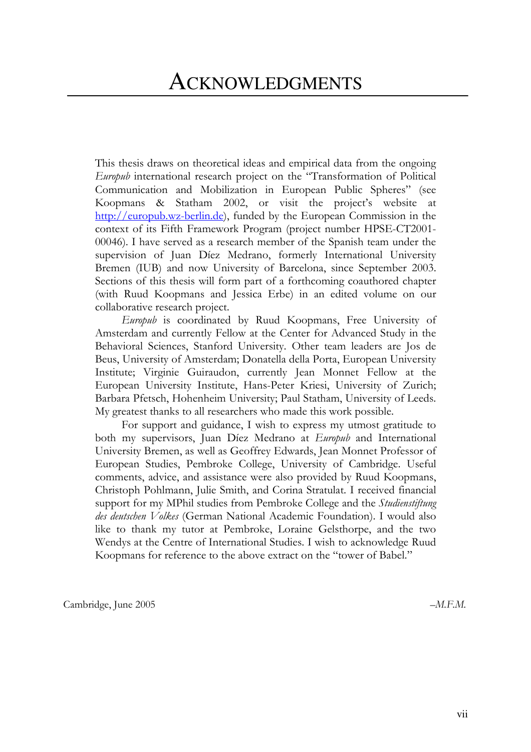# ACKNOWLEDGMENTS

This thesis draws on theoretical ideas and empirical data from the ongoing *Europub* international research project on the "Transformation of Political Communication and Mobilization in European Public Spheres" (see Koopmans & Statham 2002, or visit the project's website at http://europub.wz-berlin.de), funded by the European Commission in the context of its Fifth Framework Program (project number HPSE-CT2001-00046). I have served as a research member of the Spanish team under the supervision of Juan Díez Medrano, formerly International University Bremen (IUB) and now University of Barcelona, since September 2003. Sections of this thesis will form part of a forthcoming coauthored chapter (with Ruud Koopmans and Jessica Erbe) in an edited volume on our collaborative research project.

*Europub* is coordinated by Ruud Koopmans, Free University of Amsterdam and currently Fellow at the Center for Advanced Study in the Behavioral Sciences, Stanford University. Other team leaders are Jos de Beus, University of Amsterdam; Donatella della Porta, European University Institute; Virginie Guiraudon, currently Jean Monnet Fellow at the European University Institute, Hans-Peter Kriesi, University of Zurich; Barbara Pfetsch, Hohenheim University; Paul Statham, University of Leeds. My greatest thanks to all researchers who made this work possible.

For support and guidance, I wish to express my utmost gratitude to both my supervisors, Juan Díez Medrano at *Europub* and International University Bremen, as well as Geoffrey Edwards, Jean Monnet Professor of European Studies, Pembroke College, University of Cambridge. Useful comments, advice, and assistance were also provided by Ruud Koopmans, Christoph Pohlmann, Julie Smith, and Corina Stratulat. I received financial support for my MPhil studies from Pembroke College and the *Studienstiftung des deutschen Volkes* (German National Academic Foundation). I would also like to thank my tutor at Pembroke, Loraine Gelsthorpe, and the two Wendys at the Centre of International Studies. I wish to acknowledge Ruud Koopmans for reference to the above extract on the "tower of Babel."

Cambridge, June 2005 –*M.F.M.*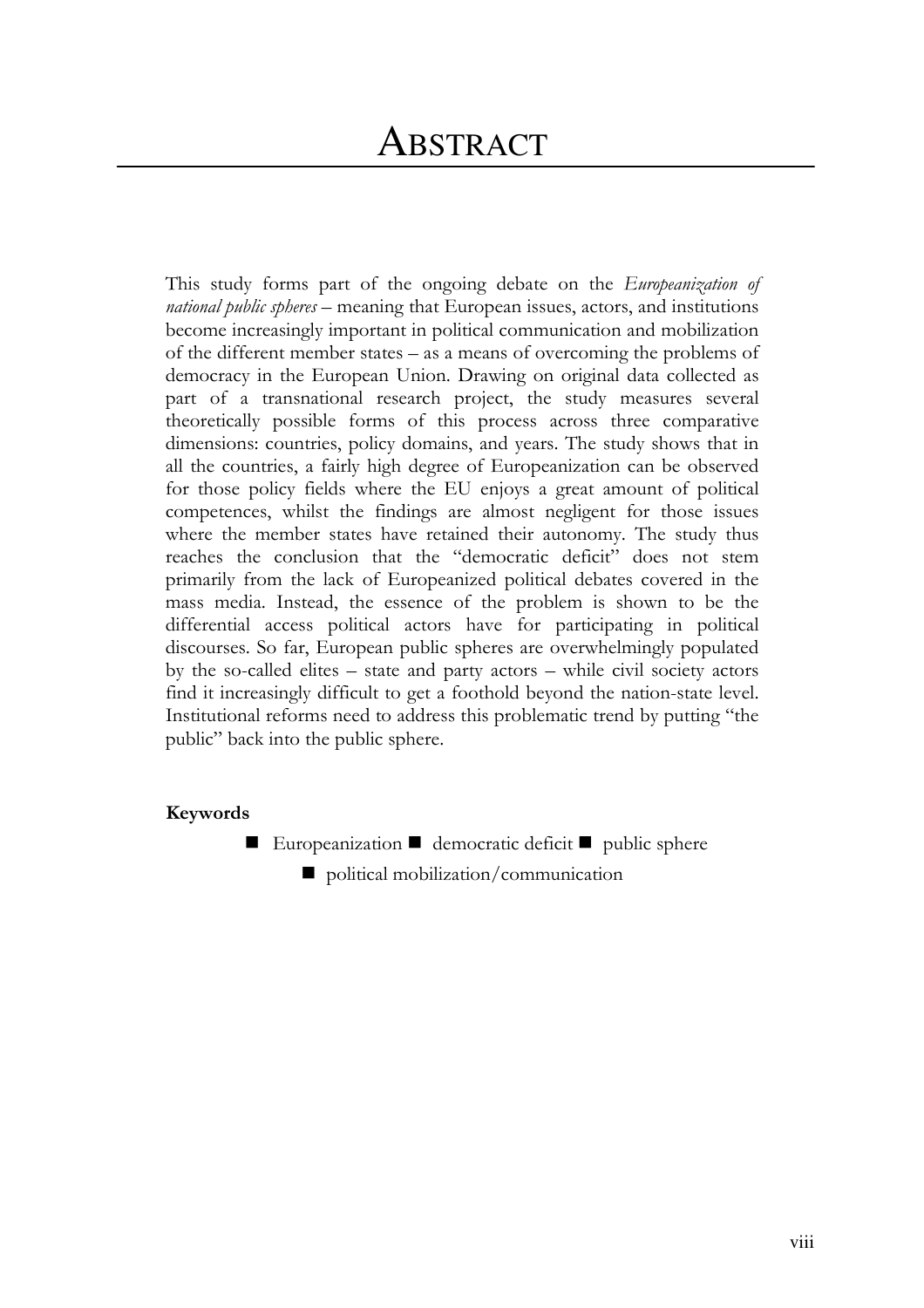# Abstract

This study forms part of the ongoing debate on the *Europeanization of national public spheres* – meaning that European issues, actors, and institutions become increasingly important in political communication and mobilization of the different member states – as a means of overcoming the problems of democracy in the European Union. Drawing on original data collected as part of a transnational research project, the study measures several theoretically possible forms of this process across three comparative dimensions: countries, policy domains, and years. The study shows that in all the countries, a fairly high degree of Europeanization can be observed for those policy fields where the EU enjoys a great amount of political competences, whilst the findings are almost negligent for those issues where the member states have retained their autonomy. The study thus reaches the conclusion that the "democratic deficit" does not stem primarily from the lack of Europeanized political debates covered in the mass media. Instead, the essence of the problem is shown to be the differential access political actors have for participating in political discourses. So far, European public spheres are overwhelmingly populated by the so-called elites – state and party actors – while civil society actors find it increasingly difficult to get a foothold beyond the nation-state level. Institutional reforms need to address this problematic trend by putting "the public" back into the public sphere.

**Keywords**

■ Europeanization ■ democratic deficit ■ public sphere ■ political mobilization/communication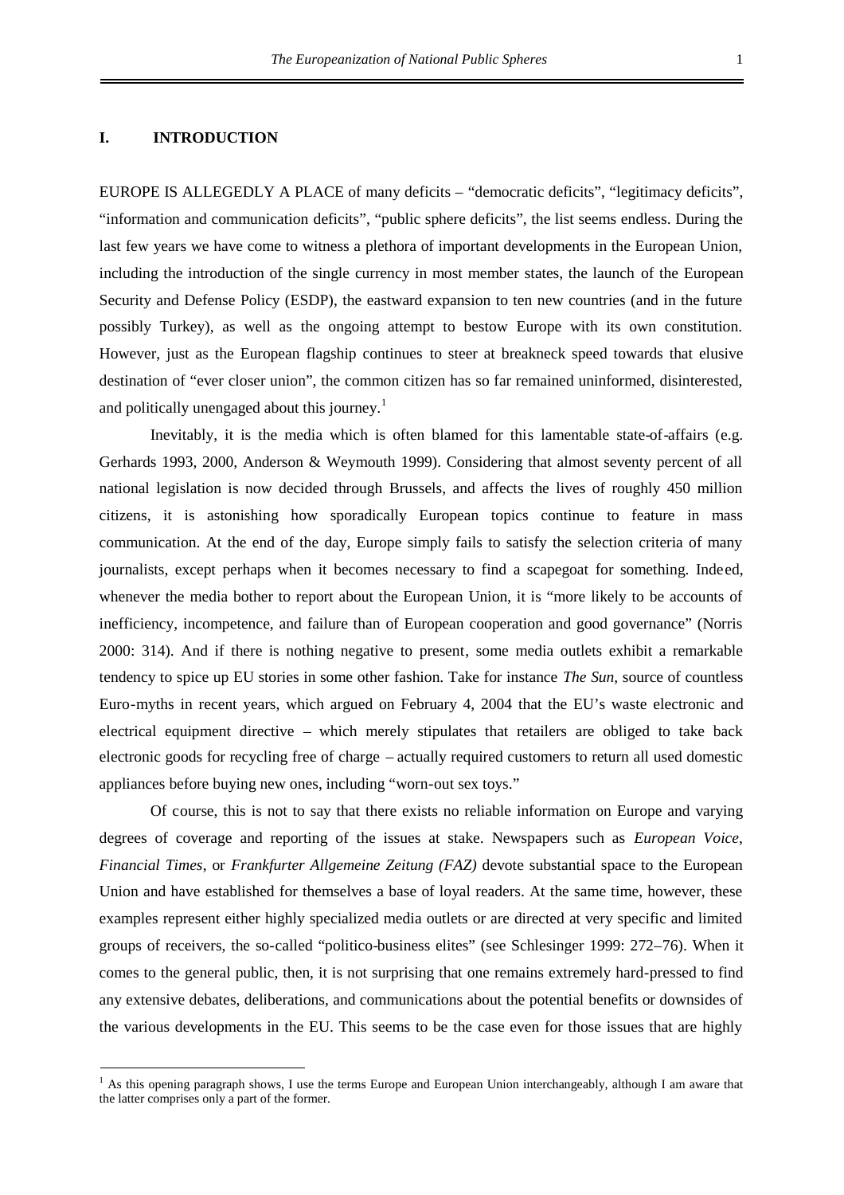## I. INTRODUCTION

EUROPE IS ALLEGEDLY A PLACE of many deficits – "democratic deficits", "legitimacy deficits", "information and communication deficits", "public sphere deficits", the list seems endless. During the last few years we have come to witness a plethora of important developments in the European Union, including the introduction of the single currency in most member states, the launch of the European Security and Defense Policy (ESDP), the eastward expansion to ten new countries (and in the future possibly Turkey), as well as the ongoing attempt to bestow Europe with its own constitution. However, just as the European flagship continues to steer at breakneck speed towards that elusive destination of "ever closer union", the common citizen has so far remained uninformed, disinterested, and politically unengaged about this journey.[1]

Inevitably, it is the media which is often blamed for this lamentable state-of-affairs (e.g. Gerhards 1993, 2000, Anderson & Weymouth 1999). Considering that almost seventy percent of all national legislation is now decided through Brussels, and affects the lives of roughly 450 million citizens, it is astonishing how sporadically European topics continue to feature in mass communication. At the end of the day, Europe simply fails to satisfy the selection criteria of many journalists, except perhaps when it becomes necessary to find a scapegoat for something. Indeed, whenever the media bother to report about the European Union, it is "more likely to be accounts of inefficiency, incompetence, and failure than of European cooperation and good governance" (Norris 2000: 314). And if there is nothing negative to present, some media outlets exhibit a remarkable tendency to spice up EU stories in some other fashion. Take for instance *The Sun*, source of countless Euro-myths in recent years, which argued on February 4, 2004 that the EU's waste electronic and electrical equipment directive – which merely stipulates that retailers are obliged to take back electronic goods for recycling free of charge – actually required customers to return all used domestic appliances before buying new ones, including "worn-out sex toys."

Of course, this is not to say that there exists no reliable information on Europe and varying degrees of coverage and reporting of the issues at stake. Newspapers such as *European Voice*, *Financial Times*, or *Frankfurter Allgemeine Zeitung (FAZ)* devote substantial space to the European Union and have established for themselves a base of loyal readers. At the same time, however, these examples represent either highly specialized media outlets or are directed at very specific and limited groups of receivers, the so-called "politico-business elites" (see Schlesinger 1999: 272–76). When it comes to the general public, then, it is not surprising that one remains extremely hard-pressed to find any extensive debates, deliberations, and communications about the potential benefits or downsides of the various developments in the EU. This seems to be the case even for those issues that are highly

[1] As this opening paragraph shows, I use the terms Europe and European Union interchangeably, although I am aware that the latter comprises only a part of the former.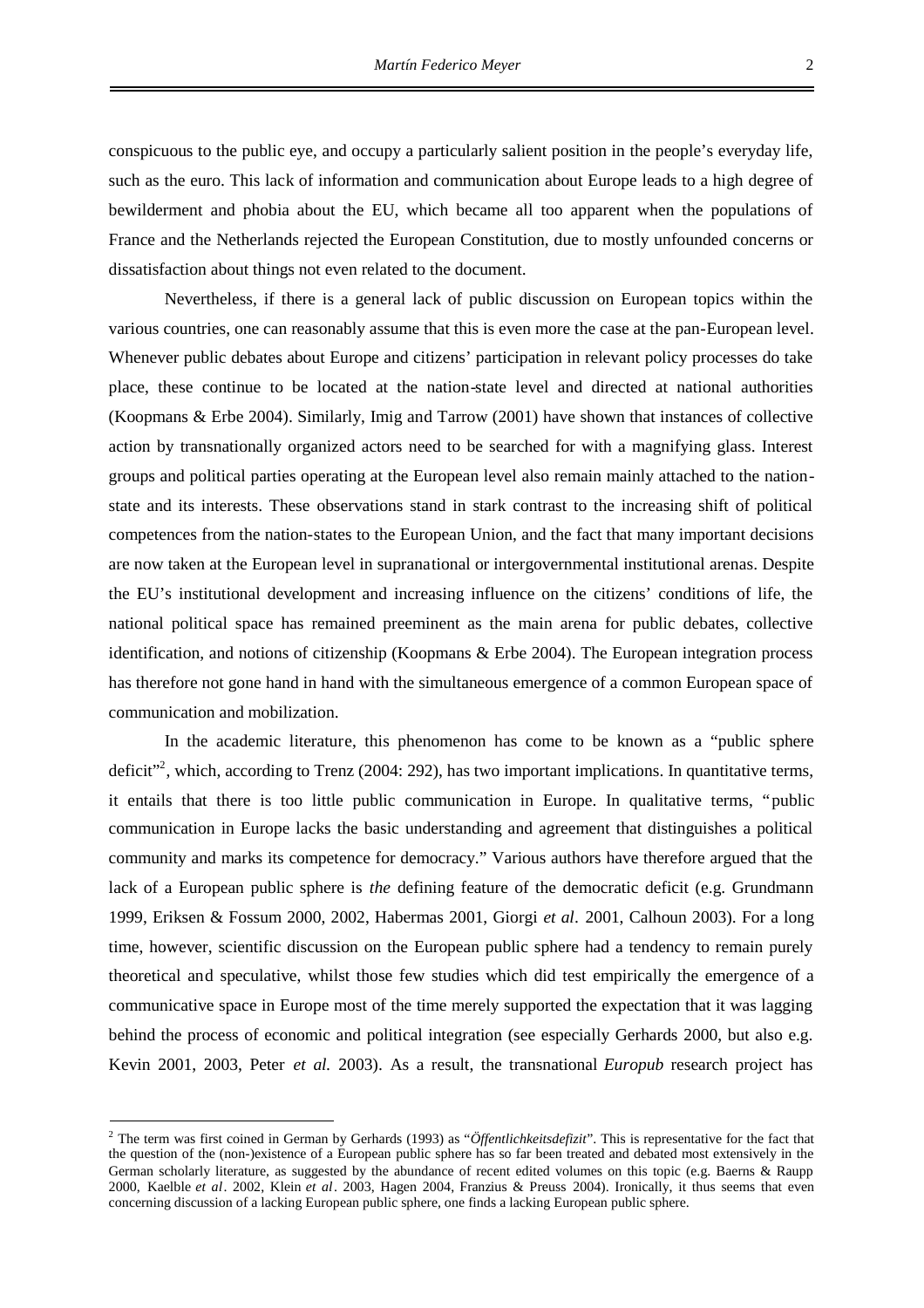conspicuous to the public eye, and occupy a particularly salient position in the people's everyday life, such as the euro. This lack of information and communication about Europe leads to a high degree of bewilderment and phobia about the EU, which became all too apparent when the populations of France and the Netherlands rejected the European Constitution, due to mostly unfounded concerns or dissatisfaction about things not even related to the document.

Nevertheless, if there is a general lack of public discussion on European topics within the various countries, one can reasonably assume that this is even more the case at the pan-European level. Whenever public debates about Europe and citizens' participation in relevant policy processes do take place, these continue to be located at the nation-state level and directed at national authorities (Koopmans & Erbe 2004). Similarly, Imig and Tarrow (2001) have shown that instances of collective action by transnationally organized actors need to be searched for with a magnifying glass. Interest groups and political parties operating at the European level also remain mainly attached to the nation-state and its interests. These observations stand in stark contrast to the increasing shift of political competences from the nation-states to the European Union, and the fact that many important decisions are now taken at the European level in supranational or intergovernmental institutional arenas. Despite the EU's institutional development and increasing influence on the citizens' conditions of life, the national political space has remained preeminent as the main arena for public debates, collective identification, and notions of citizenship (Koopmans & Erbe 2004). The European integration process has therefore not gone hand in hand with the simultaneous emergence of a common European space of communication and mobilization.

In the academic literature, this phenomenon has come to be known as a "public sphere deficit"[2], which, according to Trenz (2004: 292), has two important implications. In quantitative terms, it entails that there is too little public communication in Europe. In qualitative terms, "public communication in Europe lacks the basic understanding and agreement that distinguishes a political community and marks its competence for democracy." Various authors have therefore argued that the lack of a European public sphere is *the* defining feature of the democratic deficit (e.g. Grundmann 1999, Eriksen & Fossum 2000, 2002, Habermas 2001, Giorgi *et al*. 2001, Calhoun 2003). For a long time, however, scientific discussion on the European public sphere had a tendency to remain purely theoretical and speculative, whilst those few studies which did test empirically the emergence of a communicative space in Europe most of the time merely supported the expectation that it was lagging behind the process of economic and political integration (see especially Gerhards 2000, but also e.g. Kevin 2001, 2003, Peter *et al.* 2003). As a result, the transnational *Europub* research project has

[2] The term was first coined in German by Gerhards (1993) as "*Öffentlichkeitsdefizit*". This is representative for the fact that the question of the (non-)existence of a European public sphere has so far been treated and debated most extensively in the German scholarly literature, as suggested by the abundance of recent edited volumes on this topic (e.g. Baerns & Raupp 2000, Kaelble *et al*. 2002, Klein *et al*. 2003, Hagen 2004, Franzius & Preuss 2004). Ironically, it thus seems that even concerning discussion of a lacking European public sphere, one finds a lacking European public sphere.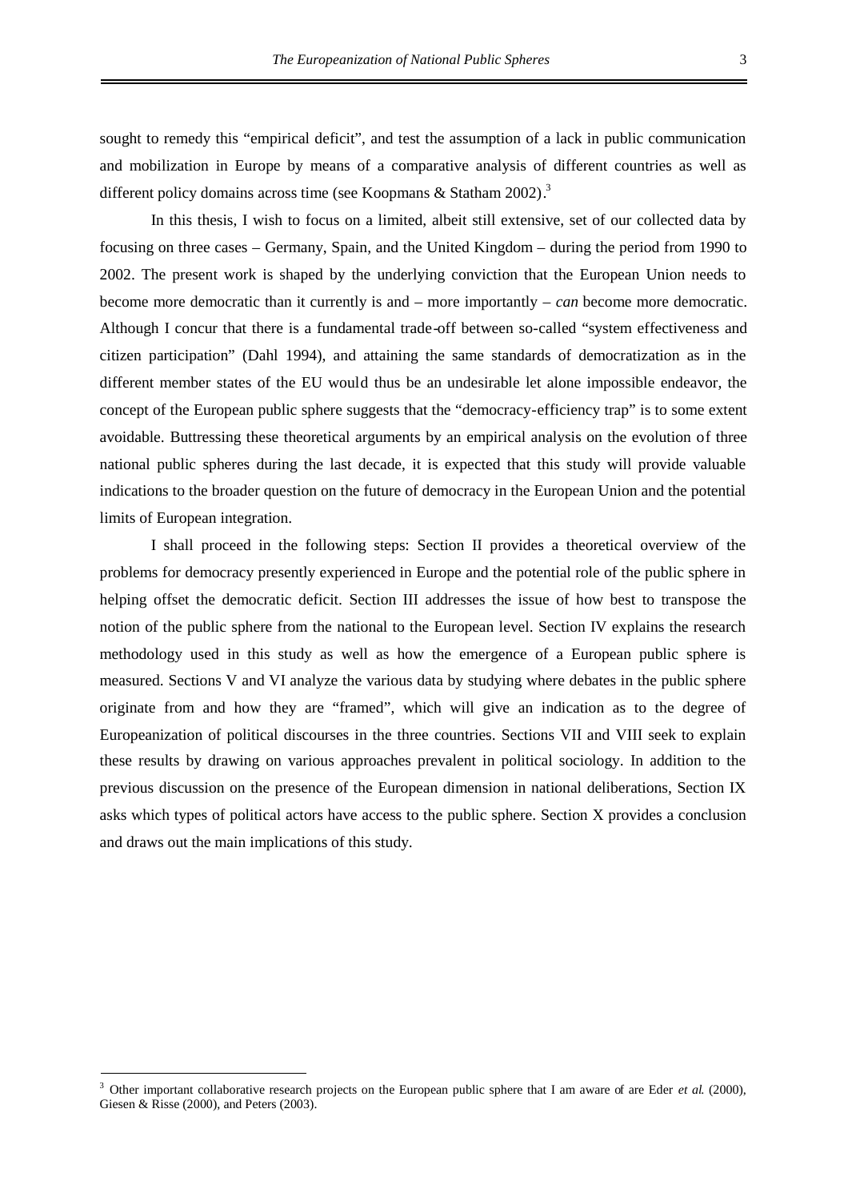sought to remedy this "empirical deficit", and test the assumption of a lack in public communication and mobilization in Europe by means of a comparative analysis of different countries as well as different policy domains across time (see Koopmans & Statham 2002).[3]

In this thesis, I wish to focus on a limited, albeit still extensive, set of our collected data by focusing on three cases – Germany, Spain, and the United Kingdom – during the period from 1990 to 2002. The present work is shaped by the underlying conviction that the European Union needs to become more democratic than it currently is and – more importantly – *can* become more democratic. Although I concur that there is a fundamental trade-off between so-called "system effectiveness and citizen participation" (Dahl 1994), and attaining the same standards of democratization as in the different member states of the EU would thus be an undesirable let alone impossible endeavor, the concept of the European public sphere suggests that the "democracy-efficiency trap" is to some extent avoidable. Buttressing these theoretical arguments by an empirical analysis on the evolution of three national public spheres during the last decade, it is expected that this study will provide valuable indications to the broader question on the future of democracy in the European Union and the potential limits of European integration.

I shall proceed in the following steps: Section II provides a theoretical overview of the problems for democracy presently experienced in Europe and the potential role of the public sphere in helping offset the democratic deficit. Section III addresses the issue of how best to transpose the notion of the public sphere from the national to the European level. Section IV explains the research methodology used in this study as well as how the emergence of a European public sphere is measured. Sections V and VI analyze the various data by studying where debates in the public sphere originate from and how they are "framed", which will give an indication as to the degree of Europeanization of political discourses in the three countries. Sections VII and VIII seek to explain these results by drawing on various approaches prevalent in political sociology. In addition to the previous discussion on the presence of the European dimension in national deliberations, Section IX asks which types of political actors have access to the public sphere. Section X provides a conclusion and draws out the main implications of this study.

---

[3] Other important collaborative research projects on the European public sphere that I am aware of are Eder *et al.* (2000), Giesen & Risse (2000), and Peters (2003).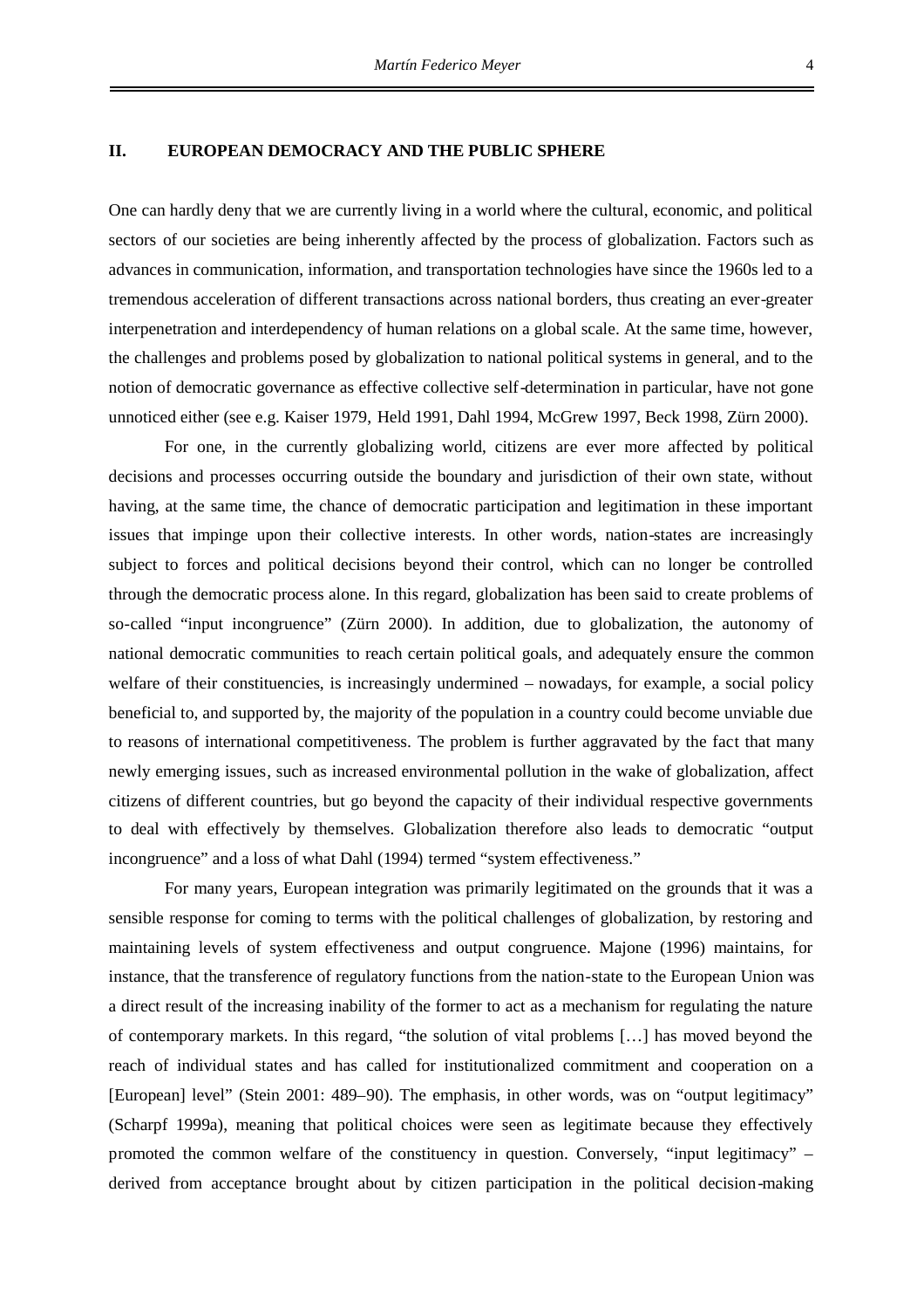## II. EUROPEAN DEMOCRACY AND THE PUBLIC SPHERE

One can hardly deny that we are currently living in a world where the cultural, economic, and political sectors of our societies are being inherently affected by the process of globalization. Factors such as advances in communication, information, and transportation technologies have since the 1960s led to a tremendous acceleration of different transactions across national borders, thus creating an ever-greater interpenetration and interdependency of human relations on a global scale. At the same time, however, the challenges and problems posed by globalization to national political systems in general, and to the notion of democratic governance as effective collective self-determination in particular, have not gone unnoticed either (see e.g. Kaiser 1979, Held 1991, Dahl 1994, McGrew 1997, Beck 1998, Zürn 2000).

For one, in the currently globalizing world, citizens are ever more affected by political decisions and processes occurring outside the boundary and jurisdiction of their own state, without having, at the same time, the chance of democratic participation and legitimation in these important issues that impinge upon their collective interests. In other words, nation-states are increasingly subject to forces and political decisions beyond their control, which can no longer be controlled through the democratic process alone. In this regard, globalization has been said to create problems of so-called "input incongruence" (Zürn 2000). In addition, due to globalization, the autonomy of national democratic communities to reach certain political goals, and adequately ensure the common welfare of their constituencies, is increasingly undermined – nowadays, for example, a social policy beneficial to, and supported by, the majority of the population in a country could become unviable due to reasons of international competitiveness. The problem is further aggravated by the fact that many newly emerging issues, such as increased environmental pollution in the wake of globalization, affect citizens of different countries, but go beyond the capacity of their individual respective governments to deal with effectively by themselves. Globalization therefore also leads to democratic "output incongruence" and a loss of what Dahl (1994) termed "system effectiveness."

For many years, European integration was primarily legitimated on the grounds that it was a sensible response for coming to terms with the political challenges of globalization, by restoring and maintaining levels of system effectiveness and output congruence. Majone (1996) maintains, for instance, that the transference of regulatory functions from the nation-state to the European Union was a direct result of the increasing inability of the former to act as a mechanism for regulating the nature of contemporary markets. In this regard, "the solution of vital problems […] has moved beyond the reach of individual states and has called for institutionalized commitment and cooperation on a [European] level" (Stein 2001: 489–90). The emphasis, in other words, was on "output legitimacy" (Scharpf 1999a), meaning that political choices were seen as legitimate because they effectively promoted the common welfare of the constituency in question. Conversely, "input legitimacy" – derived from acceptance brought about by citizen participation in the political decision-making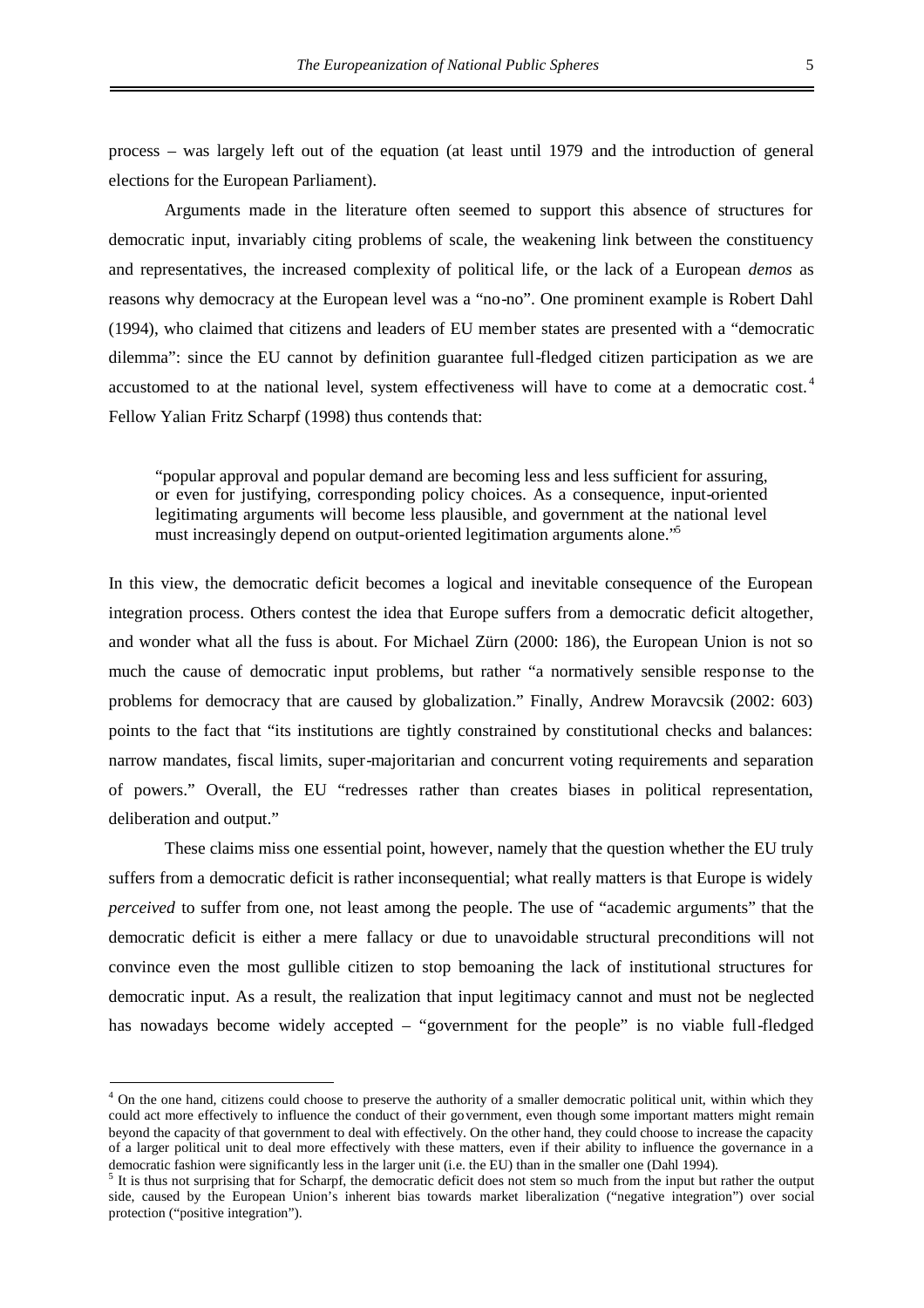process – was largely left out of the equation (at least until 1979 and the introduction of general elections for the European Parliament).

Arguments made in the literature often seemed to support this absence of structures for democratic input, invariably citing problems of scale, the weakening link between the constituency and representatives, the increased complexity of political life, or the lack of a European *demos* as reasons why democracy at the European level was a "no-no". One prominent example is Robert Dahl (1994), who claimed that citizens and leaders of EU member states are presented with a "democratic dilemma": since the EU cannot by definition guarantee full-fledged citizen participation as we are accustomed to at the national level, system effectiveness will have to come at a democratic cost.[4] Fellow Yalian Fritz Scharpf (1998) thus contends that:

> "popular approval and popular demand are becoming less and less sufficient for assuring, or even for justifying, corresponding policy choices. As a consequence, input-oriented legitimating arguments will become less plausible, and government at the national level must increasingly depend on output-oriented legitimation arguments alone."[5]

In this view, the democratic deficit becomes a logical and inevitable consequence of the European integration process. Others contest the idea that Europe suffers from a democratic deficit altogether, and wonder what all the fuss is about. For Michael Zürn (2000: 186), the European Union is not so much the cause of democratic input problems, but rather "a normatively sensible response to the problems for democracy that are caused by globalization." Finally, Andrew Moravcsik (2002: 603) points to the fact that "its institutions are tightly constrained by constitutional checks and balances: narrow mandates, fiscal limits, super-majoritarian and concurrent voting requirements and separation of powers." Overall, the EU "redresses rather than creates biases in political representation, deliberation and output."

These claims miss one essential point, however, namely that the question whether the EU truly suffers from a democratic deficit is rather inconsequential; what really matters is that Europe is widely *perceived* to suffer from one, not least among the people. The use of "academic arguments" that the democratic deficit is either a mere fallacy or due to unavoidable structural preconditions will not convince even the most gullible citizen to stop bemoaning the lack of institutional structures for democratic input. As a result, the realization that input legitimacy cannot and must not be neglected has nowadays become widely accepted – "government for the people" is no viable full-fledged

---

[4] On the one hand, citizens could choose to preserve the authority of a smaller democratic political unit, within which they could act more effectively to influence the conduct of their government, even though some important matters might remain beyond the capacity of that government to deal with effectively. On the other hand, they could choose to increase the capacity of a larger political unit to deal more effectively with these matters, even if their ability to influence the governance in a democratic fashion were significantly less in the larger unit (i.e. the EU) than in the smaller one (Dahl 1994).

[5] It is thus not surprising that for Scharpf, the democratic deficit does not stem so much from the input but rather the output side, caused by the European Union's inherent bias towards market liberalization ("negative integration") over social protection ("positive integration").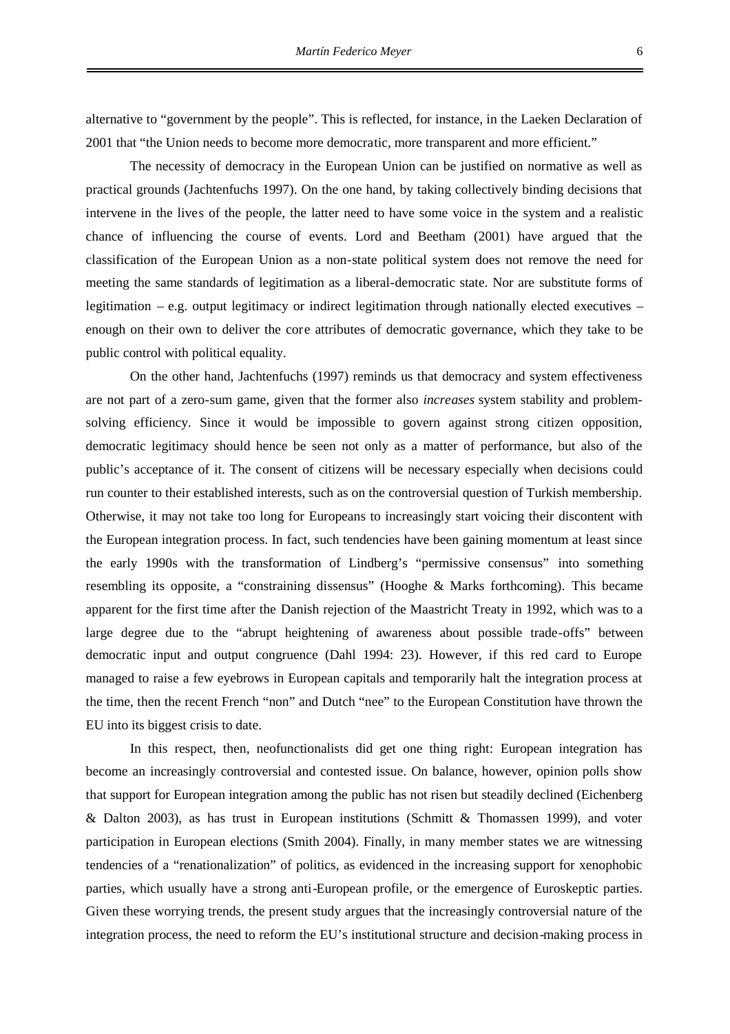alternative to "government by the people". This is reflected, for instance, in the Laeken Declaration of 2001 that "the Union needs to become more democratic, more transparent and more efficient."

The necessity of democracy in the European Union can be justified on normative as well as practical grounds (Jachtenfuchs 1997). On the one hand, by taking collectively binding decisions that intervene in the lives of the people, the latter need to have some voice in the system and a realistic chance of influencing the course of events. Lord and Beetham (2001) have argued that the classification of the European Union as a non-state political system does not remove the need for meeting the same standards of legitimation as a liberal-democratic state. Nor are substitute forms of legitimation – e.g. output legitimacy or indirect legitimation through nationally elected executives – enough on their own to deliver the core attributes of democratic governance, which they take to be public control with political equality.

On the other hand, Jachtenfuchs (1997) reminds us that democracy and system effectiveness are not part of a zero-sum game, given that the former also *increases* system stability and problem-solving efficiency. Since it would be impossible to govern against strong citizen opposition, democratic legitimacy should hence be seen not only as a matter of performance, but also of the public's acceptance of it. The consent of citizens will be necessary especially when decisions could run counter to their established interests, such as on the controversial question of Turkish membership. Otherwise, it may not take too long for Europeans to increasingly start voicing their discontent with the European integration process. In fact, such tendencies have been gaining momentum at least since the early 1990s with the transformation of Lindberg's "permissive consensus" into something resembling its opposite, a "constraining dissensus" (Hooghe & Marks forthcoming). This became apparent for the first time after the Danish rejection of the Maastricht Treaty in 1992, which was to a large degree due to the "abrupt heightening of awareness about possible trade-offs" between democratic input and output congruence (Dahl 1994: 23). However, if this red card to Europe managed to raise a few eyebrows in European capitals and temporarily halt the integration process at the time, then the recent French "non" and Dutch "nee" to the European Constitution have thrown the EU into its biggest crisis to date.

In this respect, then, neofunctionalists did get one thing right: European integration has become an increasingly controversial and contested issue. On balance, however, opinion polls show that support for European integration among the public has not risen but steadily declined (Eichenberg & Dalton 2003), as has trust in European institutions (Schmitt & Thomassen 1999), and voter participation in European elections (Smith 2004). Finally, in many member states we are witnessing tendencies of a "renationalization" of politics, as evidenced in the increasing support for xenophobic parties, which usually have a strong anti-European profile, or the emergence of Euroskeptic parties. Given these worrying trends, the present study argues that the increasingly controversial nature of the integration process, the need to reform the EU's institutional structure and decision-making process in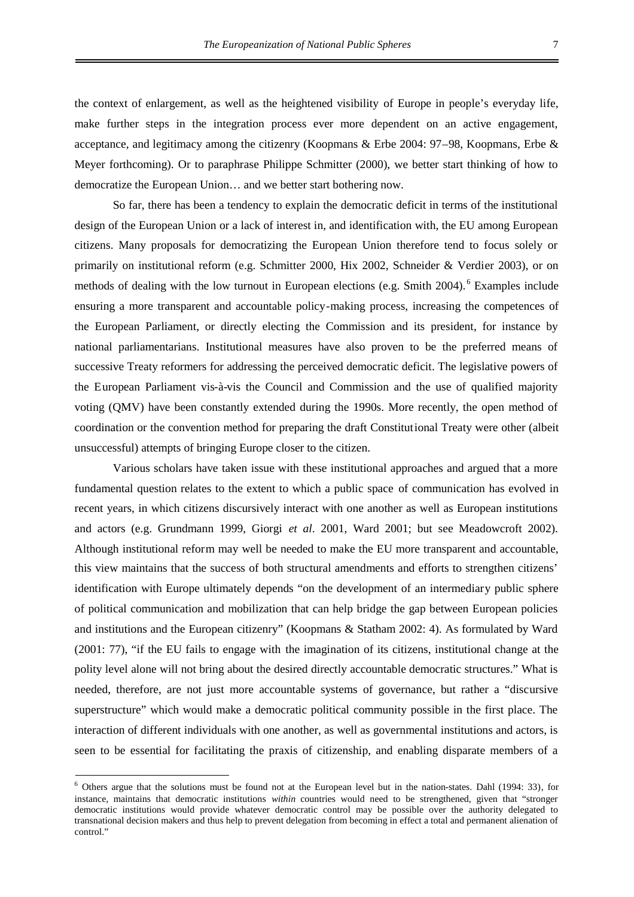the context of enlargement, as well as the heightened visibility of Europe in people's everyday life, make further steps in the integration process ever more dependent on an active engagement, acceptance, and legitimacy among the citizenry (Koopmans & Erbe 2004: 97–98, Koopmans, Erbe & Meyer forthcoming). Or to paraphrase Philippe Schmitter (2000), we better start thinking of how to democratize the European Union… and we better start bothering now.

So far, there has been a tendency to explain the democratic deficit in terms of the institutional design of the European Union or a lack of interest in, and identification with, the EU among European citizens. Many proposals for democratizing the European Union therefore tend to focus solely or primarily on institutional reform (e.g. Schmitter 2000, Hix 2002, Schneider & Verdier 2003), or on methods of dealing with the low turnout in European elections (e.g. Smith 2004).[6] Examples include ensuring a more transparent and accountable policy-making process, increasing the competences of the European Parliament, or directly electing the Commission and its president, for instance by national parliamentarians. Institutional measures have also proven to be the preferred means of successive Treaty reformers for addressing the perceived democratic deficit. The legislative powers of the European Parliament vis-à-vis the Council and Commission and the use of qualified majority voting (QMV) have been constantly extended during the 1990s. More recently, the open method of coordination or the convention method for preparing the draft Constitutional Treaty were other (albeit unsuccessful) attempts of bringing Europe closer to the citizen.

Various scholars have taken issue with these institutional approaches and argued that a more fundamental question relates to the extent to which a public space of communication has evolved in recent years, in which citizens discursively interact with one another as well as European institutions and actors (e.g. Grundmann 1999, Giorgi *et al*. 2001, Ward 2001; but see Meadowcroft 2002). Although institutional reform may well be needed to make the EU more transparent and accountable, this view maintains that the success of both structural amendments and efforts to strengthen citizens' identification with Europe ultimately depends "on the development of an intermediary public sphere of political communication and mobilization that can help bridge the gap between European policies and institutions and the European citizenry" (Koopmans & Statham 2002: 4). As formulated by Ward (2001: 77), "if the EU fails to engage with the imagination of its citizens, institutional change at the polity level alone will not bring about the desired directly accountable democratic structures." What is needed, therefore, are not just more accountable systems of governance, but rather a "discursive superstructure" which would make a democratic political community possible in the first place. The interaction of different individuals with one another, as well as governmental institutions and actors, is seen to be essential for facilitating the praxis of citizenship, and enabling disparate members of a

[6] Others argue that the solutions must be found not at the European level but in the nation-states. Dahl (1994: 33), for instance, maintains that democratic institutions *within* countries would need to be strengthened, given that "stronger democratic institutions would provide whatever democratic control may be possible over the authority delegated to transnational decision makers and thus help to prevent delegation from becoming in effect a total and permanent alienation of control."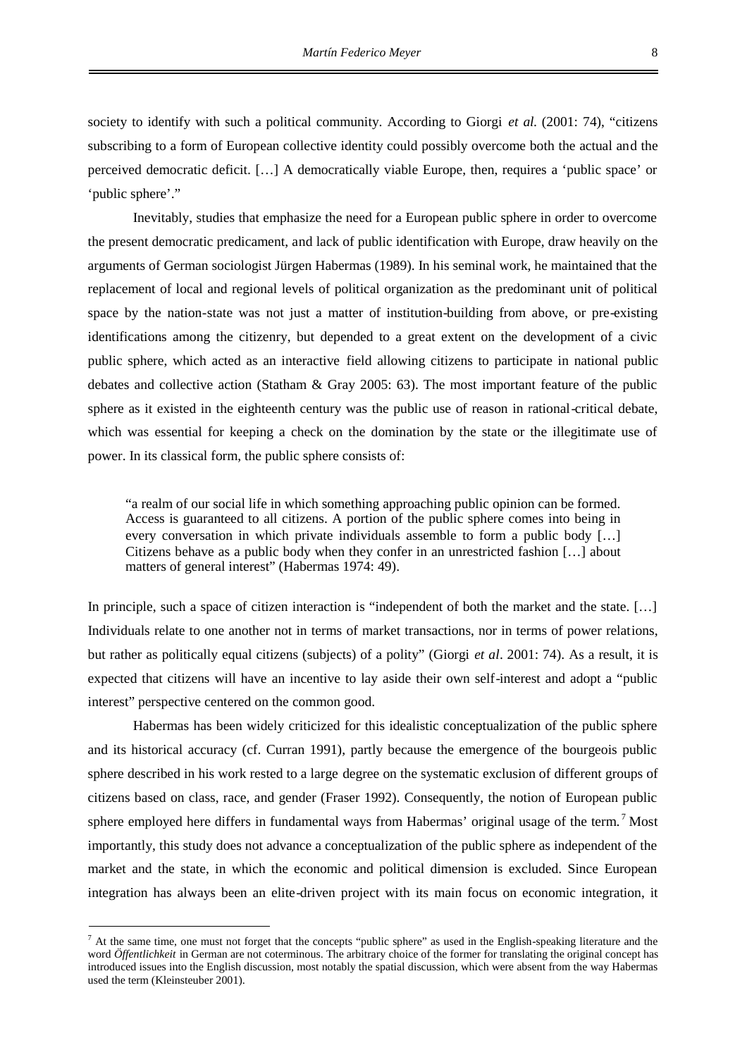society to identify with such a political community. According to Giorgi *et al.* (2001: 74), "citizens subscribing to a form of European collective identity could possibly overcome both the actual and the perceived democratic deficit. […] A democratically viable Europe, then, requires a 'public space' or 'public sphere'."

Inevitably, studies that emphasize the need for a European public sphere in order to overcome the present democratic predicament, and lack of public identification with Europe, draw heavily on the arguments of German sociologist Jürgen Habermas (1989). In his seminal work, he maintained that the replacement of local and regional levels of political organization as the predominant unit of political space by the nation-state was not just a matter of institution-building from above, or pre-existing identifications among the citizenry, but depended to a great extent on the development of a civic public sphere, which acted as an interactive field allowing citizens to participate in national public debates and collective action (Statham & Gray 2005: 63). The most important feature of the public sphere as it existed in the eighteenth century was the public use of reason in rational-critical debate, which was essential for keeping a check on the domination by the state or the illegitimate use of power. In its classical form, the public sphere consists of:

> "a realm of our social life in which something approaching public opinion can be formed. Access is guaranteed to all citizens. A portion of the public sphere comes into being in every conversation in which private individuals assemble to form a public body […] Citizens behave as a public body when they confer in an unrestricted fashion […] about matters of general interest" (Habermas 1974: 49).

In principle, such a space of citizen interaction is "independent of both the market and the state. […] Individuals relate to one another not in terms of market transactions, nor in terms of power relations, but rather as politically equal citizens (subjects) of a polity" (Giorgi *et al*. 2001: 74). As a result, it is expected that citizens will have an incentive to lay aside their own self-interest and adopt a "public interest" perspective centered on the common good.

Habermas has been widely criticized for this idealistic conceptualization of the public sphere and its historical accuracy (cf. Curran 1991), partly because the emergence of the bourgeois public sphere described in his work rested to a large degree on the systematic exclusion of different groups of citizens based on class, race, and gender (Fraser 1992). Consequently, the notion of European public sphere employed here differs in fundamental ways from Habermas' original usage of the term.[7] Most importantly, this study does not advance a conceptualization of the public sphere as independent of the market and the state, in which the economic and political dimension is excluded. Since European integration has always been an elite-driven project with its main focus on economic integration, it

[7] At the same time, one must not forget that the concepts "public sphere" as used in the English-speaking literature and the word *Öffentlichkeit* in German are not coterminous. The arbitrary choice of the former for translating the original concept has introduced issues into the English discussion, most notably the spatial discussion, which were absent from the way Habermas used the term (Kleinsteuber 2001).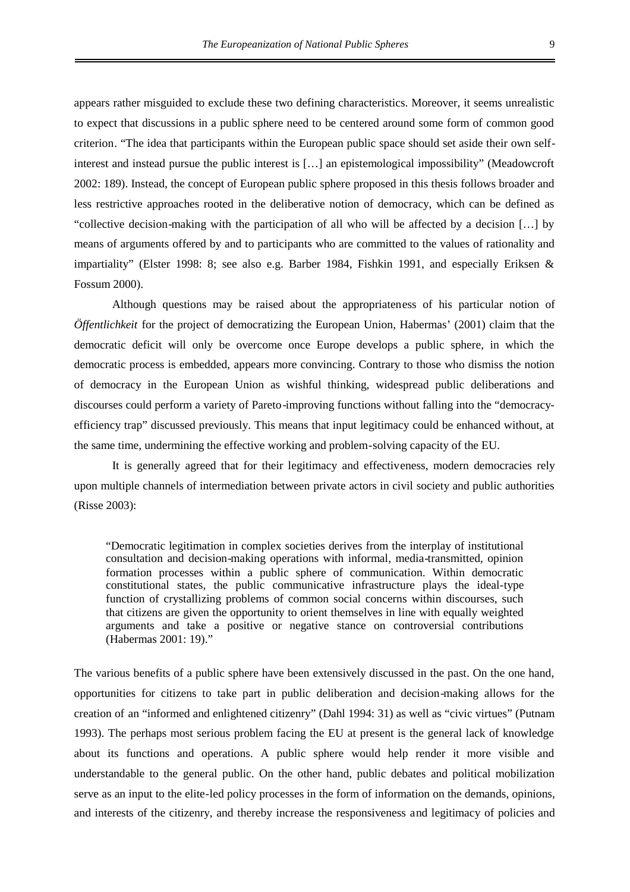appears rather misguided to exclude these two defining characteristics. Moreover, it seems unrealistic to expect that discussions in a public sphere need to be centered around some form of common good criterion. "The idea that participants within the European public space should set aside their own self-interest and instead pursue the public interest is […] an epistemological impossibility" (Meadowcroft 2002: 189). Instead, the concept of European public sphere proposed in this thesis follows broader and less restrictive approaches rooted in the deliberative notion of democracy, which can be defined as "collective decision-making with the participation of all who will be affected by a decision […] by means of arguments offered by and to participants who are committed to the values of rationality and impartiality" (Elster 1998: 8; see also e.g. Barber 1984, Fishkin 1991, and especially Eriksen & Fossum 2000).

Although questions may be raised about the appropriateness of his particular notion of *Öffentlichkeit* for the project of democratizing the European Union, Habermas' (2001) claim that the democratic deficit will only be overcome once Europe develops a public sphere, in which the democratic process is embedded, appears more convincing. Contrary to those who dismiss the notion of democracy in the European Union as wishful thinking, widespread public deliberations and discourses could perform a variety of Pareto-improving functions without falling into the "democracy-efficiency trap" discussed previously. This means that input legitimacy could be enhanced without, at the same time, undermining the effective working and problem-solving capacity of the EU.

It is generally agreed that for their legitimacy and effectiveness, modern democracies rely upon multiple channels of intermediation between private actors in civil society and public authorities (Risse 2003):

> "Democratic legitimation in complex societies derives from the interplay of institutional consultation and decision-making operations with informal, media-transmitted, opinion formation processes within a public sphere of communication. Within democratic constitutional states, the public communicative infrastructure plays the ideal-type function of crystallizing problems of common social concerns within discourses, such that citizens are given the opportunity to orient themselves in line with equally weighted arguments and take a positive or negative stance on controversial contributions (Habermas 2001: 19)."

The various benefits of a public sphere have been extensively discussed in the past. On the one hand, opportunities for citizens to take part in public deliberation and decision-making allows for the creation of an "informed and enlightened citizenry" (Dahl 1994: 31) as well as "civic virtues" (Putnam 1993). The perhaps most serious problem facing the EU at present is the general lack of knowledge about its functions and operations. A public sphere would help render it more visible and understandable to the general public. On the other hand, public debates and political mobilization serve as an input to the elite-led policy processes in the form of information on the demands, opinions, and interests of the citizenry, and thereby increase the responsiveness and legitimacy of policies and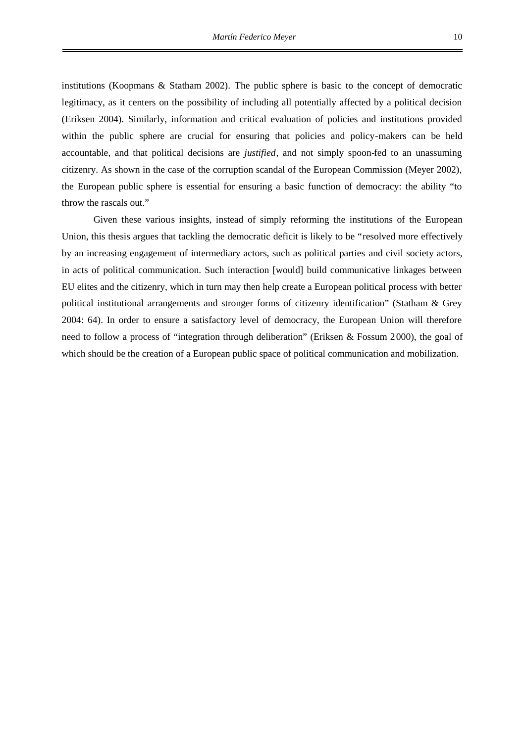institutions (Koopmans & Statham 2002). The public sphere is basic to the concept of democratic legitimacy, as it centers on the possibility of including all potentially affected by a political decision (Eriksen 2004). Similarly, information and critical evaluation of policies and institutions provided within the public sphere are crucial for ensuring that policies and policy-makers can be held accountable, and that political decisions are *justified*, and not simply spoon-fed to an unassuming citizenry. As shown in the case of the corruption scandal of the European Commission (Meyer 2002), the European public sphere is essential for ensuring a basic function of democracy: the ability "to throw the rascals out."

Given these various insights, instead of simply reforming the institutions of the European Union, this thesis argues that tackling the democratic deficit is likely to be "resolved more effectively by an increasing engagement of intermediary actors, such as political parties and civil society actors, in acts of political communication. Such interaction [would] build communicative linkages between EU elites and the citizenry, which in turn may then help create a European political process with better political institutional arrangements and stronger forms of citizenry identification" (Statham & Grey 2004: 64). In order to ensure a satisfactory level of democracy, the European Union will therefore need to follow a process of "integration through deliberation" (Eriksen & Fossum 2000), the goal of which should be the creation of a European public space of political communication and mobilization.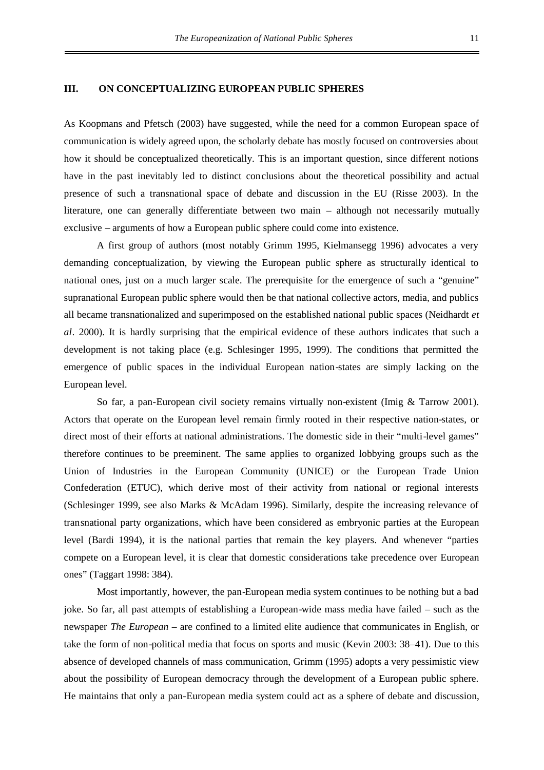## III. ON CONCEPTUALIZING EUROPEAN PUBLIC SPHERES

As Koopmans and Pfetsch (2003) have suggested, while the need for a common European space of communication is widely agreed upon, the scholarly debate has mostly focused on controversies about how it should be conceptualized theoretically. This is an important question, since different notions have in the past inevitably led to distinct conclusions about the theoretical possibility and actual presence of such a transnational space of debate and discussion in the EU (Risse 2003). In the literature, one can generally differentiate between two main – although not necessarily mutually exclusive – arguments of how a European public sphere could come into existence.

A first group of authors (most notably Grimm 1995, Kielmansegg 1996) advocates a very demanding conceptualization, by viewing the European public sphere as structurally identical to national ones, just on a much larger scale. The prerequisite for the emergence of such a "genuine" supranational European public sphere would then be that national collective actors, media, and publics all became transnationalized and superimposed on the established national public spaces (Neidhardt *et al*. 2000). It is hardly surprising that the empirical evidence of these authors indicates that such a development is not taking place (e.g. Schlesinger 1995, 1999). The conditions that permitted the emergence of public spaces in the individual European nation-states are simply lacking on the European level.

So far, a pan-European civil society remains virtually non-existent (Imig & Tarrow 2001). Actors that operate on the European level remain firmly rooted in their respective nation-states, or direct most of their efforts at national administrations. The domestic side in their "multi-level games" therefore continues to be preeminent. The same applies to organized lobbying groups such as the Union of Industries in the European Community (UNICE) or the European Trade Union Confederation (ETUC), which derive most of their activity from national or regional interests (Schlesinger 1999, see also Marks & McAdam 1996). Similarly, despite the increasing relevance of transnational party organizations, which have been considered as embryonic parties at the European level (Bardi 1994), it is the national parties that remain the key players. And whenever "parties compete on a European level, it is clear that domestic considerations take precedence over European ones" (Taggart 1998: 384).

Most importantly, however, the pan-European media system continues to be nothing but a bad joke. So far, all past attempts of establishing a European-wide mass media have failed – such as the newspaper *The European* – are confined to a limited elite audience that communicates in English, or take the form of non-political media that focus on sports and music (Kevin 2003: 38–41). Due to this absence of developed channels of mass communication, Grimm (1995) adopts a very pessimistic view about the possibility of European democracy through the development of a European public sphere. He maintains that only a pan-European media system could act as a sphere of debate and discussion,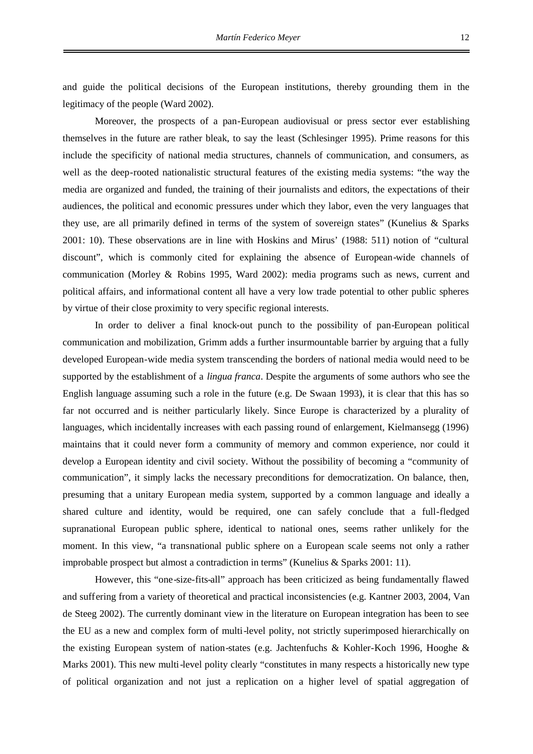and guide the political decisions of the European institutions, thereby grounding them in the legitimacy of the people (Ward 2002).

Moreover, the prospects of a pan-European audiovisual or press sector ever establishing themselves in the future are rather bleak, to say the least (Schlesinger 1995). Prime reasons for this include the specificity of national media structures, channels of communication, and consumers, as well as the deep-rooted nationalistic structural features of the existing media systems: "the way the media are organized and funded, the training of their journalists and editors, the expectations of their audiences, the political and economic pressures under which they labor, even the very languages that they use, are all primarily defined in terms of the system of sovereign states" (Kunelius & Sparks 2001: 10). These observations are in line with Hoskins and Mirus' (1988: 511) notion of "cultural discount", which is commonly cited for explaining the absence of European-wide channels of communication (Morley & Robins 1995, Ward 2002): media programs such as news, current and political affairs, and informational content all have a very low trade potential to other public spheres by virtue of their close proximity to very specific regional interests.

In order to deliver a final knock-out punch to the possibility of pan-European political communication and mobilization, Grimm adds a further insurmountable barrier by arguing that a fully developed European-wide media system transcending the borders of national media would need to be supported by the establishment of a *lingua franca*. Despite the arguments of some authors who see the English language assuming such a role in the future (e.g. De Swaan 1993), it is clear that this has so far not occurred and is neither particularly likely. Since Europe is characterized by a plurality of languages, which incidentally increases with each passing round of enlargement, Kielmansegg (1996) maintains that it could never form a community of memory and common experience, nor could it develop a European identity and civil society. Without the possibility of becoming a "community of communication", it simply lacks the necessary preconditions for democratization. On balance, then, presuming that a unitary European media system, supported by a common language and ideally a shared culture and identity, would be required, one can safely conclude that a full-fledged supranational European public sphere, identical to national ones, seems rather unlikely for the moment. In this view, "a transnational public sphere on a European scale seems not only a rather improbable prospect but almost a contradiction in terms" (Kunelius & Sparks 2001: 11).

However, this "one-size-fits-all" approach has been criticized as being fundamentally flawed and suffering from a variety of theoretical and practical inconsistencies (e.g. Kantner 2003, 2004, Van de Steeg 2002). The currently dominant view in the literature on European integration has been to see the EU as a new and complex form of multi-level polity, not strictly superimposed hierarchically on the existing European system of nation-states (e.g. Jachtenfuchs & Kohler-Koch 1996, Hooghe & Marks 2001). This new multi-level polity clearly "constitutes in many respects a historically new type of political organization and not just a replication on a higher level of spatial aggregation of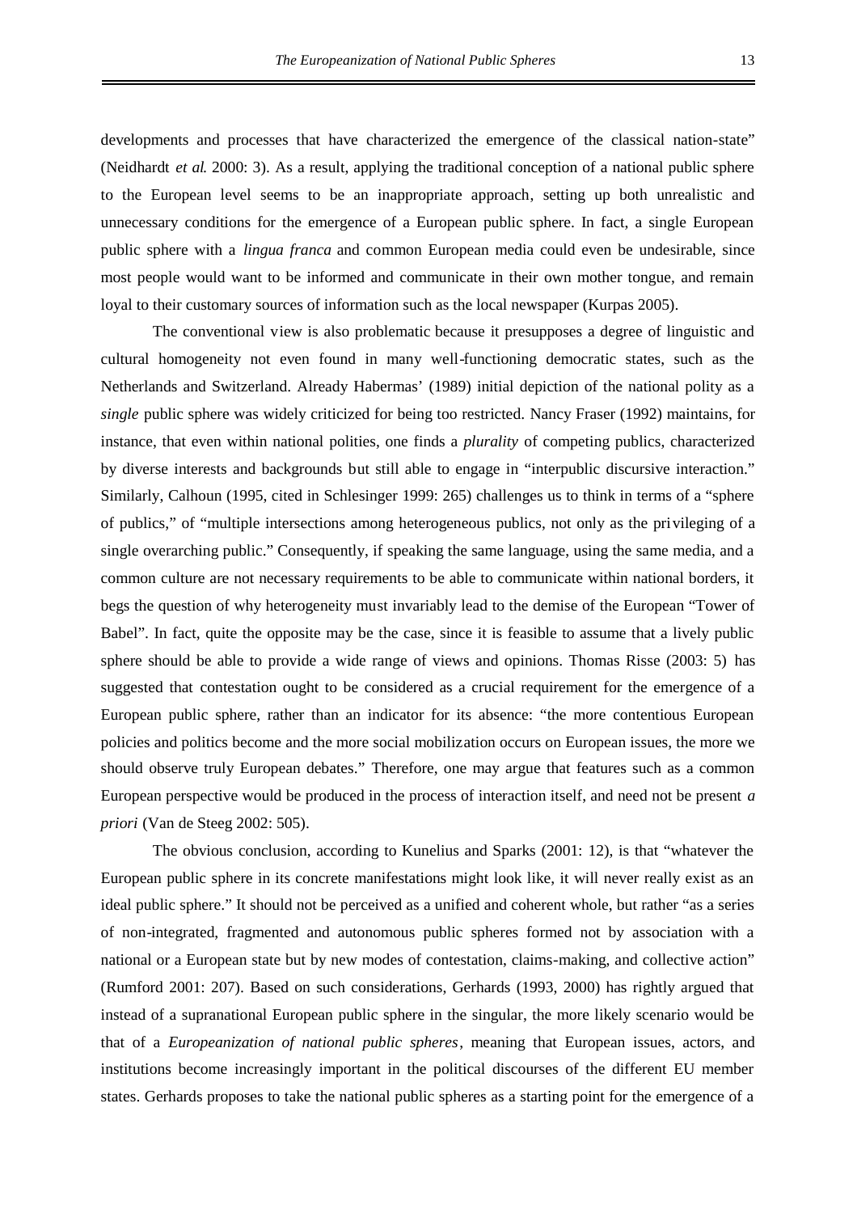developments and processes that have characterized the emergence of the classical nation-state" (Neidhardt *et al.* 2000: 3). As a result, applying the traditional conception of a national public sphere to the European level seems to be an inappropriate approach, setting up both unrealistic and unnecessary conditions for the emergence of a European public sphere. In fact, a single European public sphere with a *lingua franca* and common European media could even be undesirable, since most people would want to be informed and communicate in their own mother tongue, and remain loyal to their customary sources of information such as the local newspaper (Kurpas 2005).

The conventional view is also problematic because it presupposes a degree of linguistic and cultural homogeneity not even found in many well-functioning democratic states, such as the Netherlands and Switzerland. Already Habermas' (1989) initial depiction of the national polity as a *single* public sphere was widely criticized for being too restricted. Nancy Fraser (1992) maintains, for instance, that even within national polities, one finds a *plurality* of competing publics, characterized by diverse interests and backgrounds but still able to engage in "interpublic discursive interaction." Similarly, Calhoun (1995, cited in Schlesinger 1999: 265) challenges us to think in terms of a "sphere of publics," of "multiple intersections among heterogeneous publics, not only as the privileging of a single overarching public." Consequently, if speaking the same language, using the same media, and a common culture are not necessary requirements to be able to communicate within national borders, it begs the question of why heterogeneity must invariably lead to the demise of the European "Tower of Babel". In fact, quite the opposite may be the case, since it is feasible to assume that a lively public sphere should be able to provide a wide range of views and opinions. Thomas Risse (2003: 5) has suggested that contestation ought to be considered as a crucial requirement for the emergence of a European public sphere, rather than an indicator for its absence: "the more contentious European policies and politics become and the more social mobilization occurs on European issues, the more we should observe truly European debates." Therefore, one may argue that features such as a common European perspective would be produced in the process of interaction itself, and need not be present *a priori* (Van de Steeg 2002: 505).

The obvious conclusion, according to Kunelius and Sparks (2001: 12), is that "whatever the European public sphere in its concrete manifestations might look like, it will never really exist as an ideal public sphere." It should not be perceived as a unified and coherent whole, but rather "as a series of non-integrated, fragmented and autonomous public spheres formed not by association with a national or a European state but by new modes of contestation, claims-making, and collective action" (Rumford 2001: 207). Based on such considerations, Gerhards (1993, 2000) has rightly argued that instead of a supranational European public sphere in the singular, the more likely scenario would be that of a *Europeanization of national public spheres*, meaning that European issues, actors, and institutions become increasingly important in the political discourses of the different EU member states. Gerhards proposes to take the national public spheres as a starting point for the emergence of a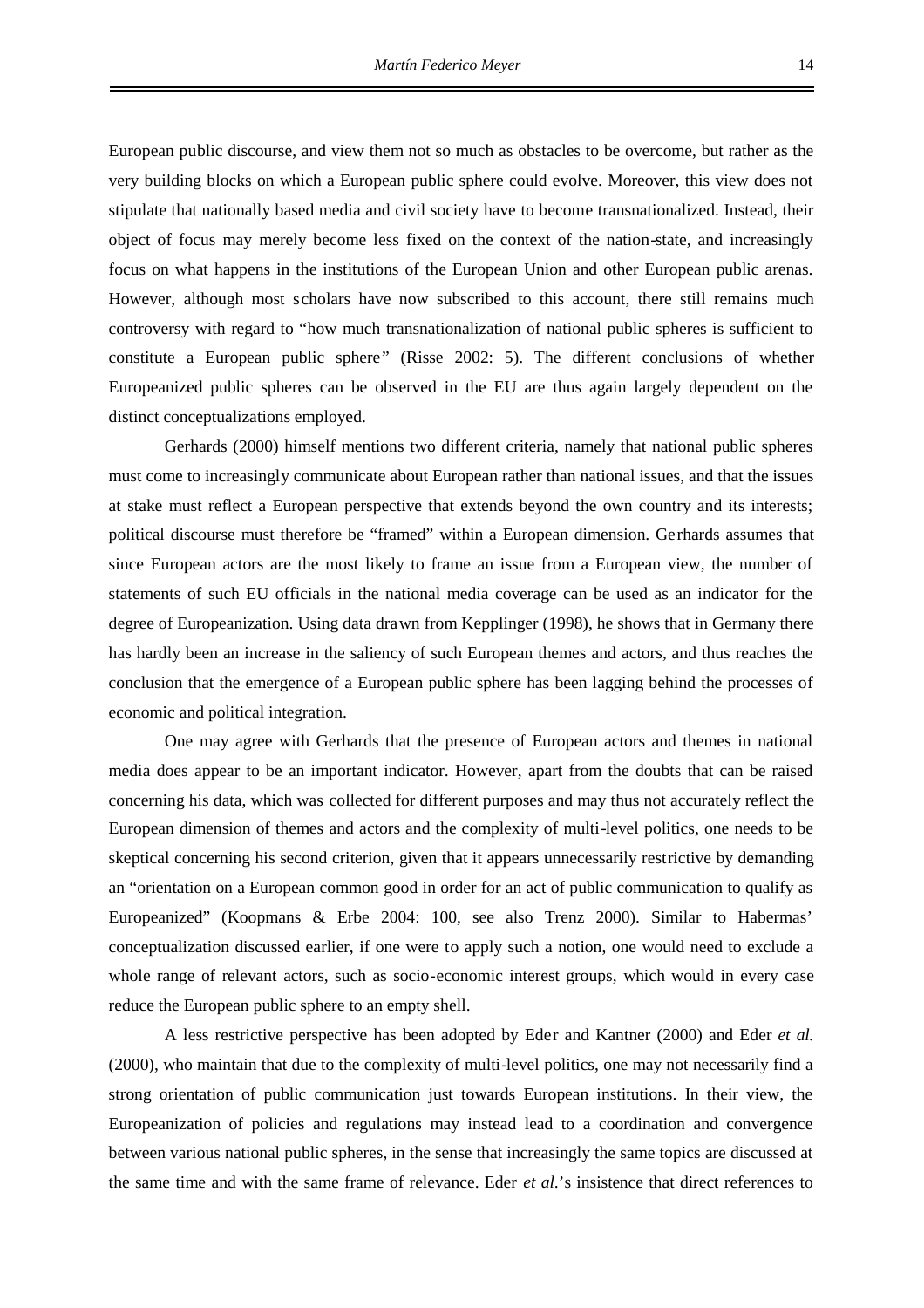European public discourse, and view them not so much as obstacles to be overcome, but rather as the very building blocks on which a European public sphere could evolve. Moreover, this view does not stipulate that nationally based media and civil society have to become transnationalized. Instead, their object of focus may merely become less fixed on the context of the nation-state, and increasingly focus on what happens in the institutions of the European Union and other European public arenas. However, although most scholars have now subscribed to this account, there still remains much controversy with regard to "how much transnationalization of national public spheres is sufficient to constitute a European public sphere" (Risse 2002: 5). The different conclusions of whether Europeanized public spheres can be observed in the EU are thus again largely dependent on the distinct conceptualizations employed.

Gerhards (2000) himself mentions two different criteria, namely that national public spheres must come to increasingly communicate about European rather than national issues, and that the issues at stake must reflect a European perspective that extends beyond the own country and its interests; political discourse must therefore be "framed" within a European dimension. Gerhards assumes that since European actors are the most likely to frame an issue from a European view, the number of statements of such EU officials in the national media coverage can be used as an indicator for the degree of Europeanization. Using data drawn from Kepplinger (1998), he shows that in Germany there has hardly been an increase in the saliency of such European themes and actors, and thus reaches the conclusion that the emergence of a European public sphere has been lagging behind the processes of economic and political integration.

One may agree with Gerhards that the presence of European actors and themes in national media does appear to be an important indicator. However, apart from the doubts that can be raised concerning his data, which was collected for different purposes and may thus not accurately reflect the European dimension of themes and actors and the complexity of multi-level politics, one needs to be skeptical concerning his second criterion, given that it appears unnecessarily restrictive by demanding an "orientation on a European common good in order for an act of public communication to qualify as Europeanized" (Koopmans & Erbe 2004: 100, see also Trenz 2000). Similar to Habermas' conceptualization discussed earlier, if one were to apply such a notion, one would need to exclude a whole range of relevant actors, such as socio-economic interest groups, which would in every case reduce the European public sphere to an empty shell.

A less restrictive perspective has been adopted by Eder and Kantner (2000) and Eder *et al.* (2000), who maintain that due to the complexity of multi-level politics, one may not necessarily find a strong orientation of public communication just towards European institutions. In their view, the Europeanization of policies and regulations may instead lead to a coordination and convergence between various national public spheres, in the sense that increasingly the same topics are discussed at the same time and with the same frame of relevance. Eder *et al.*'s insistence that direct references to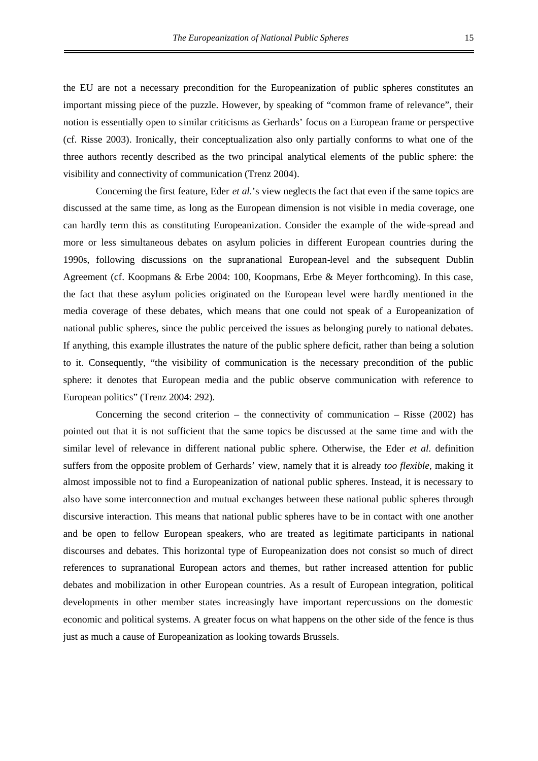the EU are not a necessary precondition for the Europeanization of public spheres constitutes an important missing piece of the puzzle. However, by speaking of "common frame of relevance", their notion is essentially open to similar criticisms as Gerhards' focus on a European frame or perspective (cf. Risse 2003). Ironically, their conceptualization also only partially conforms to what one of the three authors recently described as the two principal analytical elements of the public sphere: the visibility and connectivity of communication (Trenz 2004).

Concerning the first feature, Eder *et al.*'s view neglects the fact that even if the same topics are discussed at the same time, as long as the European dimension is not visible in media coverage, one can hardly term this as constituting Europeanization. Consider the example of the wide-spread and more or less simultaneous debates on asylum policies in different European countries during the 1990s, following discussions on the supranational European-level and the subsequent Dublin Agreement (cf. Koopmans & Erbe 2004: 100, Koopmans, Erbe & Meyer forthcoming). In this case, the fact that these asylum policies originated on the European level were hardly mentioned in the media coverage of these debates, which means that one could not speak of a Europeanization of national public spheres, since the public perceived the issues as belonging purely to national debates. If anything, this example illustrates the nature of the public sphere deficit, rather than being a solution to it. Consequently, "the visibility of communication is the necessary precondition of the public sphere: it denotes that European media and the public observe communication with reference to European politics" (Trenz 2004: 292).

Concerning the second criterion – the connectivity of communication – Risse (2002) has pointed out that it is not sufficient that the same topics be discussed at the same time and with the similar level of relevance in different national public sphere. Otherwise, the Eder *et al.* definition suffers from the opposite problem of Gerhards' view, namely that it is already *too flexible*, making it almost impossible not to find a Europeanization of national public spheres. Instead, it is necessary to also have some interconnection and mutual exchanges between these national public spheres through discursive interaction. This means that national public spheres have to be in contact with one another and be open to fellow European speakers, who are treated as legitimate participants in national discourses and debates. This horizontal type of Europeanization does not consist so much of direct references to supranational European actors and themes, but rather increased attention for public debates and mobilization in other European countries. As a result of European integration, political developments in other member states increasingly have important repercussions on the domestic economic and political systems. A greater focus on what happens on the other side of the fence is thus just as much a cause of Europeanization as looking towards Brussels.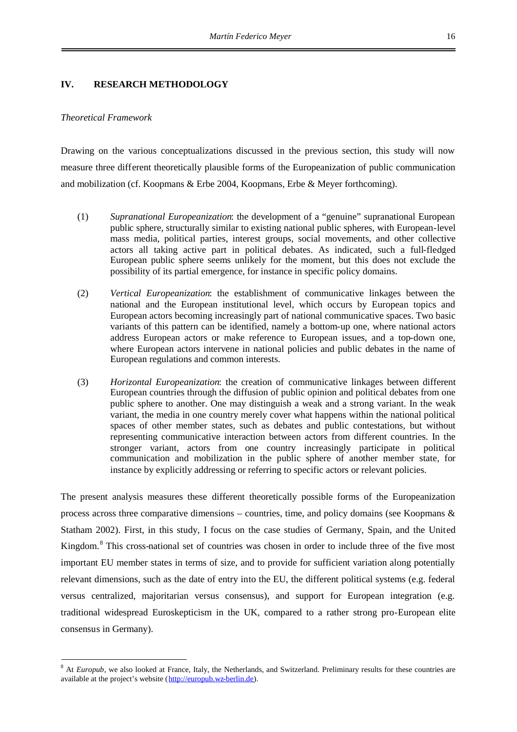## IV. RESEARCH METHODOLOGY

*Theoretical Framework*

Drawing on the various conceptualizations discussed in the previous section, this study will now measure three different theoretically plausible forms of the Europeanization of public communication and mobilization (cf. Koopmans & Erbe 2004, Koopmans, Erbe & Meyer forthcoming).

(1) *Supranational Europeanization*: the development of a "genuine" supranational European public sphere, structurally similar to existing national public spheres, with European-level mass media, political parties, interest groups, social movements, and other collective actors all taking active part in political debates. As indicated, such a full-fledged European public sphere seems unlikely for the moment, but this does not exclude the possibility of its partial emergence, for instance in specific policy domains.

(2) *Vertical Europeanization*: the establishment of communicative linkages between the national and the European institutional level, which occurs by European topics and European actors becoming increasingly part of national communicative spaces. Two basic variants of this pattern can be identified, namely a bottom-up one, where national actors address European actors or make reference to European issues, and a top-down one, where European actors intervene in national policies and public debates in the name of European regulations and common interests.

(3) *Horizontal Europeanization*: the creation of communicative linkages between different European countries through the diffusion of public opinion and political debates from one public sphere to another. One may distinguish a weak and a strong variant. In the weak variant, the media in one country merely cover what happens within the national political spaces of other member states, such as debates and public contestations, but without representing communicative interaction between actors from different countries. In the stronger variant, actors from one country increasingly participate in political communication and mobilization in the public sphere of another member state, for instance by explicitly addressing or referring to specific actors or relevant policies.

The present analysis measures these different theoretically possible forms of the Europeanization process across three comparative dimensions – countries, time, and policy domains (see Koopmans & Statham 2002). First, in this study, I focus on the case studies of Germany, Spain, and the United Kingdom.[8] This cross-national set of countries was chosen in order to include three of the five most important EU member states in terms of size, and to provide for sufficient variation along potentially relevant dimensions, such as the date of entry into the EU, the different political systems (e.g. federal versus centralized, majoritarian versus consensus), and support for European integration (e.g. traditional widespread Euroskepticism in the UK, compared to a rather strong pro-European elite consensus in Germany).

[8] At *Europub*, we also looked at France, Italy, the Netherlands, and Switzerland. Preliminary results for these countries are available at the project's website (http://europub.wz-berlin.de).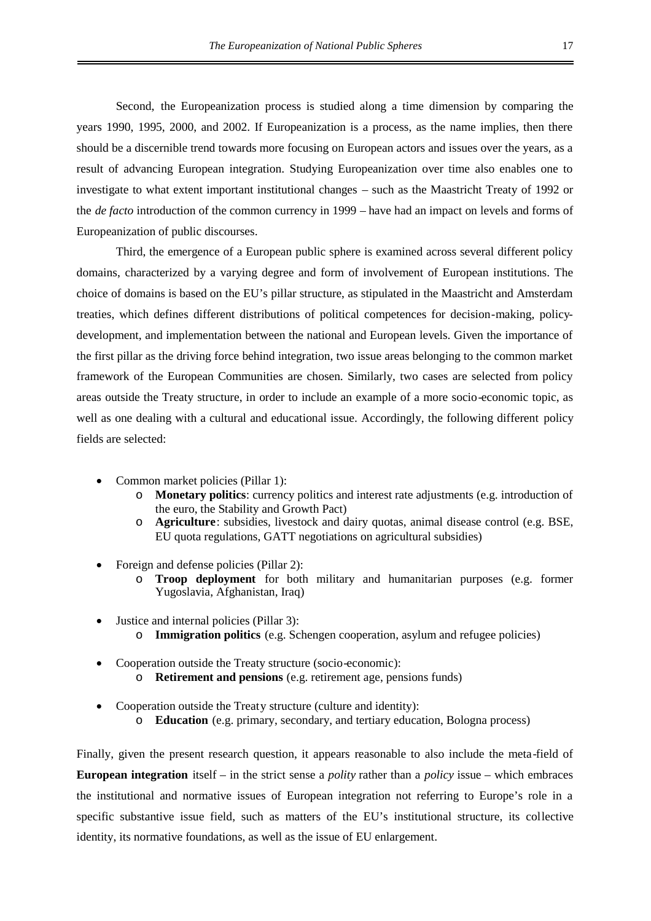Second, the Europeanization process is studied along a time dimension by comparing the years 1990, 1995, 2000, and 2002. If Europeanization is a process, as the name implies, then there should be a discernible trend towards more focusing on European actors and issues over the years, as a result of advancing European integration. Studying Europeanization over time also enables one to investigate to what extent important institutional changes – such as the Maastricht Treaty of 1992 or the *de facto* introduction of the common currency in 1999 – have had an impact on levels and forms of Europeanization of public discourses.

Third, the emergence of a European public sphere is examined across several different policy domains, characterized by a varying degree and form of involvement of European institutions. The choice of domains is based on the EU's pillar structure, as stipulated in the Maastricht and Amsterdam treaties, which defines different distributions of political competences for decision-making, policy-development, and implementation between the national and European levels. Given the importance of the first pillar as the driving force behind integration, two issue areas belonging to the common market framework of the European Communities are chosen. Similarly, two cases are selected from policy areas outside the Treaty structure, in order to include an example of a more socio-economic topic, as well as one dealing with a cultural and educational issue. Accordingly, the following different policy fields are selected:

- Common market policies (Pillar 1):
  - **Monetary politics**: currency politics and interest rate adjustments (e.g. introduction of the euro, the Stability and Growth Pact)
  - **Agriculture**: subsidies, livestock and dairy quotas, animal disease control (e.g. BSE, EU quota regulations, GATT negotiations on agricultural subsidies)
- Foreign and defense policies (Pillar 2):
  - **Troop deployment** for both military and humanitarian purposes (e.g. former Yugoslavia, Afghanistan, Iraq)
- Justice and internal policies (Pillar 3):
  - **Immigration politics** (e.g. Schengen cooperation, asylum and refugee policies)
- Cooperation outside the Treaty structure (socio-economic):
  - **Retirement and pensions** (e.g. retirement age, pensions funds)
- Cooperation outside the Treaty structure (culture and identity):
  - **Education** (e.g. primary, secondary, and tertiary education, Bologna process)

Finally, given the present research question, it appears reasonable to also include the meta-field of **European integration** itself – in the strict sense a *polity* rather than a *policy* issue – which embraces the institutional and normative issues of European integration not referring to Europe's role in a specific substantive issue field, such as matters of the EU's institutional structure, its collective identity, its normative foundations, as well as the issue of EU enlargement.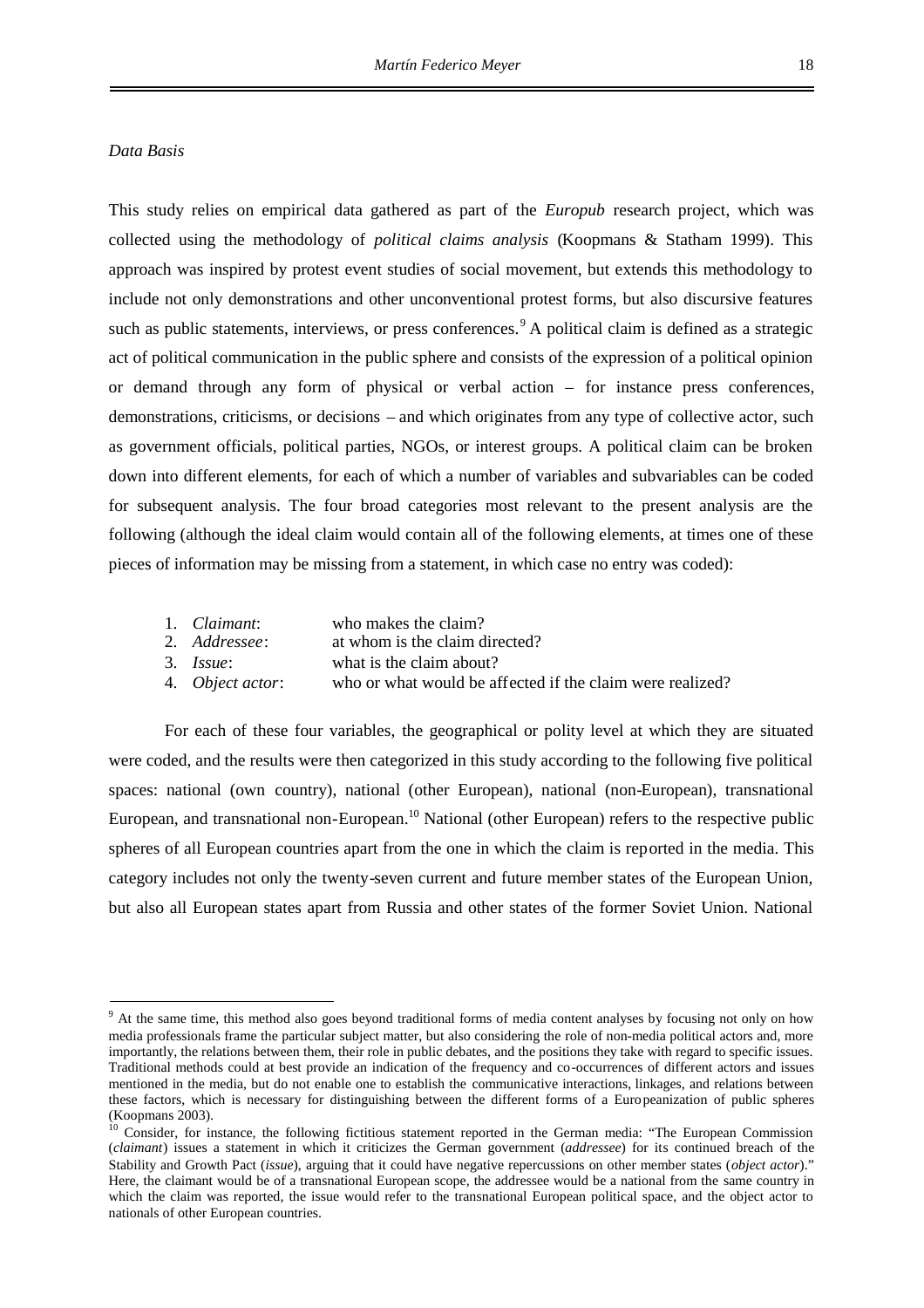*Data Basis*

This study relies on empirical data gathered as part of the *Europub* research project, which was collected using the methodology of *political claims analysis* (Koopmans & Statham 1999). This approach was inspired by protest event studies of social movement, but extends this methodology to include not only demonstrations and other unconventional protest forms, but also discursive features such as public statements, interviews, or press conferences.[9] A political claim is defined as a strategic act of political communication in the public sphere and consists of the expression of a political opinion or demand through any form of physical or verbal action – for instance press conferences, demonstrations, criticisms, or decisions – and which originates from any type of collective actor, such as government officials, political parties, NGOs, or interest groups. A political claim can be broken down into different elements, for each of which a number of variables and subvariables can be coded for subsequent analysis. The four broad categories most relevant to the present analysis are the following (although the ideal claim would contain all of the following elements, at times one of these pieces of information may be missing from a statement, in which case no entry was coded):

1. *Claimant*: who makes the claim?
2. *Addressee*: at whom is the claim directed?
3. *Issue*: what is the claim about?
4. *Object actor*: who or what would be affected if the claim were realized?

For each of these four variables, the geographical or polity level at which they are situated were coded, and the results were then categorized in this study according to the following five political spaces: national (own country), national (other European), national (non-European), transnational European, and transnational non-European.[10] National (other European) refers to the respective public spheres of all European countries apart from the one in which the claim is reported in the media. This category includes not only the twenty-seven current and future member states of the European Union, but also all European states apart from Russia and other states of the former Soviet Union. National

---

[9] At the same time, this method also goes beyond traditional forms of media content analyses by focusing not only on how media professionals frame the particular subject matter, but also considering the role of non-media political actors and, more importantly, the relations between them, their role in public debates, and the positions they take with regard to specific issues. Traditional methods could at best provide an indication of the frequency and co-occurrences of different actors and issues mentioned in the media, but do not enable one to establish the communicative interactions, linkages, and relations between these factors, which is necessary for distinguishing between the different forms of a Europeanization of public spheres (Koopmans 2003).

[10] Consider, for instance, the following fictitious statement reported in the German media: "The European Commission (*claimant*) issues a statement in which it criticizes the German government (*addressee*) for its continued breach of the Stability and Growth Pact (*issue*), arguing that it could have negative repercussions on other member states (*object actor*)." Here, the claimant would be of a transnational European scope, the addressee would be a national from the same country in which the claim was reported, the issue would refer to the transnational European political space, and the object actor to nationals of other European countries.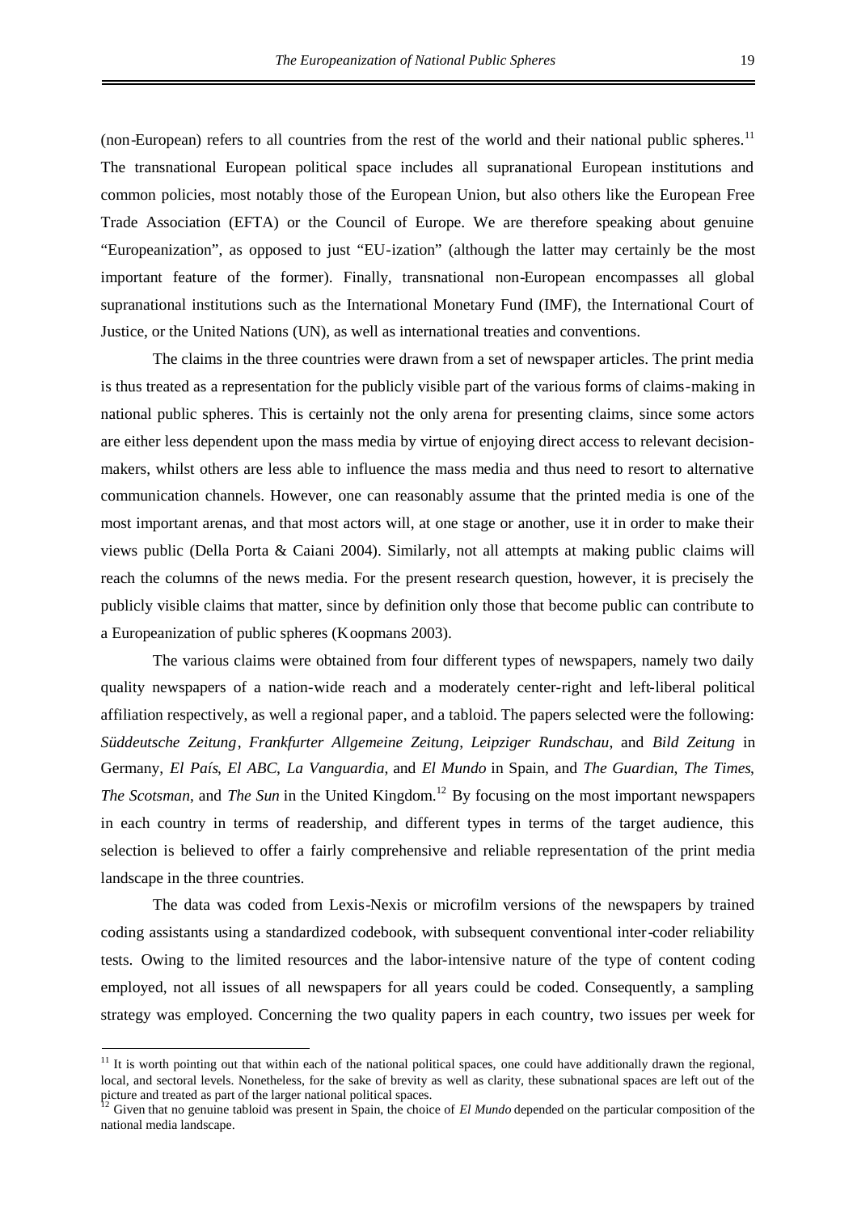(non-European) refers to all countries from the rest of the world and their national public spheres.[11] The transnational European political space includes all supranational European institutions and common policies, most notably those of the European Union, but also others like the European Free Trade Association (EFTA) or the Council of Europe. We are therefore speaking about genuine "Europeanization", as opposed to just "EU-ization" (although the latter may certainly be the most important feature of the former). Finally, transnational non-European encompasses all global supranational institutions such as the International Monetary Fund (IMF), the International Court of Justice, or the United Nations (UN), as well as international treaties and conventions.

The claims in the three countries were drawn from a set of newspaper articles. The print media is thus treated as a representation for the publicly visible part of the various forms of claims-making in national public spheres. This is certainly not the only arena for presenting claims, since some actors are either less dependent upon the mass media by virtue of enjoying direct access to relevant decision-makers, whilst others are less able to influence the mass media and thus need to resort to alternative communication channels. However, one can reasonably assume that the printed media is one of the most important arenas, and that most actors will, at one stage or another, use it in order to make their views public (Della Porta & Caiani 2004). Similarly, not all attempts at making public claims will reach the columns of the news media. For the present research question, however, it is precisely the publicly visible claims that matter, since by definition only those that become public can contribute to a Europeanization of public spheres (Koopmans 2003).

The various claims were obtained from four different types of newspapers, namely two daily quality newspapers of a nation-wide reach and a moderately center-right and left-liberal political affiliation respectively, as well a regional paper, and a tabloid. The papers selected were the following: *Süddeutsche Zeitung*, *Frankfurter Allgemeine Zeitung*, *Leipziger Rundschau*, and *Bild Zeitung* in Germany, *El País*, *El ABC*, *La Vanguardia*, and *El Mundo* in Spain, and *The Guardian*, *The Times*, *The Scotsman*, and *The Sun* in the United Kingdom.[12] By focusing on the most important newspapers in each country in terms of readership, and different types in terms of the target audience, this selection is believed to offer a fairly comprehensive and reliable representation of the print media landscape in the three countries.

The data was coded from Lexis-Nexis or microfilm versions of the newspapers by trained coding assistants using a standardized codebook, with subsequent conventional inter-coder reliability tests. Owing to the limited resources and the labor-intensive nature of the type of content coding employed, not all issues of all newspapers for all years could be coded. Consequently, a sampling strategy was employed. Concerning the two quality papers in each country, two issues per week for

[11] It is worth pointing out that within each of the national political spaces, one could have additionally drawn the regional, local, and sectoral levels. Nonetheless, for the sake of brevity as well as clarity, these subnational spaces are left out of the picture and treated as part of the larger national political spaces.

[12] Given that no genuine tabloid was present in Spain, the choice of *El Mundo* depended on the particular composition of the national media landscape.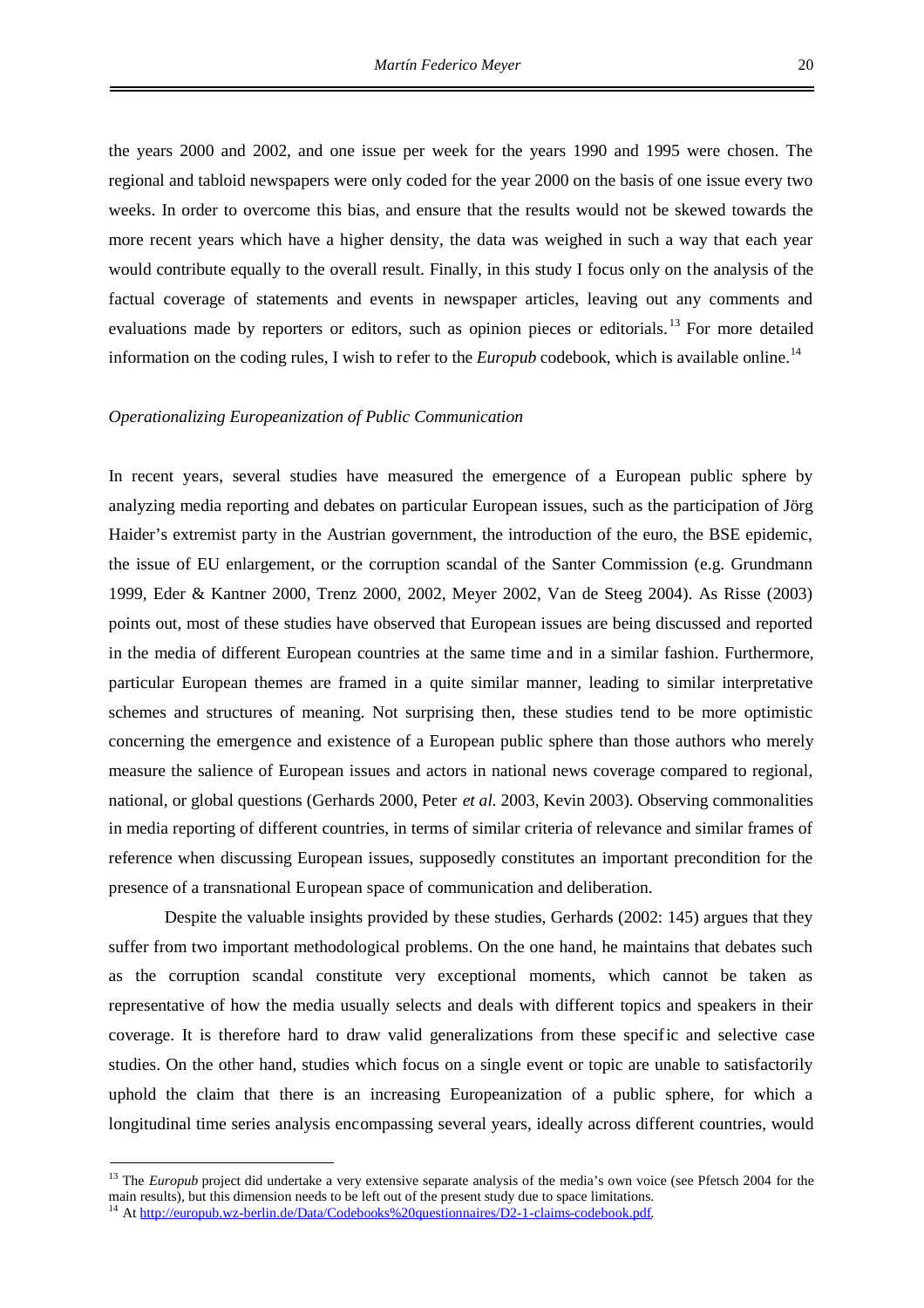the years 2000 and 2002, and one issue per week for the years 1990 and 1995 were chosen. The regional and tabloid newspapers were only coded for the year 2000 on the basis of one issue every two weeks. In order to overcome this bias, and ensure that the results would not be skewed towards the more recent years which have a higher density, the data was weighed in such a way that each year would contribute equally to the overall result. Finally, in this study I focus only on the analysis of the factual coverage of statements and events in newspaper articles, leaving out any comments and evaluations made by reporters or editors, such as opinion pieces or editorials.[13] For more detailed information on the coding rules, I wish to refer to the *Europub* codebook, which is available online.[14]

*Operationalizing Europeanization of Public Communication*

In recent years, several studies have measured the emergence of a European public sphere by analyzing media reporting and debates on particular European issues, such as the participation of Jörg Haider's extremist party in the Austrian government, the introduction of the euro, the BSE epidemic, the issue of EU enlargement, or the corruption scandal of the Santer Commission (e.g. Grundmann 1999, Eder & Kantner 2000, Trenz 2000, 2002, Meyer 2002, Van de Steeg 2004). As Risse (2003) points out, most of these studies have observed that European issues are being discussed and reported in the media of different European countries at the same time and in a similar fashion. Furthermore, particular European themes are framed in a quite similar manner, leading to similar interpretative schemes and structures of meaning. Not surprising then, these studies tend to be more optimistic concerning the emergence and existence of a European public sphere than those authors who merely measure the salience of European issues and actors in national news coverage compared to regional, national, or global questions (Gerhards 2000, Peter *et al.* 2003, Kevin 2003). Observing commonalities in media reporting of different countries, in terms of similar criteria of relevance and similar frames of reference when discussing European issues, supposedly constitutes an important precondition for the presence of a transnational European space of communication and deliberation.

Despite the valuable insights provided by these studies, Gerhards (2002: 145) argues that they suffer from two important methodological problems. On the one hand, he maintains that debates such as the corruption scandal constitute very exceptional moments, which cannot be taken as representative of how the media usually selects and deals with different topics and speakers in their coverage. It is therefore hard to draw valid generalizations from these specific and selective case studies. On the other hand, studies which focus on a single event or topic are unable to satisfactorily uphold the claim that there is an increasing Europeanization of a public sphere, for which a longitudinal time series analysis encompassing several years, ideally across different countries, would

[13] The *Europub* project did undertake a very extensive separate analysis of the media's own voice (see Pfetsch 2004 for the main results), but this dimension needs to be left out of the present study due to space limitations.

[14] At http://europub.wz-berlin.de/Data/Codebooks%20questionnaires/D2-1-claims-codebook.pdf.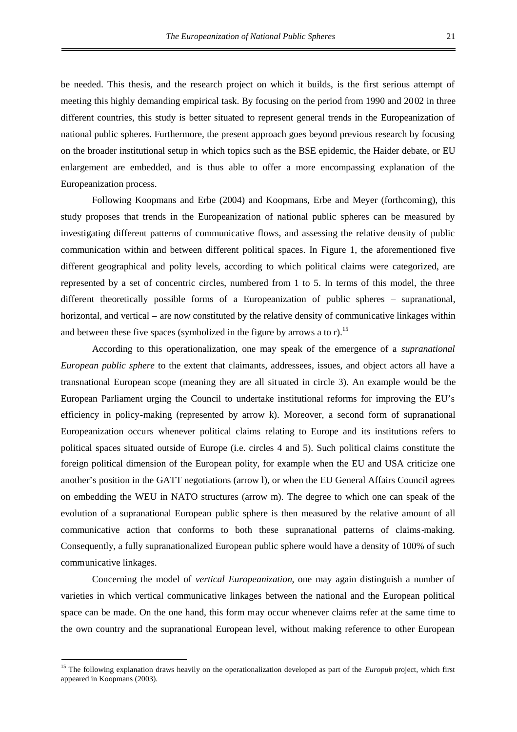be needed. This thesis, and the research project on which it builds, is the first serious attempt of meeting this highly demanding empirical task. By focusing on the period from 1990 and 2002 in three different countries, this study is better situated to represent general trends in the Europeanization of national public spheres. Furthermore, the present approach goes beyond previous research by focusing on the broader institutional setup in which topics such as the BSE epidemic, the Haider debate, or EU enlargement are embedded, and is thus able to offer a more encompassing explanation of the Europeanization process.

Following Koopmans and Erbe (2004) and Koopmans, Erbe and Meyer (forthcoming), this study proposes that trends in the Europeanization of national public spheres can be measured by investigating different patterns of communicative flows, and assessing the relative density of public communication within and between different political spaces. In Figure 1, the aforementioned five different geographical and polity levels, according to which political claims were categorized, are represented by a set of concentric circles, numbered from 1 to 5. In terms of this model, the three different theoretically possible forms of a Europeanization of public spheres – supranational, horizontal, and vertical – are now constituted by the relative density of communicative linkages within and between these five spaces (symbolized in the figure by arrows a to r).[15]

According to this operationalization, one may speak of the emergence of a *supranational European public sphere* to the extent that claimants, addressees, issues, and object actors all have a transnational European scope (meaning they are all situated in circle 3). An example would be the European Parliament urging the Council to undertake institutional reforms for improving the EU's efficiency in policy-making (represented by arrow k). Moreover, a second form of supranational Europeanization occurs whenever political claims relating to Europe and its institutions refers to political spaces situated outside of Europe (i.e. circles 4 and 5). Such political claims constitute the foreign political dimension of the European polity, for example when the EU and USA criticize one another's position in the GATT negotiations (arrow l), or when the EU General Affairs Council agrees on embedding the WEU in NATO structures (arrow m). The degree to which one can speak of the evolution of a supranational European public sphere is then measured by the relative amount of all communicative action that conforms to both these supranational patterns of claims-making. Consequently, a fully supranationalized European public sphere would have a density of 100% of such communicative linkages.

Concerning the model of *vertical Europeanization*, one may again distinguish a number of varieties in which vertical communicative linkages between the national and the European political space can be made. On the one hand, this form may occur whenever claims refer at the same time to the own country and the supranational European level, without making reference to other European

[15] The following explanation draws heavily on the operationalization developed as part of the *Europub* project, which first appeared in Koopmans (2003).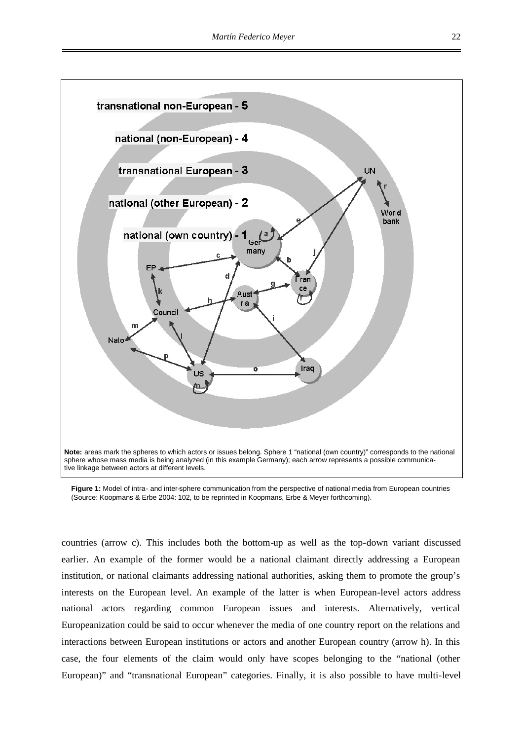**Note:** areas mark the spheres to which actors or issues belong. Sphere 1 "national (own country)" corresponds to the national sphere whose mass media is being analyzed (in this example Germany); each arrow represents a possible communicative linkage between actors at different levels.

**Figure 1:** Model of intra- and inter-sphere communication from the perspective of national media from European countries (Source: Koopmans & Erbe 2004: 102, to be reprinted in Koopmans, Erbe & Meyer forthcoming).

countries (arrow c). This includes both the bottom-up as well as the top-down variant discussed earlier. An example of the former would be a national claimant directly addressing a European institution, or national claimants addressing national authorities, asking them to promote the group's interests on the European level. An example of the latter is when European-level actors address national actors regarding common European issues and interests. Alternatively, vertical Europeanization could be said to occur whenever the media of one country report on the relations and interactions between European institutions or actors and another European country (arrow h). In this case, the four elements of the claim would only have scopes belonging to the "national (other European)" and "transnational European" categories. Finally, it is also possible to have multi-level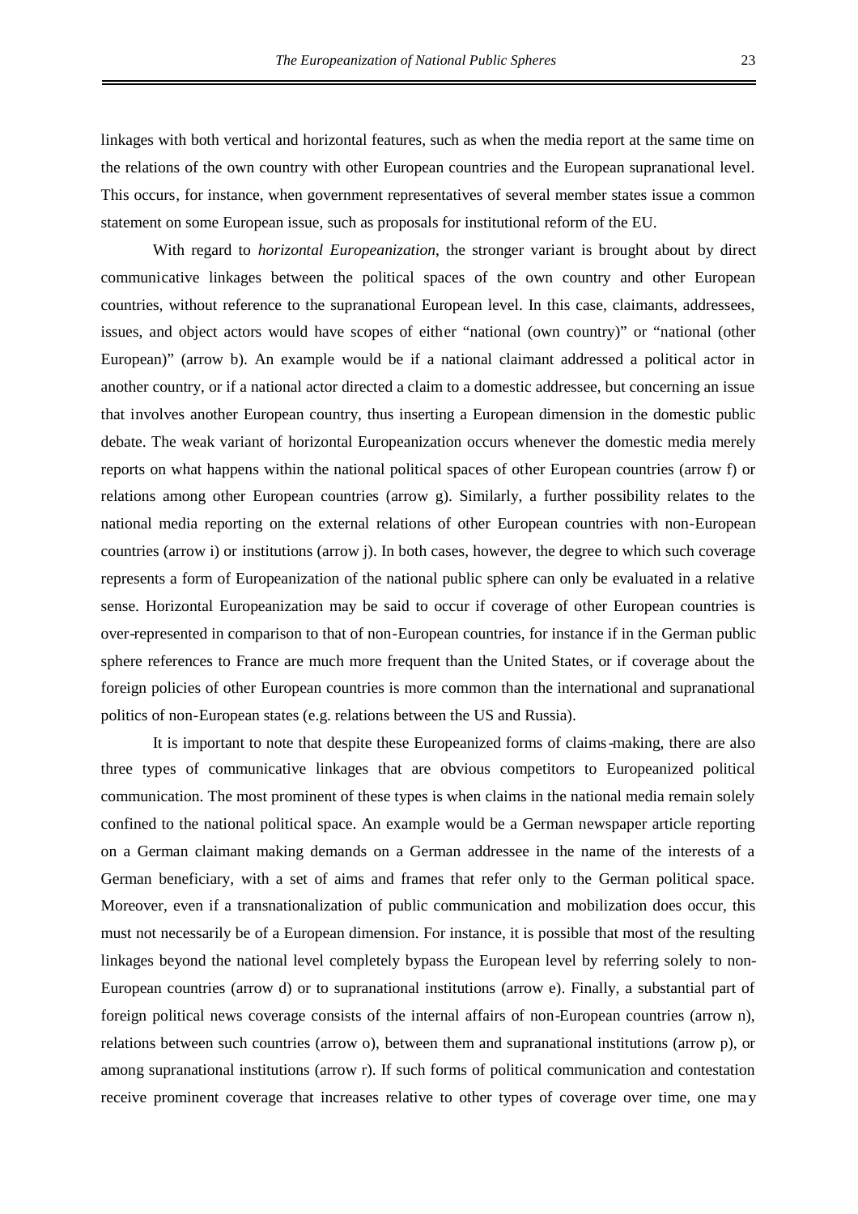linkages with both vertical and horizontal features, such as when the media report at the same time on the relations of the own country with other European countries and the European supranational level. This occurs, for instance, when government representatives of several member states issue a common statement on some European issue, such as proposals for institutional reform of the EU.

With regard to *horizontal Europeanization*, the stronger variant is brought about by direct communicative linkages between the political spaces of the own country and other European countries, without reference to the supranational European level. In this case, claimants, addressees, issues, and object actors would have scopes of either "national (own country)" or "national (other European)" (arrow b). An example would be if a national claimant addressed a political actor in another country, or if a national actor directed a claim to a domestic addressee, but concerning an issue that involves another European country, thus inserting a European dimension in the domestic public debate. The weak variant of horizontal Europeanization occurs whenever the domestic media merely reports on what happens within the national political spaces of other European countries (arrow f) or relations among other European countries (arrow g). Similarly, a further possibility relates to the national media reporting on the external relations of other European countries with non-European countries (arrow i) or institutions (arrow j). In both cases, however, the degree to which such coverage represents a form of Europeanization of the national public sphere can only be evaluated in a relative sense. Horizontal Europeanization may be said to occur if coverage of other European countries is over-represented in comparison to that of non-European countries, for instance if in the German public sphere references to France are much more frequent than the United States, or if coverage about the foreign policies of other European countries is more common than the international and supranational politics of non-European states (e.g. relations between the US and Russia).

It is important to note that despite these Europeanized forms of claims-making, there are also three types of communicative linkages that are obvious competitors to Europeanized political communication. The most prominent of these types is when claims in the national media remain solely confined to the national political space. An example would be a German newspaper article reporting on a German claimant making demands on a German addressee in the name of the interests of a German beneficiary, with a set of aims and frames that refer only to the German political space. Moreover, even if a transnationalization of public communication and mobilization does occur, this must not necessarily be of a European dimension. For instance, it is possible that most of the resulting linkages beyond the national level completely bypass the European level by referring solely to non-European countries (arrow d) or to supranational institutions (arrow e). Finally, a substantial part of foreign political news coverage consists of the internal affairs of non-European countries (arrow n), relations between such countries (arrow o), between them and supranational institutions (arrow p), or among supranational institutions (arrow r). If such forms of political communication and contestation receive prominent coverage that increases relative to other types of coverage over time, one may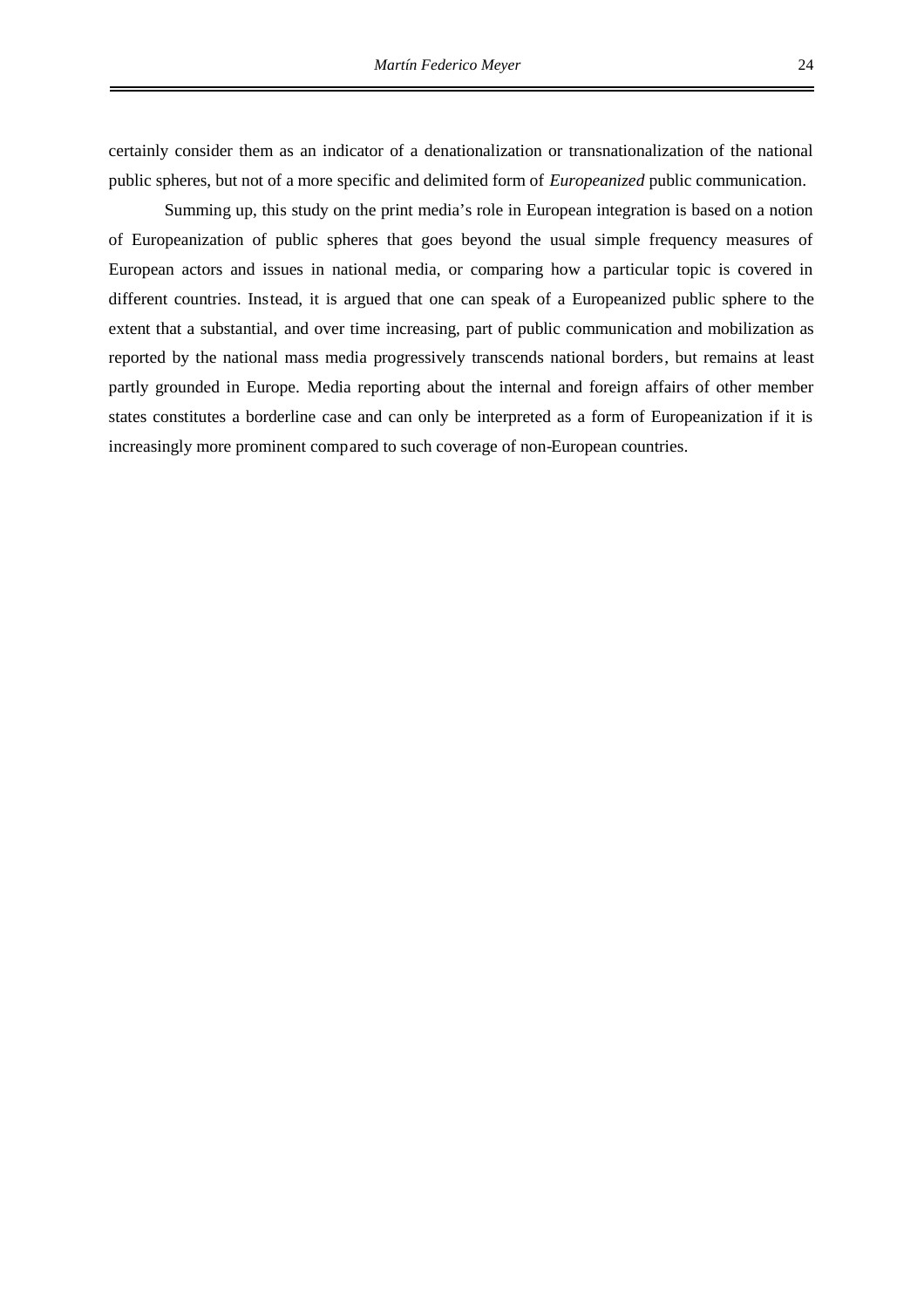certainly consider them as an indicator of a denationalization or transnationalization of the national public spheres, but not of a more specific and delimited form of *Europeanized* public communication.

Summing up, this study on the print media's role in European integration is based on a notion of Europeanization of public spheres that goes beyond the usual simple frequency measures of European actors and issues in national media, or comparing how a particular topic is covered in different countries. Instead, it is argued that one can speak of a Europeanized public sphere to the extent that a substantial, and over time increasing, part of public communication and mobilization as reported by the national mass media progressively transcends national borders, but remains at least partly grounded in Europe. Media reporting about the internal and foreign affairs of other member states constitutes a borderline case and can only be interpreted as a form of Europeanization if it is increasingly more prominent compared to such coverage of non-European countries.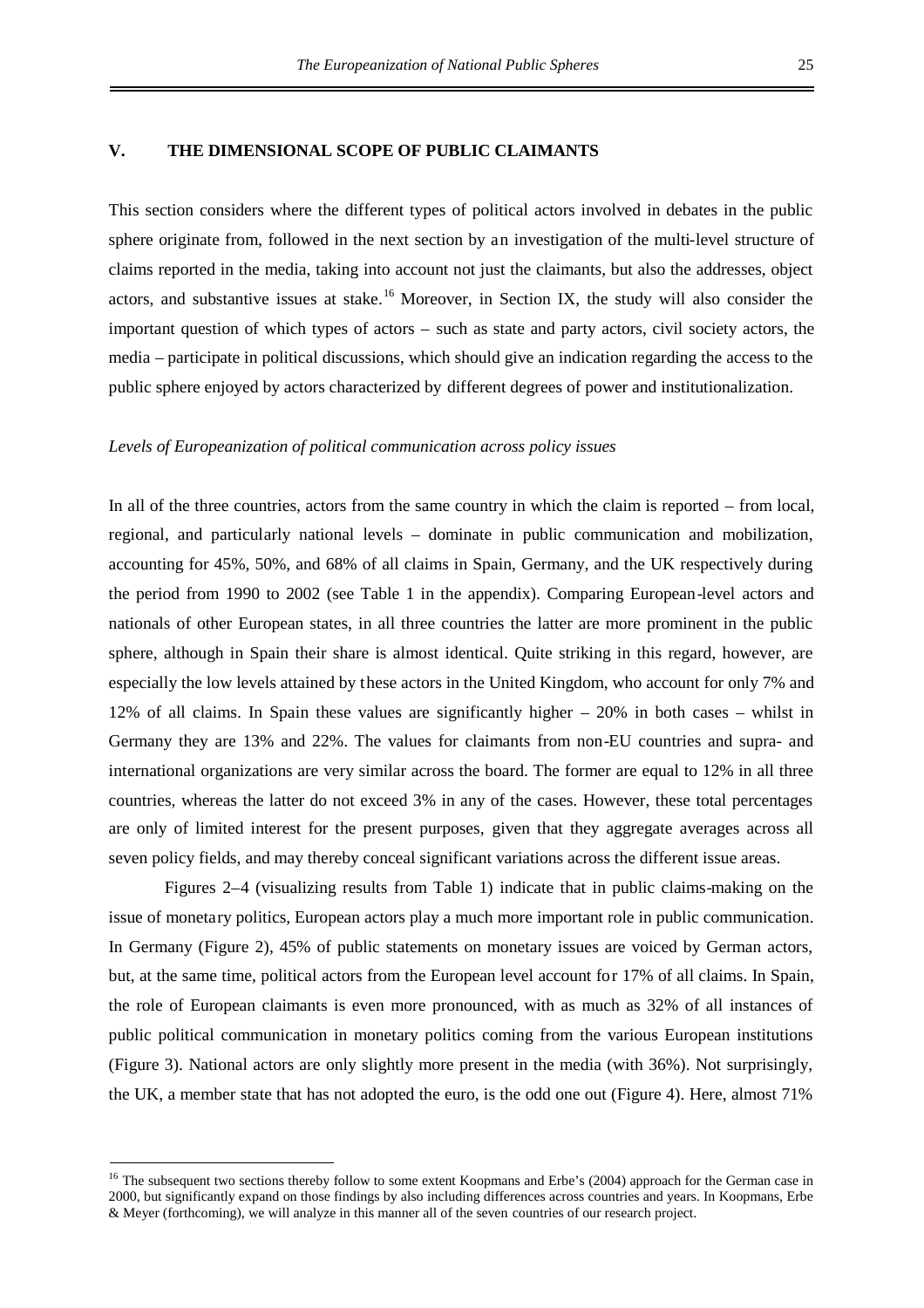## V. THE DIMENSIONAL SCOPE OF PUBLIC CLAIMANTS

This section considers where the different types of political actors involved in debates in the public sphere originate from, followed in the next section by an investigation of the multi-level structure of claims reported in the media, taking into account not just the claimants, but also the addresses, object actors, and substantive issues at stake.[16] Moreover, in Section IX, the study will also consider the important question of which types of actors – such as state and party actors, civil society actors, the media – participate in political discussions, which should give an indication regarding the access to the public sphere enjoyed by actors characterized by different degrees of power and institutionalization.

*Levels of Europeanization of political communication across policy issues*

In all of the three countries, actors from the same country in which the claim is reported – from local, regional, and particularly national levels – dominate in public communication and mobilization, accounting for 45%, 50%, and 68% of all claims in Spain, Germany, and the UK respectively during the period from 1990 to 2002 (see Table 1 in the appendix). Comparing European-level actors and nationals of other European states, in all three countries the latter are more prominent in the public sphere, although in Spain their share is almost identical. Quite striking in this regard, however, are especially the low levels attained by these actors in the United Kingdom, who account for only 7% and 12% of all claims. In Spain these values are significantly higher – 20% in both cases – whilst in Germany they are 13% and 22%. The values for claimants from non-EU countries and supra- and international organizations are very similar across the board. The former are equal to 12% in all three countries, whereas the latter do not exceed 3% in any of the cases. However, these total percentages are only of limited interest for the present purposes, given that they aggregate averages across all seven policy fields, and may thereby conceal significant variations across the different issue areas.

Figures 2–4 (visualizing results from Table 1) indicate that in public claims-making on the issue of monetary politics, European actors play a much more important role in public communication. In Germany (Figure 2), 45% of public statements on monetary issues are voiced by German actors, but, at the same time, political actors from the European level account for 17% of all claims. In Spain, the role of European claimants is even more pronounced, with as much as 32% of all instances of public political communication in monetary politics coming from the various European institutions (Figure 3). National actors are only slightly more present in the media (with 36%). Not surprisingly, the UK, a member state that has not adopted the euro, is the odd one out (Figure 4). Here, almost 71%

[16] The subsequent two sections thereby follow to some extent Koopmans and Erbe's (2004) approach for the German case in 2000, but significantly expand on those findings by also including differences across countries and years. In Koopmans, Erbe & Meyer (forthcoming), we will analyze in this manner all of the seven countries of our research project.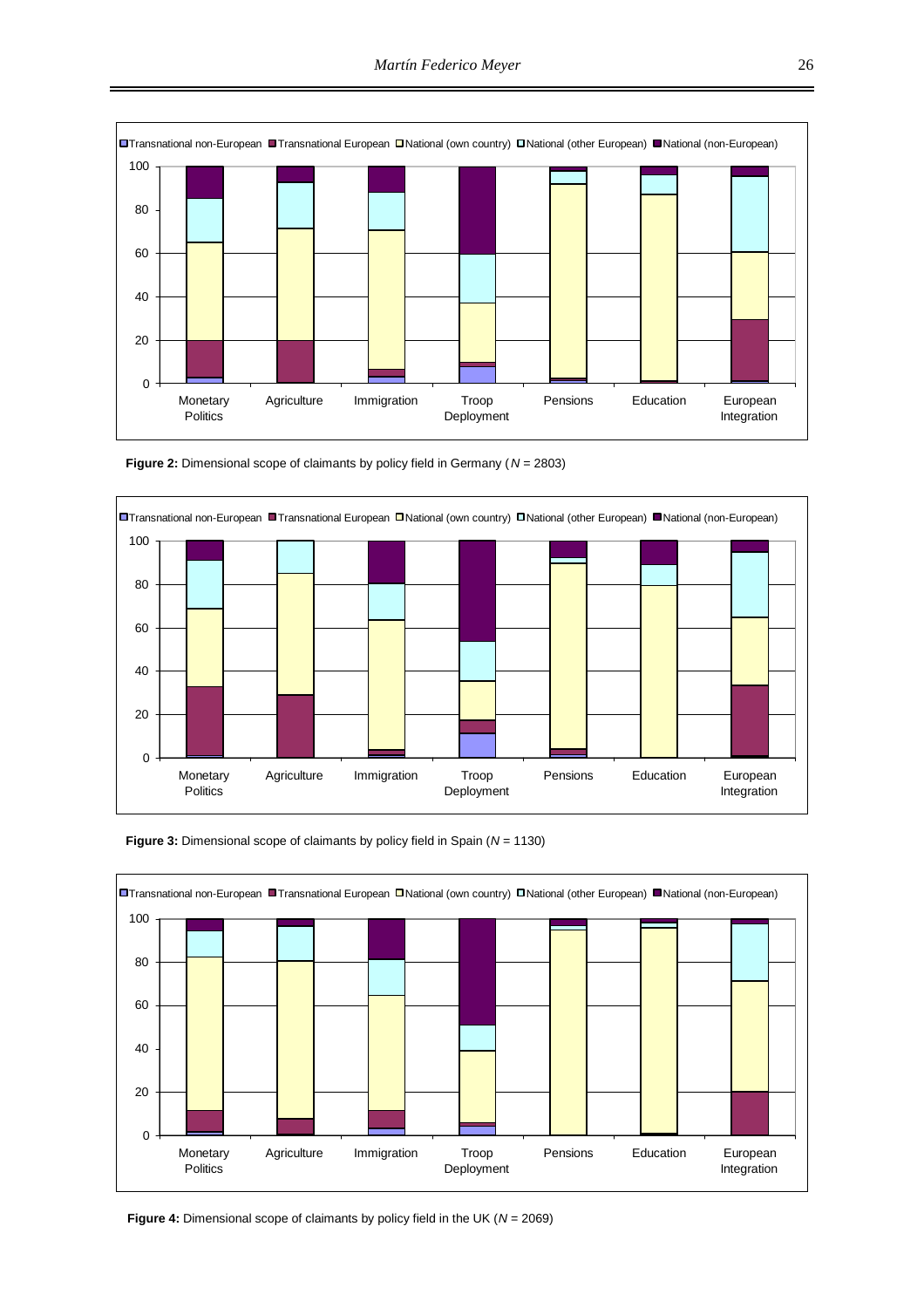**Figure 2:** Dimensional scope of claimants by policy field in Germany ($N$ = 2803)

**Figure 3:** Dimensional scope of claimants by policy field in Spain ($N$ = 1130)

**Figure 4:** Dimensional scope of claimants by policy field in the UK ($N$ = 2069)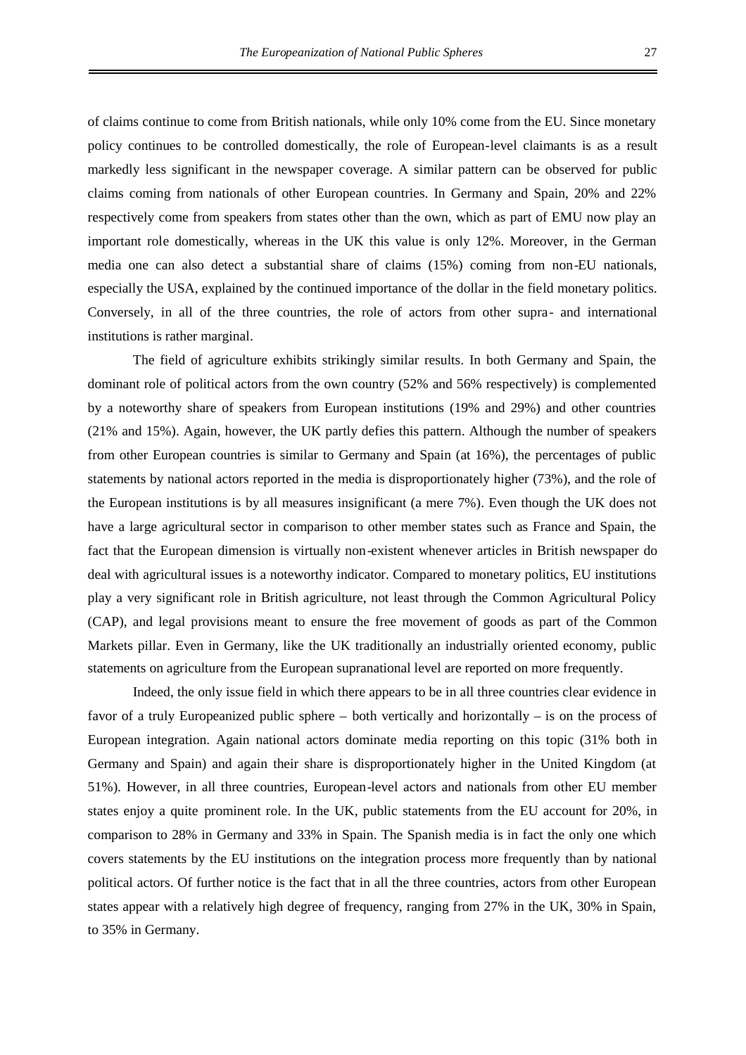of claims continue to come from British nationals, while only 10% come from the EU. Since monetary policy continues to be controlled domestically, the role of European-level claimants is as a result markedly less significant in the newspaper coverage. A similar pattern can be observed for public claims coming from nationals of other European countries. In Germany and Spain, 20% and 22% respectively come from speakers from states other than the own, which as part of EMU now play an important role domestically, whereas in the UK this value is only 12%. Moreover, in the German media one can also detect a substantial share of claims (15%) coming from non-EU nationals, especially the USA, explained by the continued importance of the dollar in the field monetary politics. Conversely, in all of the three countries, the role of actors from other supra- and international institutions is rather marginal.

The field of agriculture exhibits strikingly similar results. In both Germany and Spain, the dominant role of political actors from the own country (52% and 56% respectively) is complemented by a noteworthy share of speakers from European institutions (19% and 29%) and other countries (21% and 15%). Again, however, the UK partly defies this pattern. Although the number of speakers from other European countries is similar to Germany and Spain (at 16%), the percentages of public statements by national actors reported in the media is disproportionately higher (73%), and the role of the European institutions is by all measures insignificant (a mere 7%). Even though the UK does not have a large agricultural sector in comparison to other member states such as France and Spain, the fact that the European dimension is virtually non-existent whenever articles in British newspaper do deal with agricultural issues is a noteworthy indicator. Compared to monetary politics, EU institutions play a very significant role in British agriculture, not least through the Common Agricultural Policy (CAP), and legal provisions meant to ensure the free movement of goods as part of the Common Markets pillar. Even in Germany, like the UK traditionally an industrially oriented economy, public statements on agriculture from the European supranational level are reported on more frequently.

Indeed, the only issue field in which there appears to be in all three countries clear evidence in favor of a truly Europeanized public sphere – both vertically and horizontally – is on the process of European integration. Again national actors dominate media reporting on this topic (31% both in Germany and Spain) and again their share is disproportionately higher in the United Kingdom (at 51%). However, in all three countries, European-level actors and nationals from other EU member states enjoy a quite prominent role. In the UK, public statements from the EU account for 20%, in comparison to 28% in Germany and 33% in Spain. The Spanish media is in fact the only one which covers statements by the EU institutions on the integration process more frequently than by national political actors. Of further notice is the fact that in all the three countries, actors from other European states appear with a relatively high degree of frequency, ranging from 27% in the UK, 30% in Spain, to 35% in Germany.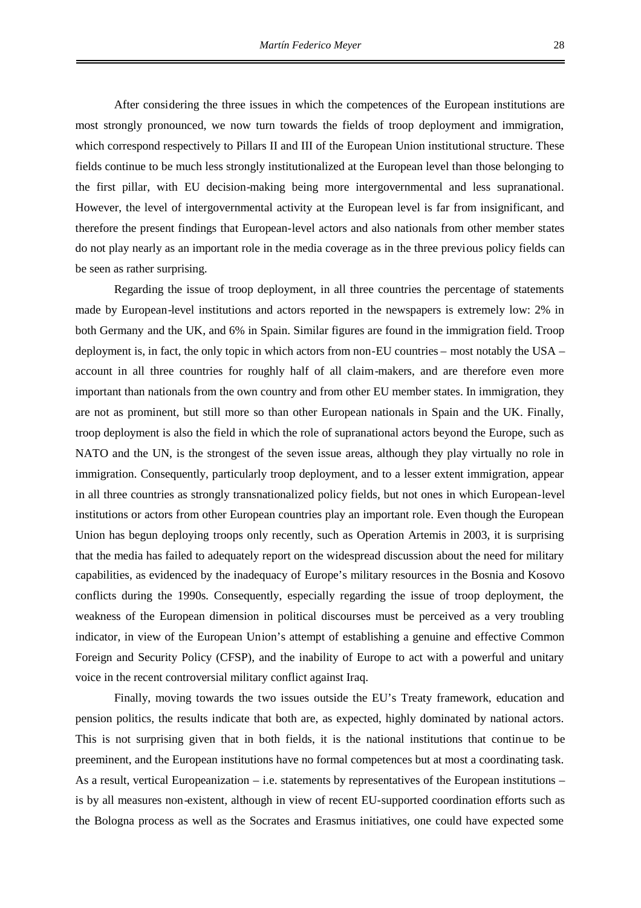After considering the three issues in which the competences of the European institutions are most strongly pronounced, we now turn towards the fields of troop deployment and immigration, which correspond respectively to Pillars II and III of the European Union institutional structure. These fields continue to be much less strongly institutionalized at the European level than those belonging to the first pillar, with EU decision-making being more intergovernmental and less supranational. However, the level of intergovernmental activity at the European level is far from insignificant, and therefore the present findings that European-level actors and also nationals from other member states do not play nearly as an important role in the media coverage as in the three previous policy fields can be seen as rather surprising.

Regarding the issue of troop deployment, in all three countries the percentage of statements made by European-level institutions and actors reported in the newspapers is extremely low: 2% in both Germany and the UK, and 6% in Spain. Similar figures are found in the immigration field. Troop deployment is, in fact, the only topic in which actors from non-EU countries – most notably the USA – account in all three countries for roughly half of all claim-makers, and are therefore even more important than nationals from the own country and from other EU member states. In immigration, they are not as prominent, but still more so than other European nationals in Spain and the UK. Finally, troop deployment is also the field in which the role of supranational actors beyond the Europe, such as NATO and the UN, is the strongest of the seven issue areas, although they play virtually no role in immigration. Consequently, particularly troop deployment, and to a lesser extent immigration, appear in all three countries as strongly transnationalized policy fields, but not ones in which European-level institutions or actors from other European countries play an important role. Even though the European Union has begun deploying troops only recently, such as Operation Artemis in 2003, it is surprising that the media has failed to adequately report on the widespread discussion about the need for military capabilities, as evidenced by the inadequacy of Europe's military resources in the Bosnia and Kosovo conflicts during the 1990s. Consequently, especially regarding the issue of troop deployment, the weakness of the European dimension in political discourses must be perceived as a very troubling indicator, in view of the European Union's attempt of establishing a genuine and effective Common Foreign and Security Policy (CFSP), and the inability of Europe to act with a powerful and unitary voice in the recent controversial military conflict against Iraq.

Finally, moving towards the two issues outside the EU's Treaty framework, education and pension politics, the results indicate that both are, as expected, highly dominated by national actors. This is not surprising given that in both fields, it is the national institutions that continue to be preeminent, and the European institutions have no formal competences but at most a coordinating task. As a result, vertical Europeanization – i.e. statements by representatives of the European institutions – is by all measures non-existent, although in view of recent EU-supported coordination efforts such as the Bologna process as well as the Socrates and Erasmus initiatives, one could have expected some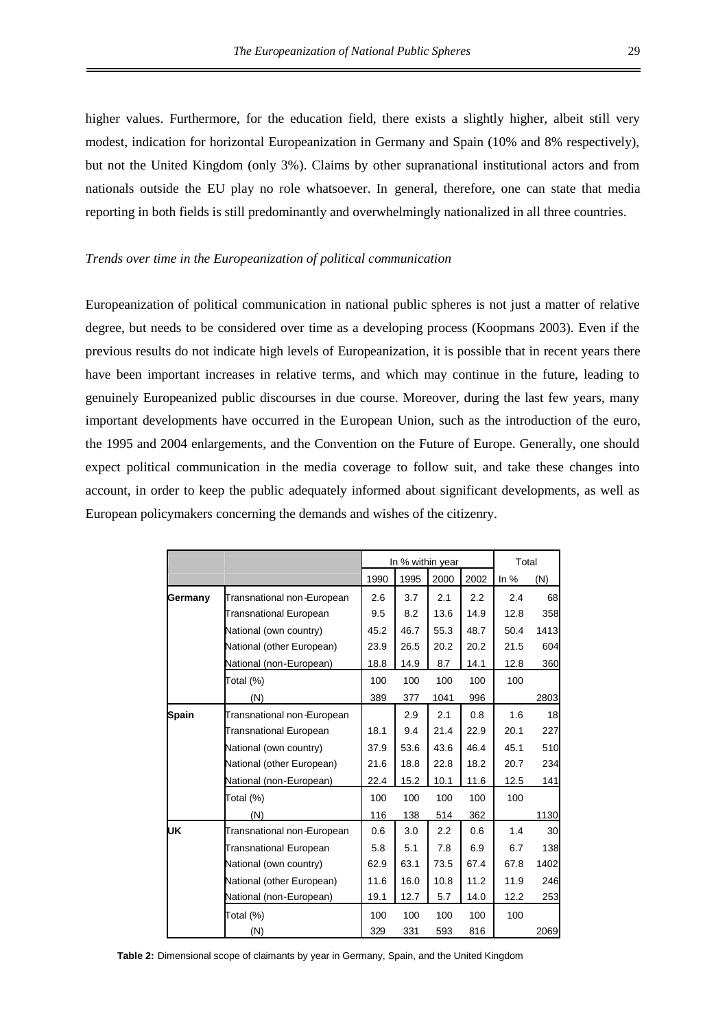higher values. Furthermore, for the education field, there exists a slightly higher, albeit still very modest, indication for horizontal Europeanization in Germany and Spain (10% and 8% respectively), but not the United Kingdom (only 3%). Claims by other supranational institutional actors and from nationals outside the EU play no role whatsoever. In general, therefore, one can state that media reporting in both fields is still predominantly and overwhelmingly nationalized in all three countries.

*Trends over time in the Europeanization of political communication*

Europeanization of political communication in national public spheres is not just a matter of relative degree, but needs to be considered over time as a developing process (Koopmans 2003). Even if the previous results do not indicate high levels of Europeanization, it is possible that in recent years there have been important increases in relative terms, and which may continue in the future, leading to genuinely Europeanized public discourses in due course. Moreover, during the last few years, many important developments have occurred in the European Union, such as the introduction of the euro, the 1995 and 2004 enlargements, and the Convention on the Future of Europe. Generally, one should expect political communication in the media coverage to follow suit, and take these changes into account, in order to keep the public adequately informed about significant developments, as well as European policymakers concerning the demands and wishes of the citizenry.

| | | In % within year | | | | Total | |
|---|---|---|---|---|---|---|---|
| | | 1990 | 1995 | 2000 | 2002 | In % | (N) |
| **Germany** | Transnational non-European | 2.6 | 3.7 | 2.1 | 2.2 | 2.4 | 68 |
| | Transnational European | 9.5 | 8.2 | 13.6 | 14.9 | 12.8 | 358 |
| | National (own country) | 45.2 | 46.7 | 55.3 | 48.7 | 50.4 | 1413 |
| | National (other European) | 23.9 | 26.5 | 20.2 | 20.2 | 21.5 | 604 |
| | National (non-European) | 18.8 | 14.9 | 8.7 | 14.1 | 12.8 | 360 |
| | Total (%) | 100 | 100 | 100 | 100 | 100 | |
| | (N) | 389 | 377 | 1041 | 996 | | 2803 |
| **Spain** | Transnational non-European | | 2.9 | 2.1 | 0.8 | 1.6 | 18 |
| | Transnational European | 18.1 | 9.4 | 21.4 | 22.9 | 20.1 | 227 |
| | National (own country) | 37.9 | 53.6 | 43.6 | 46.4 | 45.1 | 510 |
| | National (other European) | 21.6 | 18.8 | 22.8 | 18.2 | 20.7 | 234 |
| | National (non-European) | 22.4 | 15.2 | 10.1 | 11.6 | 12.5 | 141 |
| | Total (%) | 100 | 100 | 100 | 100 | 100 | |
| | (N) | 116 | 138 | 514 | 362 | | 1130 |
| **UK** | Transnational non-European | 0.6 | 3.0 | 2.2 | 0.6 | 1.4 | 30 |
| | Transnational European | 5.8 | 5.1 | 7.8 | 6.9 | 6.7 | 138 |
| | National (own country) | 62.9 | 63.1 | 73.5 | 67.4 | 67.8 | 1402 |
| | National (other European) | 11.6 | 16.0 | 10.8 | 11.2 | 11.9 | 246 |
| | National (non-European) | 19.1 | 12.7 | 5.7 | 14.0 | 12.2 | 253 |
| | Total (%) | 100 | 100 | 100 | 100 | 100 | |
| | (N) | 329 | 331 | 593 | 816 | | 2069 |

**Table 2:** Dimensional scope of claimants by year in Germany, Spain, and the United Kingdom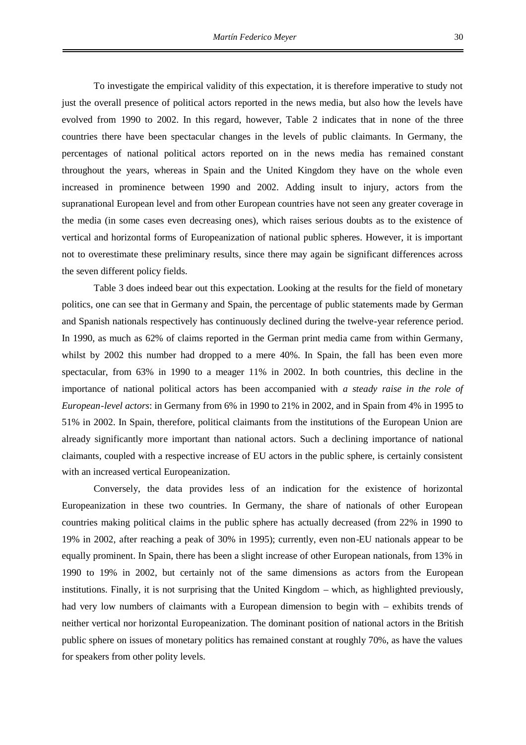To investigate the empirical validity of this expectation, it is therefore imperative to study not just the overall presence of political actors reported in the news media, but also how the levels have evolved from 1990 to 2002. In this regard, however, Table 2 indicates that in none of the three countries there have been spectacular changes in the levels of public claimants. In Germany, the percentages of national political actors reported on in the news media has remained constant throughout the years, whereas in Spain and the United Kingdom they have on the whole even increased in prominence between 1990 and 2002. Adding insult to injury, actors from the supranational European level and from other European countries have not seen any greater coverage in the media (in some cases even decreasing ones), which raises serious doubts as to the existence of vertical and horizontal forms of Europeanization of national public spheres. However, it is important not to overestimate these preliminary results, since there may again be significant differences across the seven different policy fields.

Table 3 does indeed bear out this expectation. Looking at the results for the field of monetary politics, one can see that in Germany and Spain, the percentage of public statements made by German and Spanish nationals respectively has continuously declined during the twelve-year reference period. In 1990, as much as 62% of claims reported in the German print media came from within Germany, whilst by 2002 this number had dropped to a mere 40%. In Spain, the fall has been even more spectacular, from 63% in 1990 to a meager 11% in 2002. In both countries, this decline in the importance of national political actors has been accompanied with *a steady raise in the role of European-level actors*: in Germany from 6% in 1990 to 21% in 2002, and in Spain from 4% in 1995 to 51% in 2002. In Spain, therefore, political claimants from the institutions of the European Union are already significantly more important than national actors. Such a declining importance of national claimants, coupled with a respective increase of EU actors in the public sphere, is certainly consistent with an increased vertical Europeanization.

Conversely, the data provides less of an indication for the existence of horizontal Europeanization in these two countries. In Germany, the share of nationals of other European countries making political claims in the public sphere has actually decreased (from 22% in 1990 to 19% in 2002, after reaching a peak of 30% in 1995); currently, even non-EU nationals appear to be equally prominent. In Spain, there has been a slight increase of other European nationals, from 13% in 1990 to 19% in 2002, but certainly not of the same dimensions as actors from the European institutions. Finally, it is not surprising that the United Kingdom – which, as highlighted previously, had very low numbers of claimants with a European dimension to begin with – exhibits trends of neither vertical nor horizontal Europeanization. The dominant position of national actors in the British public sphere on issues of monetary politics has remained constant at roughly 70%, as have the values for speakers from other polity levels.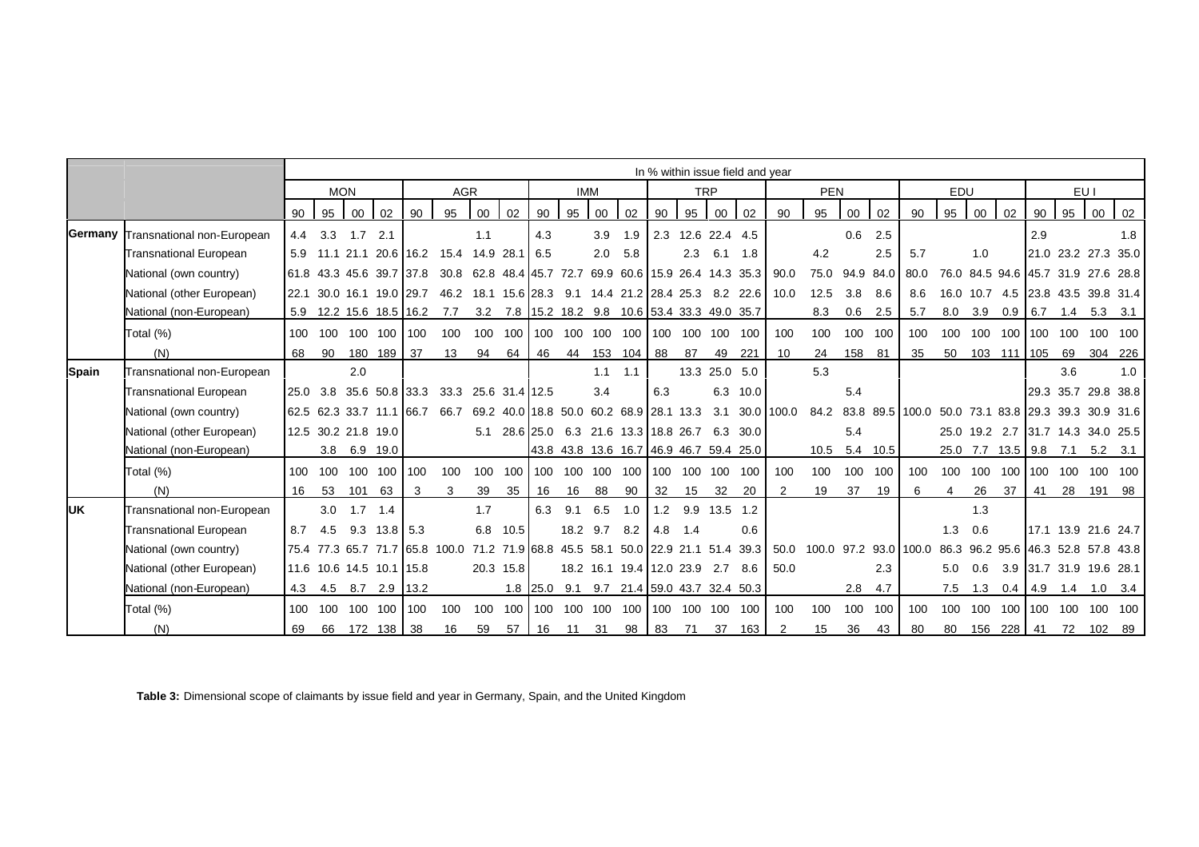| | | In % within issue field and year | | | | | | | | | | | | | | | | | | | | | | | | | | | |
|---|---|---|---|---|---|---|---|---|---|---|---|---|---|---|---|---|---|---|---|---|---|---|---|---|---|---|---|---|---|
| | | MON | | | | AGR | | | | IMM | | | | TRP | | | | PEN | | | | EDU | | | | EU I | | | |
| | | 90 | 95 | 00 | 02 | 90 | 95 | 00 | 02 | 90 | 95 | 00 | 02 | 90 | 95 | 00 | 02 | 90 | 95 | 00 | 02 | 90 | 95 | 00 | 02 | 90 | 95 | 00 | 02 |
| **Germany** | Transnational non-European | 4.4 | 3.3 | 1.7 | 2.1 | | | 1.1 | | 4.3 | | 3.9 | 1.9 | 2.3 | 12.6 | 22.4 | 4.5 | | | 0.6 | 2.5 | | | | | 2.9 | | | 1.8 |
| | Transnational European | 5.9 | 11.1 | 21.1 | 20.6 | 16.2 | 15.4 | 14.9 | 28.1 | 6.5 | | 2.0 | 5.8 | | 2.3 | 6.1 | 1.8 | | 4.2 | | 2.5 | 5.7 | | 1.0 | | 21.0 | 23.2 | 27.3 | 35.0 |
| | National (own country) | 61.8 | 43.3 | 45.6 | 39.7 | 37.8 | 30.8 | 62.8 | 48.4 | 45.7 | 72.7 | 69.9 | 60.6 | 15.9 | 26.4 | 14.3 | 35.3 | 90.0 | 75.0 | 94.9 | 84.0 | 80.0 | 76.0 | 84.5 | 94.6 | 45.7 | 31.9 | 27.6 | 28.8 |
| | National (other European) | 22.1 | 30.0 | 16.1 | 19.0 | 29.7 | 46.2 | 18.1 | 15.6 | 28.3 | 9.1 | 14.4 | 21.2 | 28.4 | 25.3 | 8.2 | 22.6 | 10.0 | 12.5 | 3.8 | 8.6 | 8.6 | 16.0 | 10.7 | 4.5 | 23.8 | 43.5 | 39.8 | 31.4 |
| | National (non-European) | 5.9 | 12.2 | 15.6 | 18.5 | 16.2 | 7.7 | 3.2 | 7.8 | 15.2 | 18.2 | 9.8 | 10.6 | 53.4 | 33.3 | 49.0 | 35.7 | | 8.3 | 0.6 | 2.5 | 5.7 | 8.0 | 3.9 | 0.9 | 6.7 | 1.4 | 5.3 | 3.1 |
| | Total (%) | 100 | 100 | 100 | 100 | 100 | 100 | 100 | 100 | 100 | 100 | 100 | 100 | 100 | 100 | 100 | 100 | 100 | 100 | 100 | 100 | 100 | 100 | 100 | 100 | 100 | 100 | 100 | 100 |
| | (N) | 68 | 90 | 180 | 189 | 37 | 13 | 94 | 64 | 46 | 44 | 153 | 104 | 88 | 87 | 49 | 221 | 10 | 24 | 158 | 81 | 35 | 50 | 103 | 111 | 105 | 69 | 304 | 226 |
| **Spain** | Transnational non-European | | | 2.0 | | | | | | | | 1.1 | 1.1 | | 13.3 | 25.0 | 5.0 | | 5.3 | | | | | | | | 3.6 | | 1.0 |
| | Transnational European | 25.0 | 3.8 | 35.6 | 50.8 | 33.3 | 33.3 | 25.6 | 31.4 | 12.5 | | 3.4 | | 6.3 | | 6.3 | 10.0 | | | 5.4 | | | | | | 29.3 | 35.7 | 29.8 | 38.8 |
| | National (own country) | 62.5 | 62.3 | 33.7 | 11.1 | 66.7 | 66.7 | 69.2 | 40.0 | 18.8 | 50.0 | 60.2 | 68.9 | 28.1 | 13.3 | 3.1 | 30.0 | 100.0 | 84.2 | 83.8 | 89.5 | 100.0 | 50.0 | 73.1 | 83.8 | 29.3 | 39.3 | 30.9 | 31.6 |
| | National (other European) | 12.5 | 30.2 | 21.8 | 19.0 | | | 5.1 | 28.6 | 25.0 | 6.3 | 21.6 | 13.3 | 18.8 | 26.7 | 6.3 | 30.0 | | | 5.4 | | | 25.0 | 19.2 | 2.7 | 31.7 | 14.3 | 34.0 | 25.5 |
| | National (non-European) | | 3.8 | 6.9 | 19.0 | | | | | 43.8 | 43.8 | 13.6 | 16.7 | 46.9 | 46.7 | 59.4 | 25.0 | | 10.5 | 5.4 | 10.5 | | 25.0 | 7.7 | 13.5 | 9.8 | 7.1 | 5.2 | 3.1 |
| | Total (%) | 100 | 100 | 100 | 100 | 100 | 100 | 100 | 100 | 100 | 100 | 100 | 100 | 100 | 100 | 100 | 100 | 100 | 100 | 100 | 100 | 100 | 100 | 100 | 100 | 100 | 100 | 100 | 100 |
| | (N) | 16 | 53 | 101 | 63 | 3 | 3 | 39 | 35 | 16 | 16 | 88 | 90 | 32 | 15 | 32 | 20 | 2 | 19 | 37 | 19 | 6 | 4 | 26 | 37 | 41 | 28 | 191 | 98 |
| **UK** | Transnational non-European | | 3.0 | 1.7 | 1.4 | | | 1.7 | | 6.3 | 9.1 | 6.5 | 1.0 | 1.2 | 9.9 | 13.5 | 1.2 | | | | | | | 1.3 | | | | | |
| | Transnational European | 8.7 | 4.5 | 9.3 | 13.8 | 5.3 | | 6.8 | 10.5 | | 18.2 | 9.7 | 8.2 | 4.8 | 1.4 | | 0.6 | | | | | | 1.3 | 0.6 | | 17.1 | 13.9 | 21.6 | 24.7 |
| | National (own country) | 75.4 | 77.3 | 65.7 | 71.7 | 65.8 | 100.0 | 71.2 | 71.9 | 68.8 | 45.5 | 58.1 | 50.0 | 22.9 | 21.1 | 51.4 | 39.3 | 50.0 | 100.0 | 97.2 | 93.0 | 100.0 | 86.3 | 96.2 | 95.6 | 46.3 | 52.8 | 57.8 | 43.8 |
| | National (other European) | 11.6 | 10.6 | 14.5 | 10.1 | 15.8 | | 20.3 | 15.8 | | 18.2 | 16.1 | 19.4 | 12.0 | 23.9 | 2.7 | 8.6 | 50.0 | | | 2.3 | | 5.0 | 0.6 | 3.9 | 31.7 | 31.9 | 19.6 | 28.1 |
| | National (non-European) | 4.3 | 4.5 | 8.7 | 2.9 | 13.2 | | | 1.8 | 25.0 | 9.1 | 9.7 | 21.4 | 59.0 | 43.7 | 32.4 | 50.3 | | | 2.8 | 4.7 | | 7.5 | 1.3 | 0.4 | 4.9 | 1.4 | 1.0 | 3.4 |
| | Total (%) | 100 | 100 | 100 | 100 | 100 | 100 | 100 | 100 | 100 | 100 | 100 | 100 | 100 | 100 | 100 | 100 | 100 | 100 | 100 | 100 | 100 | 100 | 100 | 100 | 100 | 100 | 100 | 100 |
| | (N) | 69 | 66 | 172 | 138 | 38 | 16 | 59 | 57 | 16 | 11 | 31 | 98 | 83 | 71 | 37 | 163 | 2 | 15 | 36 | 43 | 80 | 80 | 156 | 228 | 41 | 72 | 102 | 89 |

**Table 3:** Dimensional scope of claimants by issue field and year in Germany, Spain, and the United Kingdom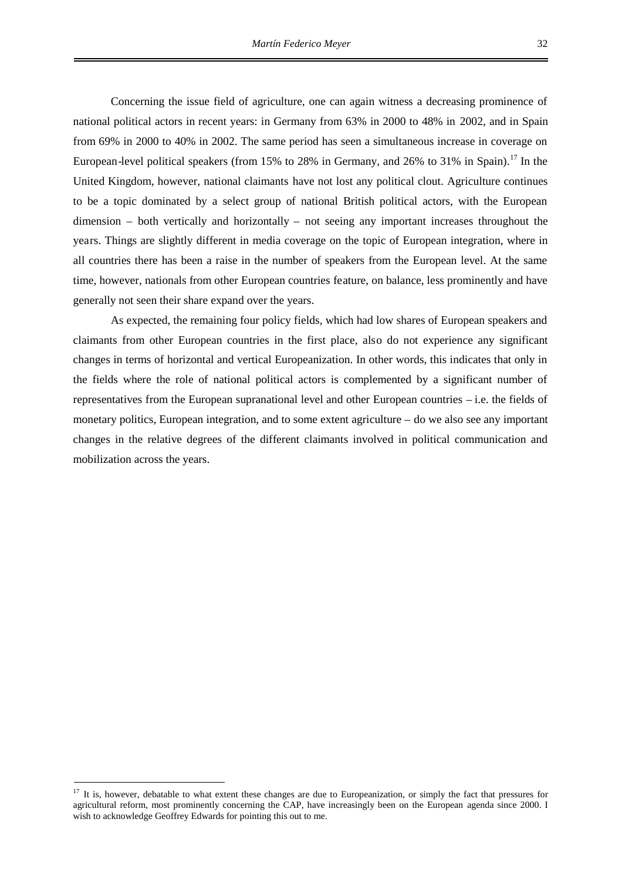Concerning the issue field of agriculture, one can again witness a decreasing prominence of national political actors in recent years: in Germany from 63% in 2000 to 48% in 2002, and in Spain from 69% in 2000 to 40% in 2002. The same period has seen a simultaneous increase in coverage on European-level political speakers (from 15% to 28% in Germany, and 26% to 31% in Spain).[17] In the United Kingdom, however, national claimants have not lost any political clout. Agriculture continues to be a topic dominated by a select group of national British political actors, with the European dimension – both vertically and horizontally – not seeing any important increases throughout the years. Things are slightly different in media coverage on the topic of European integration, where in all countries there has been a raise in the number of speakers from the European level. At the same time, however, nationals from other European countries feature, on balance, less prominently and have generally not seen their share expand over the years.

As expected, the remaining four policy fields, which had low shares of European speakers and claimants from other European countries in the first place, also do not experience any significant changes in terms of horizontal and vertical Europeanization. In other words, this indicates that only in the fields where the role of national political actors is complemented by a significant number of representatives from the European supranational level and other European countries – i.e. the fields of monetary politics, European integration, and to some extent agriculture – do we also see any important changes in the relative degrees of the different claimants involved in political communication and mobilization across the years.

[17] It is, however, debatable to what extent these changes are due to Europeanization, or simply the fact that pressures for agricultural reform, most prominently concerning the CAP, have increasingly been on the European agenda since 2000. I wish to acknowledge Geoffrey Edwards for pointing this out to me.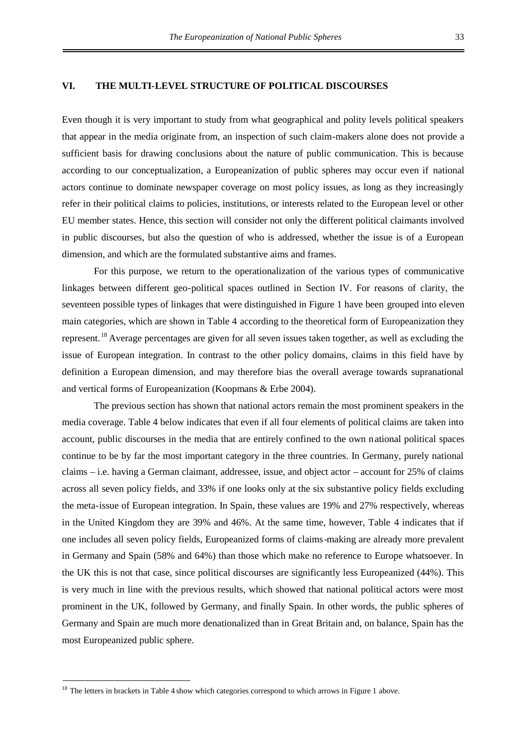## VI. THE MULTI-LEVEL STRUCTURE OF POLITICAL DISCOURSES

Even though it is very important to study from what geographical and polity levels political speakers that appear in the media originate from, an inspection of such claim-makers alone does not provide a sufficient basis for drawing conclusions about the nature of public communication. This is because according to our conceptualization, a Europeanization of public spheres may occur even if national actors continue to dominate newspaper coverage on most policy issues, as long as they increasingly refer in their political claims to policies, institutions, or interests related to the European level or other EU member states. Hence, this section will consider not only the different political claimants involved in public discourses, but also the question of who is addressed, whether the issue is of a European dimension, and which are the formulated substantive aims and frames.

For this purpose, we return to the operationalization of the various types of communicative linkages between different geo-political spaces outlined in Section IV. For reasons of clarity, the seventeen possible types of linkages that were distinguished in Figure 1 have been grouped into eleven main categories, which are shown in Table 4 according to the theoretical form of Europeanization they represent.[18] Average percentages are given for all seven issues taken together, as well as excluding the issue of European integration. In contrast to the other policy domains, claims in this field have by definition a European dimension, and may therefore bias the overall average towards supranational and vertical forms of Europeanization (Koopmans & Erbe 2004).

The previous section has shown that national actors remain the most prominent speakers in the media coverage. Table 4 below indicates that even if all four elements of political claims are taken into account, public discourses in the media that are entirely confined to the own national political spaces continue to be by far the most important category in the three countries. In Germany, purely national claims – i.e. having a German claimant, addressee, issue, and object actor – account for 25% of claims across all seven policy fields, and 33% if one looks only at the six substantive policy fields excluding the meta-issue of European integration. In Spain, these values are 19% and 27% respectively, whereas in the United Kingdom they are 39% and 46%. At the same time, however, Table 4 indicates that if one includes all seven policy fields, Europeanized forms of claims-making are already more prevalent in Germany and Spain (58% and 64%) than those which make no reference to Europe whatsoever. In the UK this is not that case, since political discourses are significantly less Europeanized (44%). This is very much in line with the previous results, which showed that national political actors were most prominent in the UK, followed by Germany, and finally Spain. In other words, the public spheres of Germany and Spain are much more denationalized than in Great Britain and, on balance, Spain has the most Europeanized public sphere.

[18] The letters in brackets in Table 4 show which categories correspond to which arrows in Figure 1 above.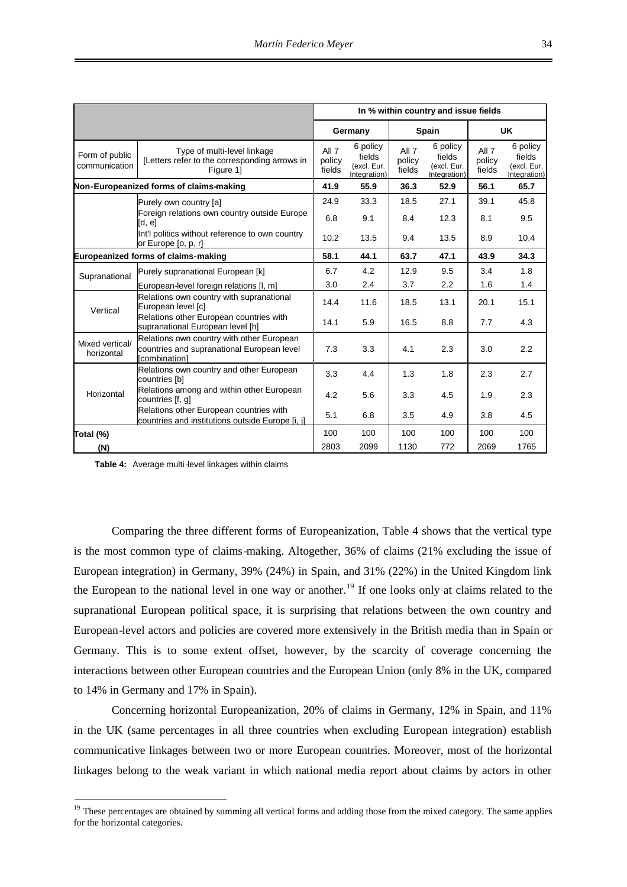| | | In % within country and issue fields | | | | | |
|---|---|---|---|---|---|---|---|
| | | Germany | | Spain | | UK | |
| Form of public communication | Type of multi-level linkage [Letters refer to the corresponding arrows in Figure 1] | All 7 policy fields | 6 policy fields (excl. Eur. Integration) | All 7 policy fields | 6 policy fields (excl. Eur. Integration) | All 7 policy fields | 6 policy fields (excl. Eur. Integration) |
| **Non-Europeanized forms of claims-making** | | **41.9** | **55.9** | **36.3** | **52.9** | **56.1** | **65.7** |
| | Purely own country [a] | 24.9 | 33.3 | 18.5 | 27.1 | 39.1 | 45.8 |
| | Foreign relations own country outside Europe [d, e] | 6.8 | 9.1 | 8.4 | 12.3 | 8.1 | 9.5 |
| | Int'l politics without reference to own country or Europe [o, p, r] | 10.2 | 13.5 | 9.4 | 13.5 | 8.9 | 10.4 |
| **Europeanized forms of claims-making** | | **58.1** | **44.1** | **63.7** | **47.1** | **43.9** | **34.3** |
| Supranational | Purely supranational European [k] | 6.7 | 4.2 | 12.9 | 9.5 | 3.4 | 1.8 |
| | European-level foreign relations [l, m] | 3.0 | 2.4 | 3.7 | 2.2 | 1.6 | 1.4 |
| Vertical | Relations own country with supranational European level [c] | 14.4 | 11.6 | 18.5 | 13.1 | 20.1 | 15.1 |
| | Relations other European countries with supranational European level [h] | 14.1 | 5.9 | 16.5 | 8.8 | 7.7 | 4.3 |
| Mixed vertical/ horizontal | Relations own country with other European countries and supranational European level [combination] | 7.3 | 3.3 | 4.1 | 2.3 | 3.0 | 2.2 |
| Horizontal | Relations own country and other European countries [b] | 3.3 | 4.4 | 1.3 | 1.8 | 2.3 | 2.7 |
| | Relations among and within other European countries [f, g] | 4.2 | 5.6 | 3.3 | 4.5 | 1.9 | 2.3 |
| | Relations other European countries with countries and institutions outside Europe [i, j] | 5.1 | 6.8 | 3.5 | 4.9 | 3.8 | 4.5 |
| **Total (%)** | | 100 | 100 | 100 | 100 | 100 | 100 |
| **(N)** | | 2803 | 2099 | 1130 | 772 | 2069 | 1765 |

**Table 4:** Average multi-level linkages within claims

Comparing the three different forms of Europeanization, Table 4 shows that the vertical type is the most common type of claims-making. Altogether, 36% of claims (21% excluding the issue of European integration) in Germany, 39% (24%) in Spain, and 31% (22%) in the United Kingdom link the European to the national level in one way or another.[19] If one looks only at claims related to the supranational European political space, it is surprising that relations between the own country and European-level actors and policies are covered more extensively in the British media than in Spain or Germany. This is to some extent offset, however, by the scarcity of coverage concerning the interactions between other European countries and the European Union (only 8% in the UK, compared to 14% in Germany and 17% in Spain).

Concerning horizontal Europeanization, 20% of claims in Germany, 12% in Spain, and 11% in the UK (same percentages in all three countries when excluding European integration) establish communicative linkages between two or more European countries. Moreover, most of the horizontal linkages belong to the weak variant in which national media report about claims by actors in other

[19] These percentages are obtained by summing all vertical forms and adding those from the mixed category. The same applies for the horizontal categories.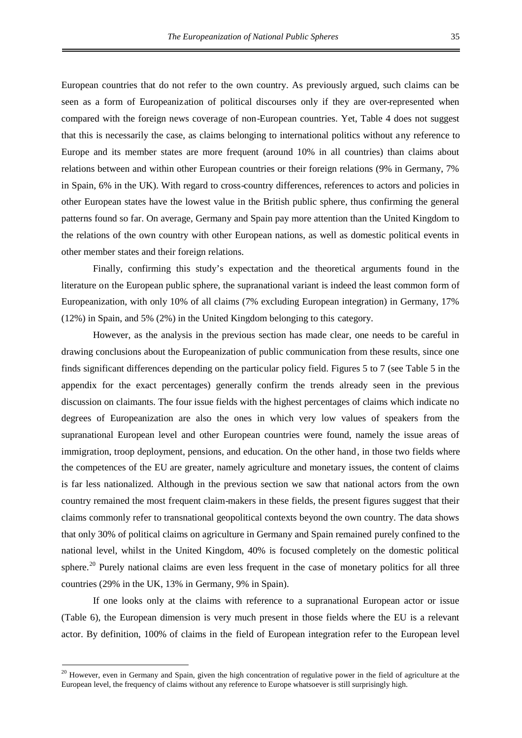European countries that do not refer to the own country. As previously argued, such claims can be seen as a form of Europeanization of political discourses only if they are over-represented when compared with the foreign news coverage of non-European countries. Yet, Table 4 does not suggest that this is necessarily the case, as claims belonging to international politics without any reference to Europe and its member states are more frequent (around 10% in all countries) than claims about relations between and within other European countries or their foreign relations (9% in Germany, 7% in Spain, 6% in the UK). With regard to cross-country differences, references to actors and policies in other European states have the lowest value in the British public sphere, thus confirming the general patterns found so far. On average, Germany and Spain pay more attention than the United Kingdom to the relations of the own country with other European nations, as well as domestic political events in other member states and their foreign relations.

Finally, confirming this study's expectation and the theoretical arguments found in the literature on the European public sphere, the supranational variant is indeed the least common form of Europeanization, with only 10% of all claims (7% excluding European integration) in Germany, 17% (12%) in Spain, and 5% (2%) in the United Kingdom belonging to this category.

However, as the analysis in the previous section has made clear, one needs to be careful in drawing conclusions about the Europeanization of public communication from these results, since one finds significant differences depending on the particular policy field. Figures 5 to 7 (see Table 5 in the appendix for the exact percentages) generally confirm the trends already seen in the previous discussion on claimants. The four issue fields with the highest percentages of claims which indicate no degrees of Europeanization are also the ones in which very low values of speakers from the supranational European level and other European countries were found, namely the issue areas of immigration, troop deployment, pensions, and education. On the other hand, in those two fields where the competences of the EU are greater, namely agriculture and monetary issues, the content of claims is far less nationalized. Although in the previous section we saw that national actors from the own country remained the most frequent claim-makers in these fields, the present figures suggest that their claims commonly refer to transnational geopolitical contexts beyond the own country. The data shows that only 30% of political claims on agriculture in Germany and Spain remained purely confined to the national level, whilst in the United Kingdom, 40% is focused completely on the domestic political sphere.[20] Purely national claims are even less frequent in the case of monetary politics for all three countries (29% in the UK, 13% in Germany, 9% in Spain).

If one looks only at the claims with reference to a supranational European actor or issue (Table 6), the European dimension is very much present in those fields where the EU is a relevant actor. By definition, 100% of claims in the field of European integration refer to the European level

[20] However, even in Germany and Spain, given the high concentration of regulative power in the field of agriculture at the European level, the frequency of claims without any reference to Europe whatsoever is still surprisingly high.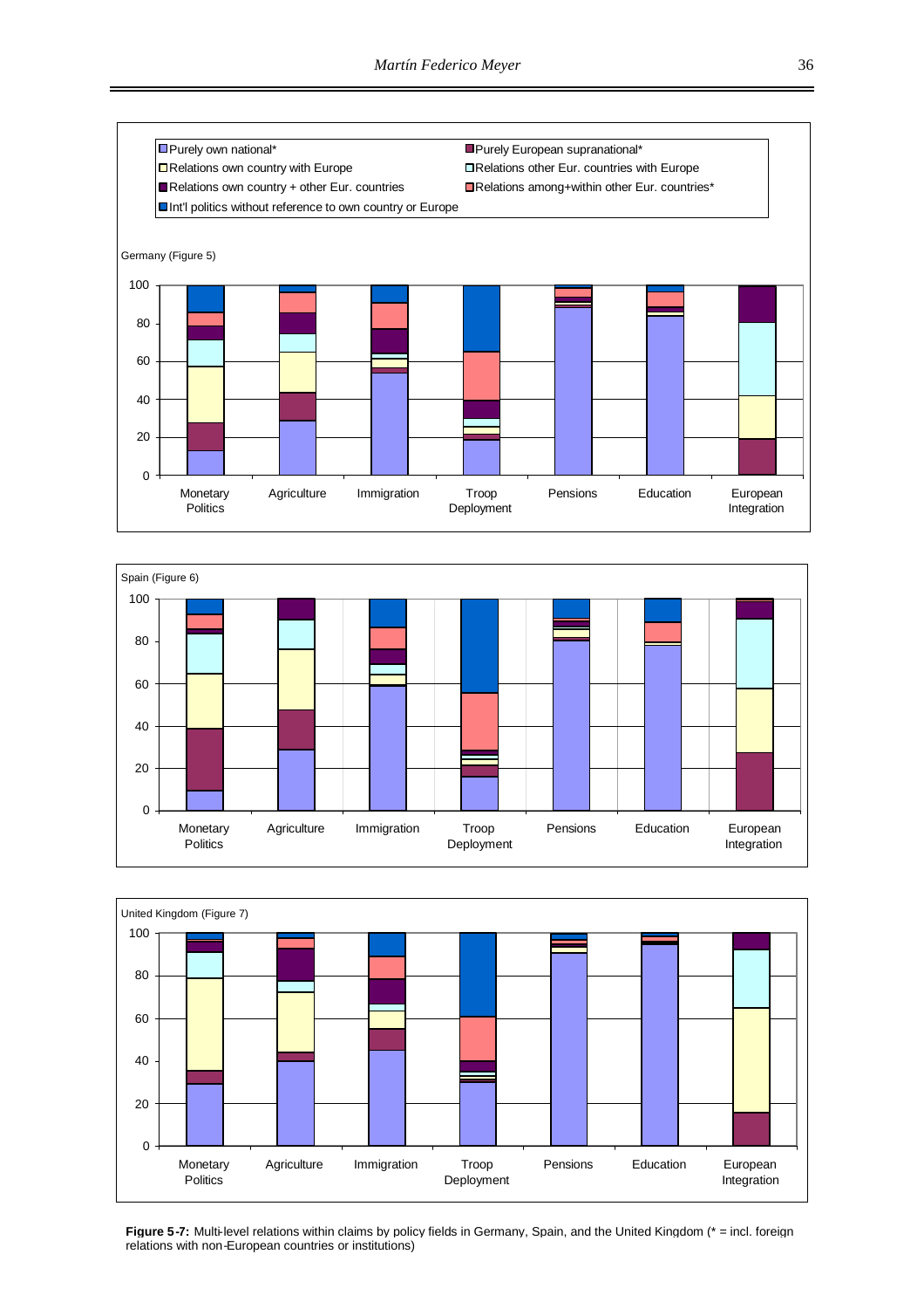Purely own national*
Purely European supranational*
Relations own country with Europe
Relations other Eur. countries with Europe
Relations own country + other Eur. countries
Relations among+within other Eur. countries*
Int'l politics without reference to own country or Europe

Germany (Figure 5)

Spain (Figure 6)

United Kingdom (Figure 7)

**Figure 5-7:** Multi-level relations within claims by policy fields in Germany, Spain, and the United Kingdom (* = incl. foreign relations with non-European countries or institutions)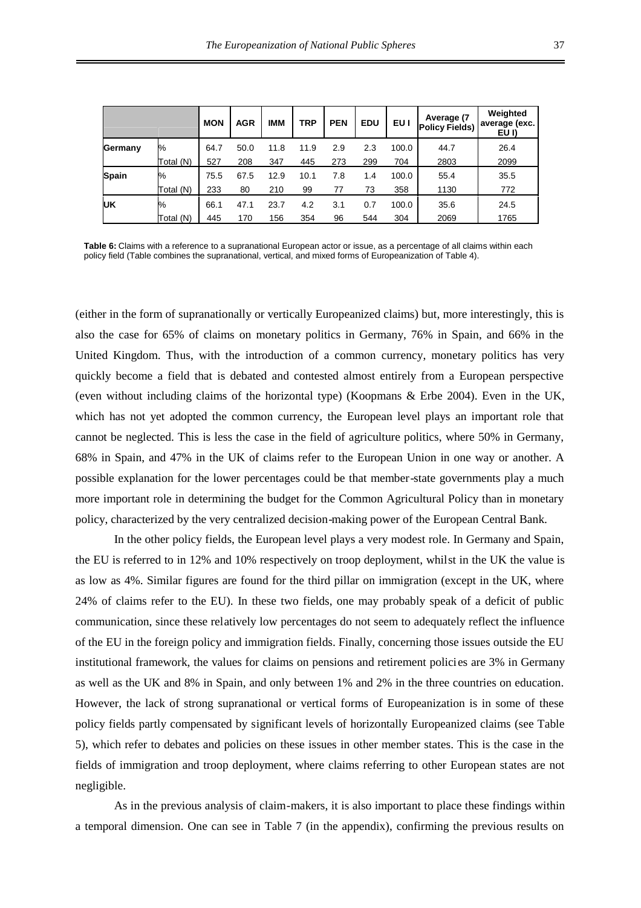| | | MON | AGR | IMM | TRP | PEN | EDU | EU I | Average (7 Policy Fields) | Weighted average (exc. EU I) |
|---|---|---|---|---|---|---|---|---|---|---|
| **Germany** | % | 64.7 | 50.0 | 11.8 | 11.9 | 2.9 | 2.3 | 100.0 | 44.7 | 26.4 |
| | Total (N) | 527 | 208 | 347 | 445 | 273 | 299 | 704 | 2803 | 2099 |
| **Spain** | % | 75.5 | 67.5 | 12.9 | 10.1 | 7.8 | 1.4 | 100.0 | 55.4 | 35.5 |
| | Total (N) | 233 | 80 | 210 | 99 | 77 | 73 | 358 | 1130 | 772 |
| **UK** | % | 66.1 | 47.1 | 23.7 | 4.2 | 3.1 | 0.7 | 100.0 | 35.6 | 24.5 |
| | Total (N) | 445 | 170 | 156 | 354 | 96 | 544 | 304 | 2069 | 1765 |

**Table 6:** Claims with a reference to a supranational European actor or issue, as a percentage of all claims within each policy field (Table combines the supranational, vertical, and mixed forms of Europeanization of Table 4).

(either in the form of supranationally or vertically Europeanized claims) but, more interestingly, this is also the case for 65% of claims on monetary politics in Germany, 76% in Spain, and 66% in the United Kingdom. Thus, with the introduction of a common currency, monetary politics has very quickly become a field that is debated and contested almost entirely from a European perspective (even without including claims of the horizontal type) (Koopmans & Erbe 2004). Even in the UK, which has not yet adopted the common currency, the European level plays an important role that cannot be neglected. This is less the case in the field of agriculture politics, where 50% in Germany, 68% in Spain, and 47% in the UK of claims refer to the European Union in one way or another. A possible explanation for the lower percentages could be that member-state governments play a much more important role in determining the budget for the Common Agricultural Policy than in monetary policy, characterized by the very centralized decision-making power of the European Central Bank.

In the other policy fields, the European level plays a very modest role. In Germany and Spain, the EU is referred to in 12% and 10% respectively on troop deployment, whilst in the UK the value is as low as 4%. Similar figures are found for the third pillar on immigration (except in the UK, where 24% of claims refer to the EU). In these two fields, one may probably speak of a deficit of public communication, since these relatively low percentages do not seem to adequately reflect the influence of the EU in the foreign policy and immigration fields. Finally, concerning those issues outside the EU institutional framework, the values for claims on pensions and retirement policies are 3% in Germany as well as the UK and 8% in Spain, and only between 1% and 2% in the three countries on education. However, the lack of strong supranational or vertical forms of Europeanization is in some of these policy fields partly compensated by significant levels of horizontally Europeanized claims (see Table 5), which refer to debates and policies on these issues in other member states. This is the case in the fields of immigration and troop deployment, where claims referring to other European states are not negligible.

As in the previous analysis of claim-makers, it is also important to place these findings within a temporal dimension. One can see in Table 7 (in the appendix), confirming the previous results on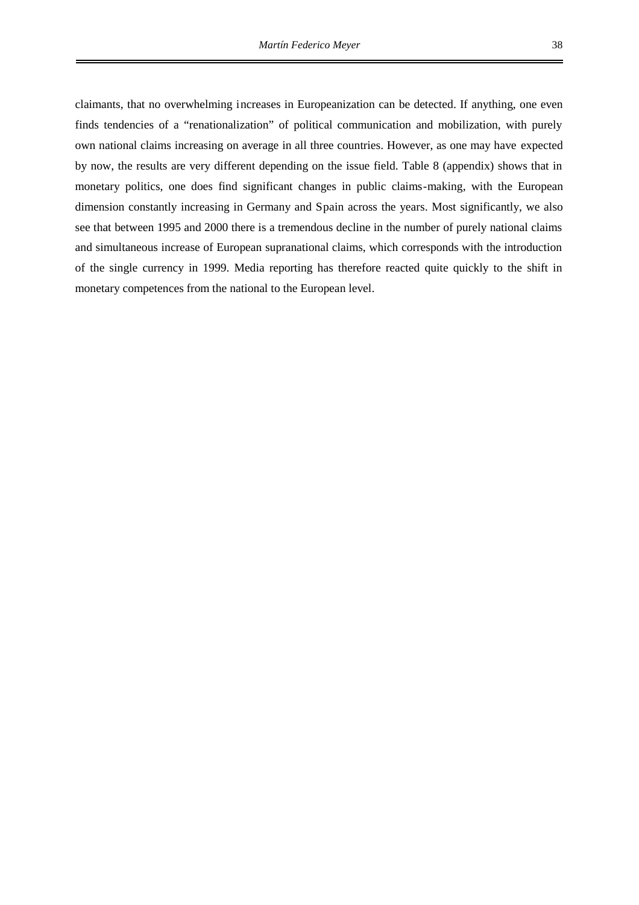claimants, that no overwhelming increases in Europeanization can be detected. If anything, one even finds tendencies of a "renationalization" of political communication and mobilization, with purely own national claims increasing on average in all three countries. However, as one may have expected by now, the results are very different depending on the issue field. Table 8 (appendix) shows that in monetary politics, one does find significant changes in public claims-making, with the European dimension constantly increasing in Germany and Spain across the years. Most significantly, we also see that between 1995 and 2000 there is a tremendous decline in the number of purely national claims and simultaneous increase of European supranational claims, which corresponds with the introduction of the single currency in 1999. Media reporting has therefore reacted quite quickly to the shift in monetary competences from the national to the European level.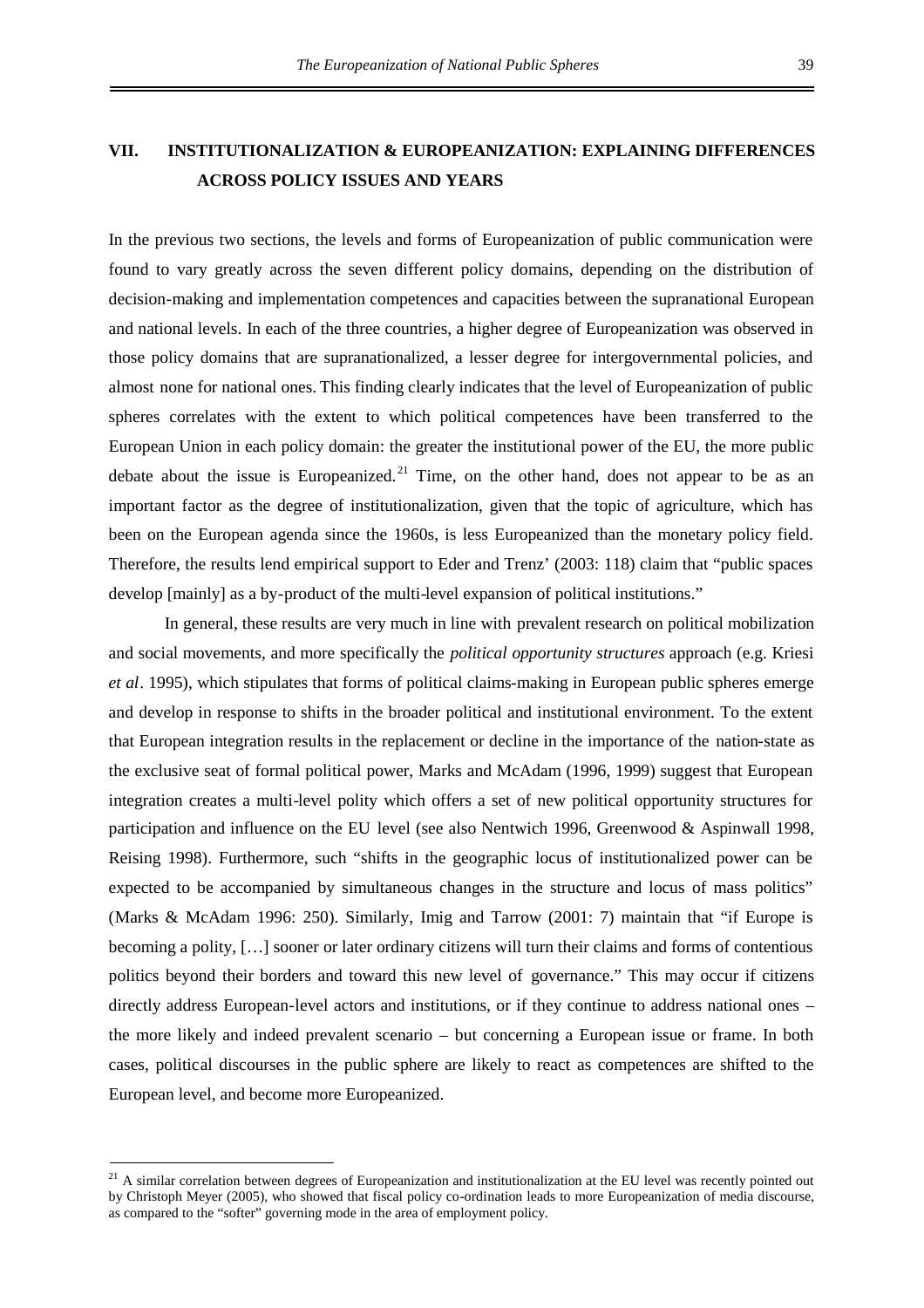## VII. INSTITUTIONALIZATION & EUROPEANIZATION: EXPLAINING DIFFERENCES ACROSS POLICY ISSUES AND YEARS

In the previous two sections, the levels and forms of Europeanization of public communication were found to vary greatly across the seven different policy domains, depending on the distribution of decision-making and implementation competences and capacities between the supranational European and national levels. In each of the three countries, a higher degree of Europeanization was observed in those policy domains that are supranationalized, a lesser degree for intergovernmental policies, and almost none for national ones. This finding clearly indicates that the level of Europeanization of public spheres correlates with the extent to which political competences have been transferred to the European Union in each policy domain: the greater the institutional power of the EU, the more public debate about the issue is Europeanized.[21] Time, on the other hand, does not appear to be as an important factor as the degree of institutionalization, given that the topic of agriculture, which has been on the European agenda since the 1960s, is less Europeanized than the monetary policy field. Therefore, the results lend empirical support to Eder and Trenz' (2003: 118) claim that "public spaces develop [mainly] as a by-product of the multi-level expansion of political institutions."

In general, these results are very much in line with prevalent research on political mobilization and social movements, and more specifically the *political opportunity structures* approach (e.g. Kriesi *et al*. 1995), which stipulates that forms of political claims-making in European public spheres emerge and develop in response to shifts in the broader political and institutional environment. To the extent that European integration results in the replacement or decline in the importance of the nation-state as the exclusive seat of formal political power, Marks and McAdam (1996, 1999) suggest that European integration creates a multi-level polity which offers a set of new political opportunity structures for participation and influence on the EU level (see also Nentwich 1996, Greenwood & Aspinwall 1998, Reising 1998). Furthermore, such "shifts in the geographic locus of institutionalized power can be expected to be accompanied by simultaneous changes in the structure and locus of mass politics" (Marks & McAdam 1996: 250). Similarly, Imig and Tarrow (2001: 7) maintain that "if Europe is becoming a polity, […] sooner or later ordinary citizens will turn their claims and forms of contentious politics beyond their borders and toward this new level of governance." This may occur if citizens directly address European-level actors and institutions, or if they continue to address national ones – the more likely and indeed prevalent scenario – but concerning a European issue or frame. In both cases, political discourses in the public sphere are likely to react as competences are shifted to the European level, and become more Europeanized.

[21] A similar correlation between degrees of Europeanization and institutionalization at the EU level was recently pointed out by Christoph Meyer (2005), who showed that fiscal policy co-ordination leads to more Europeanization of media discourse, as compared to the "softer" governing mode in the area of employment policy.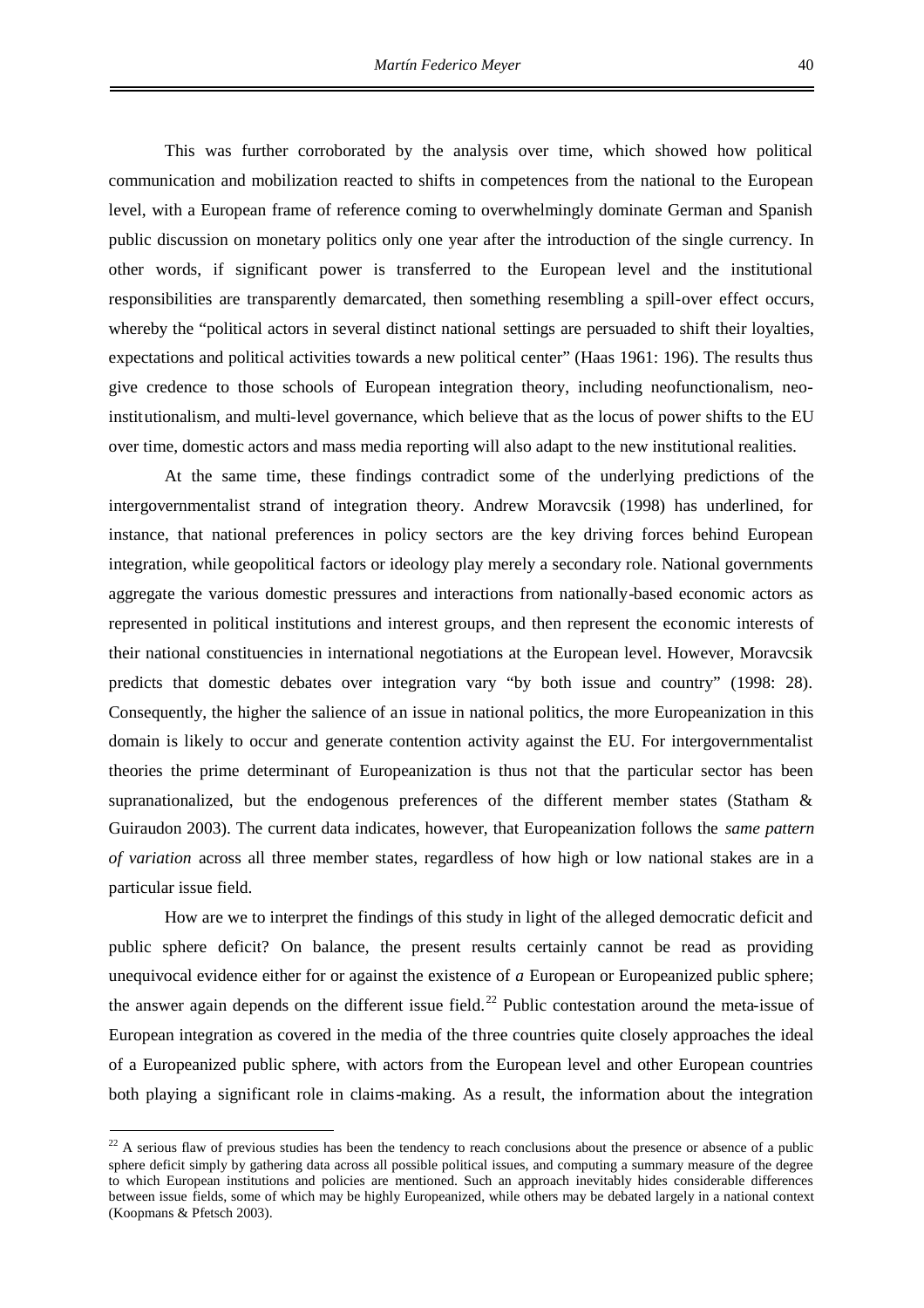This was further corroborated by the analysis over time, which showed how political communication and mobilization reacted to shifts in competences from the national to the European level, with a European frame of reference coming to overwhelmingly dominate German and Spanish public discussion on monetary politics only one year after the introduction of the single currency. In other words, if significant power is transferred to the European level and the institutional responsibilities are transparently demarcated, then something resembling a spill-over effect occurs, whereby the "political actors in several distinct national settings are persuaded to shift their loyalties, expectations and political activities towards a new political center" (Haas 1961: 196). The results thus give credence to those schools of European integration theory, including neofunctionalism, neo-institutionalism, and multi-level governance, which believe that as the locus of power shifts to the EU over time, domestic actors and mass media reporting will also adapt to the new institutional realities.

At the same time, these findings contradict some of the underlying predictions of the intergovernmentalist strand of integration theory. Andrew Moravcsik (1998) has underlined, for instance, that national preferences in policy sectors are the key driving forces behind European integration, while geopolitical factors or ideology play merely a secondary role. National governments aggregate the various domestic pressures and interactions from nationally-based economic actors as represented in political institutions and interest groups, and then represent the economic interests of their national constituencies in international negotiations at the European level. However, Moravcsik predicts that domestic debates over integration vary "by both issue and country" (1998: 28). Consequently, the higher the salience of an issue in national politics, the more Europeanization in this domain is likely to occur and generate contention activity against the EU. For intergovernmentalist theories the prime determinant of Europeanization is thus not that the particular sector has been supranationalized, but the endogenous preferences of the different member states (Statham & Guiraudon 2003). The current data indicates, however, that Europeanization follows the *same pattern of variation* across all three member states, regardless of how high or low national stakes are in a particular issue field.

How are we to interpret the findings of this study in light of the alleged democratic deficit and public sphere deficit? On balance, the present results certainly cannot be read as providing unequivocal evidence either for or against the existence of *a* European or Europeanized public sphere; the answer again depends on the different issue field.[22] Public contestation around the meta-issue of European integration as covered in the media of the three countries quite closely approaches the ideal of a Europeanized public sphere, with actors from the European level and other European countries both playing a significant role in claims-making. As a result, the information about the integration

[22] A serious flaw of previous studies has been the tendency to reach conclusions about the presence or absence of a public sphere deficit simply by gathering data across all possible political issues, and computing a summary measure of the degree to which European institutions and policies are mentioned. Such an approach inevitably hides considerable differences between issue fields, some of which may be highly Europeanized, while others may be debated largely in a national context (Koopmans & Pfetsch 2003).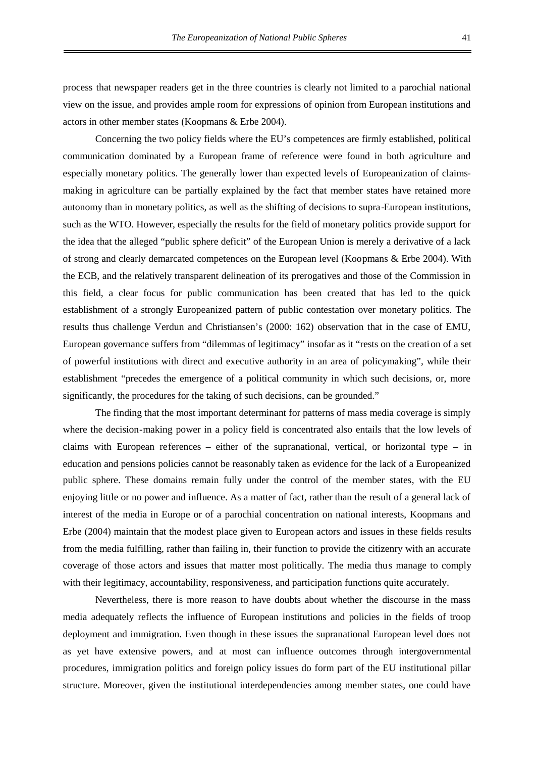process that newspaper readers get in the three countries is clearly not limited to a parochial national view on the issue, and provides ample room for expressions of opinion from European institutions and actors in other member states (Koopmans & Erbe 2004).

Concerning the two policy fields where the EU's competences are firmly established, political communication dominated by a European frame of reference were found in both agriculture and especially monetary politics. The generally lower than expected levels of Europeanization of claims-making in agriculture can be partially explained by the fact that member states have retained more autonomy than in monetary politics, as well as the shifting of decisions to supra-European institutions, such as the WTO. However, especially the results for the field of monetary politics provide support for the idea that the alleged "public sphere deficit" of the European Union is merely a derivative of a lack of strong and clearly demarcated competences on the European level (Koopmans & Erbe 2004). With the ECB, and the relatively transparent delineation of its prerogatives and those of the Commission in this field, a clear focus for public communication has been created that has led to the quick establishment of a strongly Europeanized pattern of public contestation over monetary politics. The results thus challenge Verdun and Christiansen's (2000: 162) observation that in the case of EMU, European governance suffers from "dilemmas of legitimacy" insofar as it "rests on the creation of a set of powerful institutions with direct and executive authority in an area of policymaking", while their establishment "precedes the emergence of a political community in which such decisions, or, more significantly, the procedures for the taking of such decisions, can be grounded."

The finding that the most important determinant for patterns of mass media coverage is simply where the decision-making power in a policy field is concentrated also entails that the low levels of claims with European references – either of the supranational, vertical, or horizontal type – in education and pensions policies cannot be reasonably taken as evidence for the lack of a Europeanized public sphere. These domains remain fully under the control of the member states, with the EU enjoying little or no power and influence. As a matter of fact, rather than the result of a general lack of interest of the media in Europe or of a parochial concentration on national interests, Koopmans and Erbe (2004) maintain that the modest place given to European actors and issues in these fields results from the media fulfilling, rather than failing in, their function to provide the citizenry with an accurate coverage of those actors and issues that matter most politically. The media thus manage to comply with their legitimacy, accountability, responsiveness, and participation functions quite accurately.

Nevertheless, there is more reason to have doubts about whether the discourse in the mass media adequately reflects the influence of European institutions and policies in the fields of troop deployment and immigration. Even though in these issues the supranational European level does not as yet have extensive powers, and at most can influence outcomes through intergovernmental procedures, immigration politics and foreign policy issues do form part of the EU institutional pillar structure. Moreover, given the institutional interdependencies among member states, one could have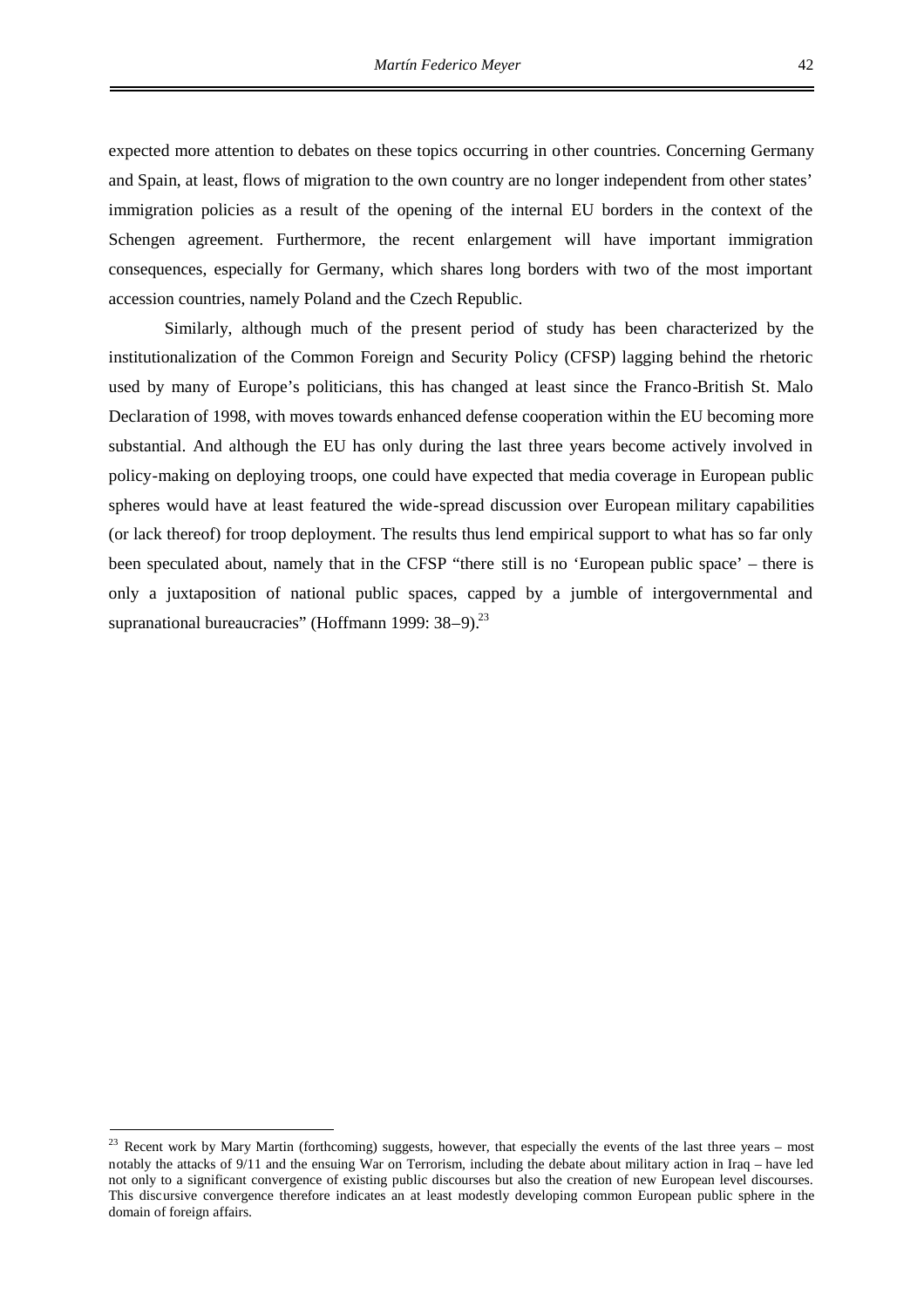expected more attention to debates on these topics occurring in other countries. Concerning Germany and Spain, at least, flows of migration to the own country are no longer independent from other states' immigration policies as a result of the opening of the internal EU borders in the context of the Schengen agreement. Furthermore, the recent enlargement will have important immigration consequences, especially for Germany, which shares long borders with two of the most important accession countries, namely Poland and the Czech Republic.

Similarly, although much of the present period of study has been characterized by the institutionalization of the Common Foreign and Security Policy (CFSP) lagging behind the rhetoric used by many of Europe's politicians, this has changed at least since the Franco-British St. Malo Declaration of 1998, with moves towards enhanced defense cooperation within the EU becoming more substantial. And although the EU has only during the last three years become actively involved in policy-making on deploying troops, one could have expected that media coverage in European public spheres would have at least featured the wide-spread discussion over European military capabilities (or lack thereof) for troop deployment. The results thus lend empirical support to what has so far only been speculated about, namely that in the CFSP "there still is no 'European public space' – there is only a juxtaposition of national public spaces, capped by a jumble of intergovernmental and supranational bureaucracies" (Hoffmann 1999: 38–9).[23]

---

[23] Recent work by Mary Martin (forthcoming) suggests, however, that especially the events of the last three years – most notably the attacks of 9/11 and the ensuing War on Terrorism, including the debate about military action in Iraq – have led not only to a significant convergence of existing public discourses but also the creation of new European level discourses. This discursive convergence therefore indicates an at least modestly developing common European public sphere in the domain of foreign affairs.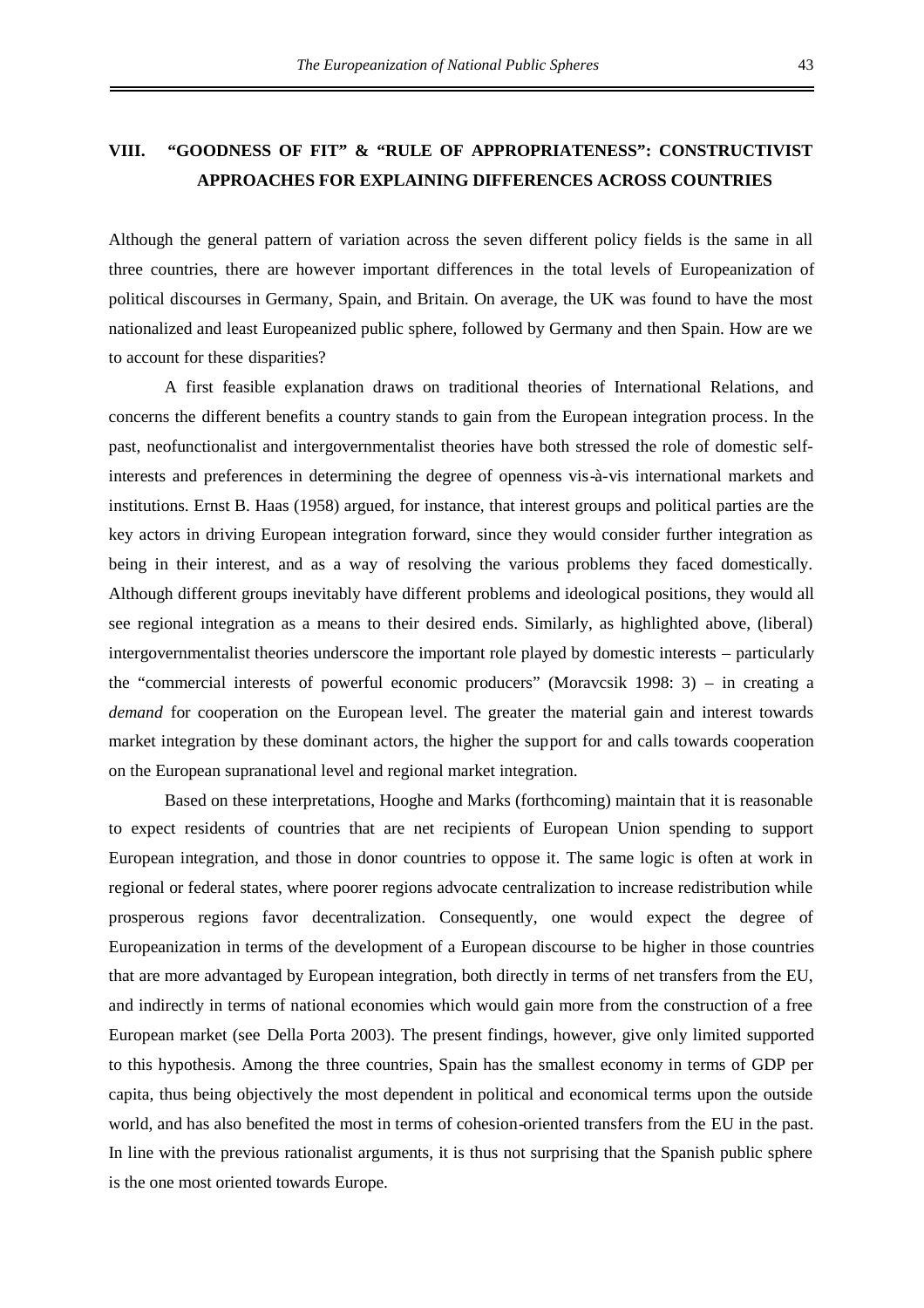## VIII. "GOODNESS OF FIT" & "RULE OF APPROPRIATENESS": CONSTRUCTIVIST APPROACHES FOR EXPLAINING DIFFERENCES ACROSS COUNTRIES

Although the general pattern of variation across the seven different policy fields is the same in all three countries, there are however important differences in the total levels of Europeanization of political discourses in Germany, Spain, and Britain. On average, the UK was found to have the most nationalized and least Europeanized public sphere, followed by Germany and then Spain. How are we to account for these disparities?

A first feasible explanation draws on traditional theories of International Relations, and concerns the different benefits a country stands to gain from the European integration process. In the past, neofunctionalist and intergovernmentalist theories have both stressed the role of domestic self-interests and preferences in determining the degree of openness vis-à-vis international markets and institutions. Ernst B. Haas (1958) argued, for instance, that interest groups and political parties are the key actors in driving European integration forward, since they would consider further integration as being in their interest, and as a way of resolving the various problems they faced domestically. Although different groups inevitably have different problems and ideological positions, they would all see regional integration as a means to their desired ends. Similarly, as highlighted above, (liberal) intergovernmentalist theories underscore the important role played by domestic interests – particularly the "commercial interests of powerful economic producers" (Moravcsik 1998: 3) – in creating a *demand* for cooperation on the European level. The greater the material gain and interest towards market integration by these dominant actors, the higher the support for and calls towards cooperation on the European supranational level and regional market integration.

Based on these interpretations, Hooghe and Marks (forthcoming) maintain that it is reasonable to expect residents of countries that are net recipients of European Union spending to support European integration, and those in donor countries to oppose it. The same logic is often at work in regional or federal states, where poorer regions advocate centralization to increase redistribution while prosperous regions favor decentralization. Consequently, one would expect the degree of Europeanization in terms of the development of a European discourse to be higher in those countries that are more advantaged by European integration, both directly in terms of net transfers from the EU, and indirectly in terms of national economies which would gain more from the construction of a free European market (see Della Porta 2003). The present findings, however, give only limited supported to this hypothesis. Among the three countries, Spain has the smallest economy in terms of GDP per capita, thus being objectively the most dependent in political and economical terms upon the outside world, and has also benefited the most in terms of cohesion-oriented transfers from the EU in the past. In line with the previous rationalist arguments, it is thus not surprising that the Spanish public sphere is the one most oriented towards Europe.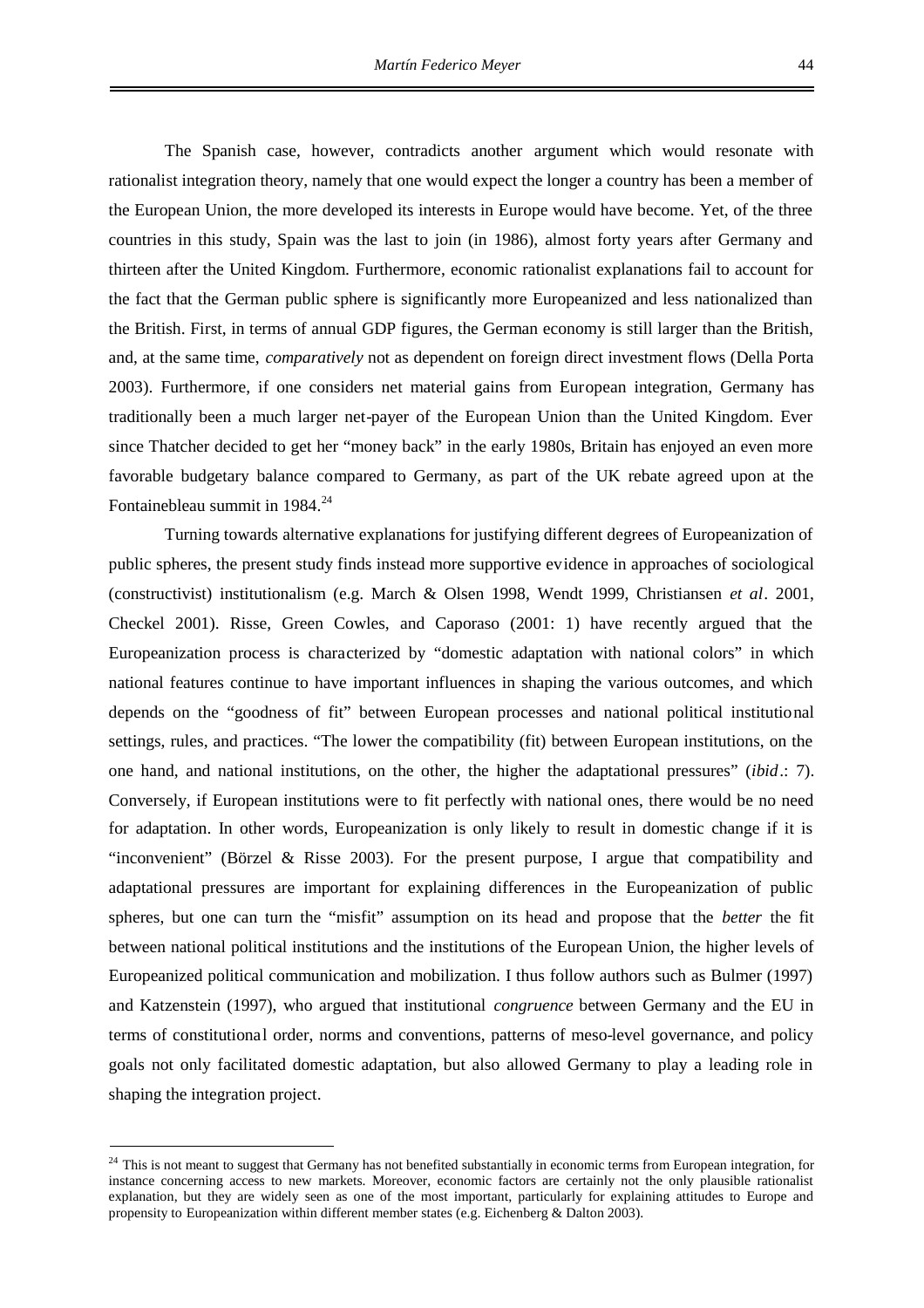The Spanish case, however, contradicts another argument which would resonate with rationalist integration theory, namely that one would expect the longer a country has been a member of the European Union, the more developed its interests in Europe would have become. Yet, of the three countries in this study, Spain was the last to join (in 1986), almost forty years after Germany and thirteen after the United Kingdom. Furthermore, economic rationalist explanations fail to account for the fact that the German public sphere is significantly more Europeanized and less nationalized than the British. First, in terms of annual GDP figures, the German economy is still larger than the British, and, at the same time, *comparatively* not as dependent on foreign direct investment flows (Della Porta 2003). Furthermore, if one considers net material gains from European integration, Germany has traditionally been a much larger net-payer of the European Union than the United Kingdom. Ever since Thatcher decided to get her "money back" in the early 1980s, Britain has enjoyed an even more favorable budgetary balance compared to Germany, as part of the UK rebate agreed upon at the Fontainebleau summit in 1984.[24]

Turning towards alternative explanations for justifying different degrees of Europeanization of public spheres, the present study finds instead more supportive evidence in approaches of sociological (constructivist) institutionalism (e.g. March & Olsen 1998, Wendt 1999, Christiansen *et al*. 2001, Checkel 2001). Risse, Green Cowles, and Caporaso (2001: 1) have recently argued that the Europeanization process is characterized by "domestic adaptation with national colors" in which national features continue to have important influences in shaping the various outcomes, and which depends on the "goodness of fit" between European processes and national political institutional settings, rules, and practices. "The lower the compatibility (fit) between European institutions, on the one hand, and national institutions, on the other, the higher the adaptational pressures" (*ibid*.: 7). Conversely, if European institutions were to fit perfectly with national ones, there would be no need for adaptation. In other words, Europeanization is only likely to result in domestic change if it is "inconvenient" (Börzel & Risse 2003). For the present purpose, I argue that compatibility and adaptational pressures are important for explaining differences in the Europeanization of public spheres, but one can turn the "misfit" assumption on its head and propose that the *better* the fit between national political institutions and the institutions of the European Union, the higher levels of Europeanized political communication and mobilization. I thus follow authors such as Bulmer (1997) and Katzenstein (1997), who argued that institutional *congruence* between Germany and the EU in terms of constitutional order, norms and conventions, patterns of meso-level governance, and policy goals not only facilitated domestic adaptation, but also allowed Germany to play a leading role in shaping the integration project.

---

[24] This is not meant to suggest that Germany has not benefited substantially in economic terms from European integration, for instance concerning access to new markets. Moreover, economic factors are certainly not the only plausible rationalist explanation, but they are widely seen as one of the most important, particularly for explaining attitudes to Europe and propensity to Europeanization within different member states (e.g. Eichenberg & Dalton 2003).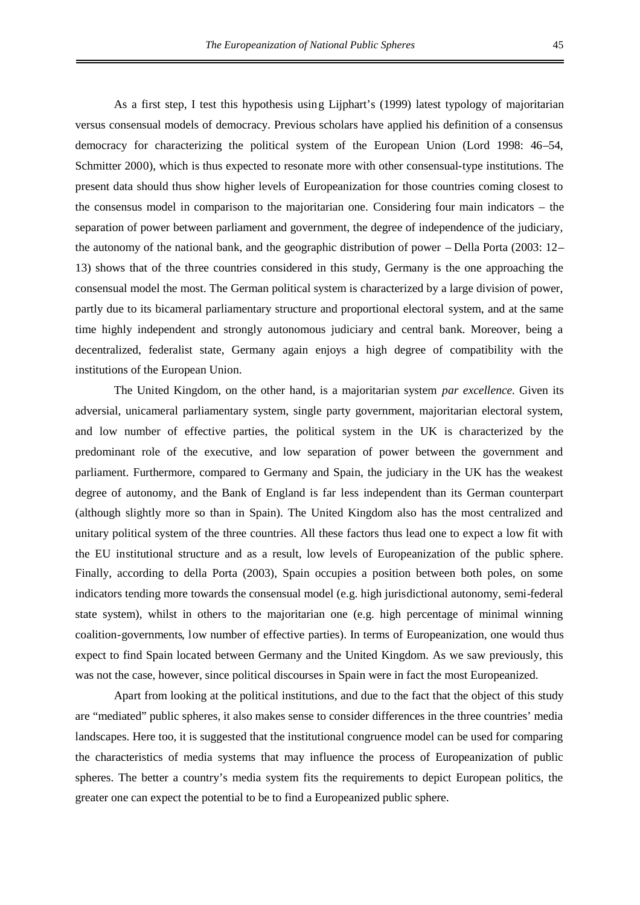As a first step, I test this hypothesis using Lijphart's (1999) latest typology of majoritarian versus consensual models of democracy. Previous scholars have applied his definition of a consensus democracy for characterizing the political system of the European Union (Lord 1998: 46–54, Schmitter 2000), which is thus expected to resonate more with other consensual-type institutions. The present data should thus show higher levels of Europeanization for those countries coming closest to the consensus model in comparison to the majoritarian one. Considering four main indicators – the separation of power between parliament and government, the degree of independence of the judiciary, the autonomy of the national bank, and the geographic distribution of power – Della Porta (2003: 12–13) shows that of the three countries considered in this study, Germany is the one approaching the consensual model the most. The German political system is characterized by a large division of power, partly due to its bicameral parliamentary structure and proportional electoral system, and at the same time highly independent and strongly autonomous judiciary and central bank. Moreover, being a decentralized, federalist state, Germany again enjoys a high degree of compatibility with the institutions of the European Union.

The United Kingdom, on the other hand, is a majoritarian system *par excellence.* Given its adversial, unicameral parliamentary system, single party government, majoritarian electoral system, and low number of effective parties, the political system in the UK is characterized by the predominant role of the executive, and low separation of power between the government and parliament. Furthermore, compared to Germany and Spain, the judiciary in the UK has the weakest degree of autonomy, and the Bank of England is far less independent than its German counterpart (although slightly more so than in Spain). The United Kingdom also has the most centralized and unitary political system of the three countries. All these factors thus lead one to expect a low fit with the EU institutional structure and as a result, low levels of Europeanization of the public sphere. Finally, according to della Porta (2003), Spain occupies a position between both poles, on some indicators tending more towards the consensual model (e.g. high jurisdictional autonomy, semi-federal state system), whilst in others to the majoritarian one (e.g. high percentage of minimal winning coalition-governments, low number of effective parties). In terms of Europeanization, one would thus expect to find Spain located between Germany and the United Kingdom. As we saw previously, this was not the case, however, since political discourses in Spain were in fact the most Europeanized.

Apart from looking at the political institutions, and due to the fact that the object of this study are "mediated" public spheres, it also makes sense to consider differences in the three countries' media landscapes. Here too, it is suggested that the institutional congruence model can be used for comparing the characteristics of media systems that may influence the process of Europeanization of public spheres. The better a country's media system fits the requirements to depict European politics, the greater one can expect the potential to be to find a Europeanized public sphere.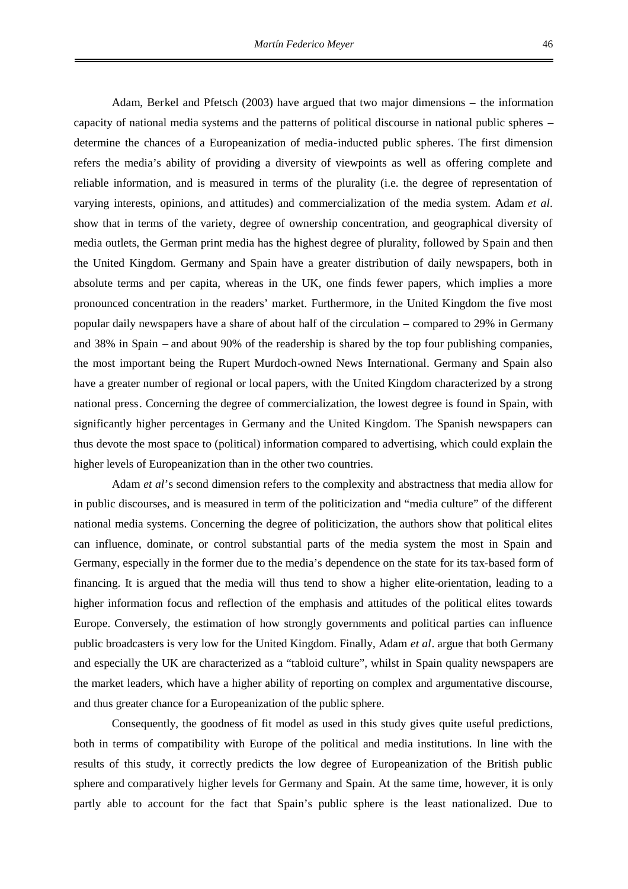Adam, Berkel and Pfetsch (2003) have argued that two major dimensions – the information capacity of national media systems and the patterns of political discourse in national public spheres – determine the chances of a Europeanization of media-inducted public spheres. The first dimension refers the media's ability of providing a diversity of viewpoints as well as offering complete and reliable information, and is measured in terms of the plurality (i.e. the degree of representation of varying interests, opinions, and attitudes) and commercialization of the media system. Adam *et al.* show that in terms of the variety, degree of ownership concentration, and geographical diversity of media outlets, the German print media has the highest degree of plurality, followed by Spain and then the United Kingdom. Germany and Spain have a greater distribution of daily newspapers, both in absolute terms and per capita, whereas in the UK, one finds fewer papers, which implies a more pronounced concentration in the readers' market. Furthermore, in the United Kingdom the five most popular daily newspapers have a share of about half of the circulation – compared to 29% in Germany and 38% in Spain – and about 90% of the readership is shared by the top four publishing companies, the most important being the Rupert Murdoch-owned News International. Germany and Spain also have a greater number of regional or local papers, with the United Kingdom characterized by a strong national press. Concerning the degree of commercialization, the lowest degree is found in Spain, with significantly higher percentages in Germany and the United Kingdom. The Spanish newspapers can thus devote the most space to (political) information compared to advertising, which could explain the higher levels of Europeanization than in the other two countries.

Adam *et al*'s second dimension refers to the complexity and abstractness that media allow for in public discourses, and is measured in term of the politicization and "media culture" of the different national media systems. Concerning the degree of politicization, the authors show that political elites can influence, dominate, or control substantial parts of the media system the most in Spain and Germany, especially in the former due to the media's dependence on the state for its tax-based form of financing. It is argued that the media will thus tend to show a higher elite-orientation, leading to a higher information focus and reflection of the emphasis and attitudes of the political elites towards Europe. Conversely, the estimation of how strongly governments and political parties can influence public broadcasters is very low for the United Kingdom. Finally, Adam *et al*. argue that both Germany and especially the UK are characterized as a "tabloid culture", whilst in Spain quality newspapers are the market leaders, which have a higher ability of reporting on complex and argumentative discourse, and thus greater chance for a Europeanization of the public sphere.

Consequently, the goodness of fit model as used in this study gives quite useful predictions, both in terms of compatibility with Europe of the political and media institutions. In line with the results of this study, it correctly predicts the low degree of Europeanization of the British public sphere and comparatively higher levels for Germany and Spain. At the same time, however, it is only partly able to account for the fact that Spain's public sphere is the least nationalized. Due to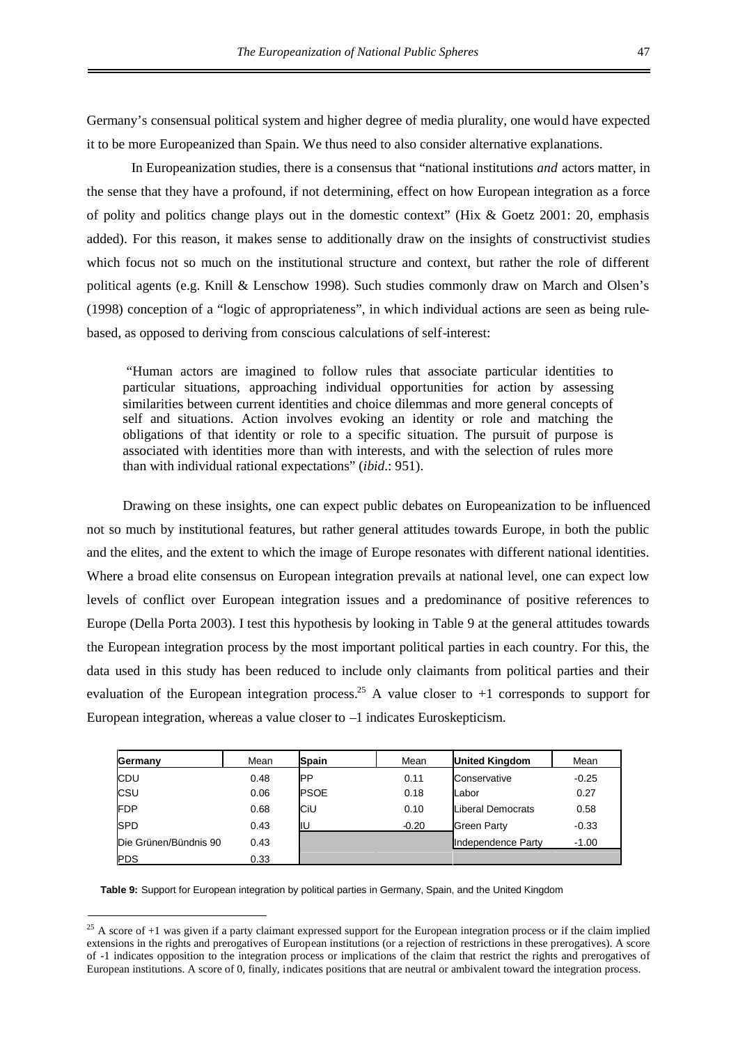Germany's consensual political system and higher degree of media plurality, one would have expected it to be more Europeanized than Spain. We thus need to also consider alternative explanations.

In Europeanization studies, there is a consensus that "national institutions *and* actors matter, in the sense that they have a profound, if not determining, effect on how European integration as a force of polity and politics change plays out in the domestic context" (Hix & Goetz 2001: 20, emphasis added). For this reason, it makes sense to additionally draw on the insights of constructivist studies which focus not so much on the institutional structure and context, but rather the role of different political agents (e.g. Knill & Lenschow 1998). Such studies commonly draw on March and Olsen's (1998) conception of a "logic of appropriateness", in which individual actions are seen as being rule-based, as opposed to deriving from conscious calculations of self-interest:

> "Human actors are imagined to follow rules that associate particular identities to particular situations, approaching individual opportunities for action by assessing similarities between current identities and choice dilemmas and more general concepts of self and situations. Action involves evoking an identity or role and matching the obligations of that identity or role to a specific situation. The pursuit of purpose is associated with identities more than with interests, and with the selection of rules more than with individual rational expectations" (*ibid*.: 951).

Drawing on these insights, one can expect public debates on Europeanization to be influenced not so much by institutional features, but rather general attitudes towards Europe, in both the public and the elites, and the extent to which the image of Europe resonates with different national identities. Where a broad elite consensus on European integration prevails at national level, one can expect low levels of conflict over European integration issues and a predominance of positive references to Europe (Della Porta 2003). I test this hypothesis by looking in Table 9 at the general attitudes towards the European integration process by the most important political parties in each country. For this, the data used in this study has been reduced to include only claimants from political parties and their evaluation of the European integration process.[25] A value closer to +1 corresponds to support for European integration, whereas a value closer to –1 indicates Euroskepticism.

| Germany | Mean | Spain | Mean | United Kingdom | Mean |
|---|---|---|---|---|---|
| CDU | 0.48 | PP | 0.11 | Conservative | -0.25 |
| CSU | 0.06 | PSOE | 0.18 | Labor | 0.27 |
| FDP | 0.68 | CiU | 0.10 | Liberal Democrats | 0.58 |
| SPD | 0.43 | IU | -0.20 | Green Party | -0.33 |
| Die Grünen/Bündnis 90 | 0.43 | | | Independence Party | -1.00 |
| PDS | 0.33 | | | | |

**Table 9:** Support for European integration by political parties in Germany, Spain, and the United Kingdom

[25] A score of +1 was given if a party claimant expressed support for the European integration process or if the claim implied extensions in the rights and prerogatives of European institutions (or a rejection of restrictions in these prerogatives). A score of -1 indicates opposition to the integration process or implications of the claim that restrict the rights and prerogatives of European institutions. A score of 0, finally, indicates positions that are neutral or ambivalent toward the integration process.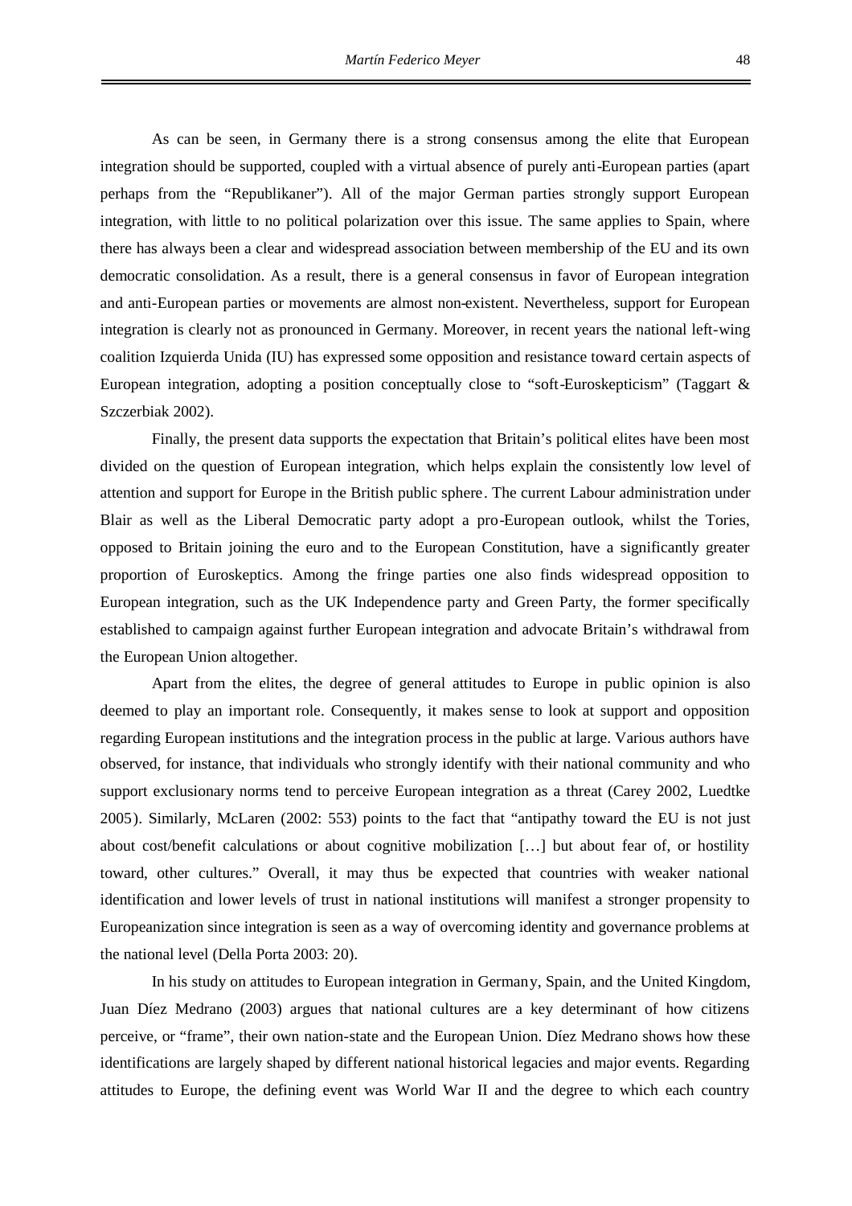As can be seen, in Germany there is a strong consensus among the elite that European integration should be supported, coupled with a virtual absence of purely anti-European parties (apart perhaps from the "Republikaner"). All of the major German parties strongly support European integration, with little to no political polarization over this issue. The same applies to Spain, where there has always been a clear and widespread association between membership of the EU and its own democratic consolidation. As a result, there is a general consensus in favor of European integration and anti-European parties or movements are almost non-existent. Nevertheless, support for European integration is clearly not as pronounced in Germany. Moreover, in recent years the national left-wing coalition Izquierda Unida (IU) has expressed some opposition and resistance toward certain aspects of European integration, adopting a position conceptually close to "soft-Euroskepticism" (Taggart & Szczerbiak 2002).

Finally, the present data supports the expectation that Britain's political elites have been most divided on the question of European integration, which helps explain the consistently low level of attention and support for Europe in the British public sphere. The current Labour administration under Blair as well as the Liberal Democratic party adopt a pro-European outlook, whilst the Tories, opposed to Britain joining the euro and to the European Constitution, have a significantly greater proportion of Euroskeptics. Among the fringe parties one also finds widespread opposition to European integration, such as the UK Independence party and Green Party, the former specifically established to campaign against further European integration and advocate Britain's withdrawal from the European Union altogether.

Apart from the elites, the degree of general attitudes to Europe in public opinion is also deemed to play an important role. Consequently, it makes sense to look at support and opposition regarding European institutions and the integration process in the public at large. Various authors have observed, for instance, that individuals who strongly identify with their national community and who support exclusionary norms tend to perceive European integration as a threat (Carey 2002, Luedtke 2005). Similarly, McLaren (2002: 553) points to the fact that "antipathy toward the EU is not just about cost/benefit calculations or about cognitive mobilization […] but about fear of, or hostility toward, other cultures." Overall, it may thus be expected that countries with weaker national identification and lower levels of trust in national institutions will manifest a stronger propensity to Europeanization since integration is seen as a way of overcoming identity and governance problems at the national level (Della Porta 2003: 20).

In his study on attitudes to European integration in Germany, Spain, and the United Kingdom, Juan Díez Medrano (2003) argues that national cultures are a key determinant of how citizens perceive, or "frame", their own nation-state and the European Union. Díez Medrano shows how these identifications are largely shaped by different national historical legacies and major events. Regarding attitudes to Europe, the defining event was World War II and the degree to which each country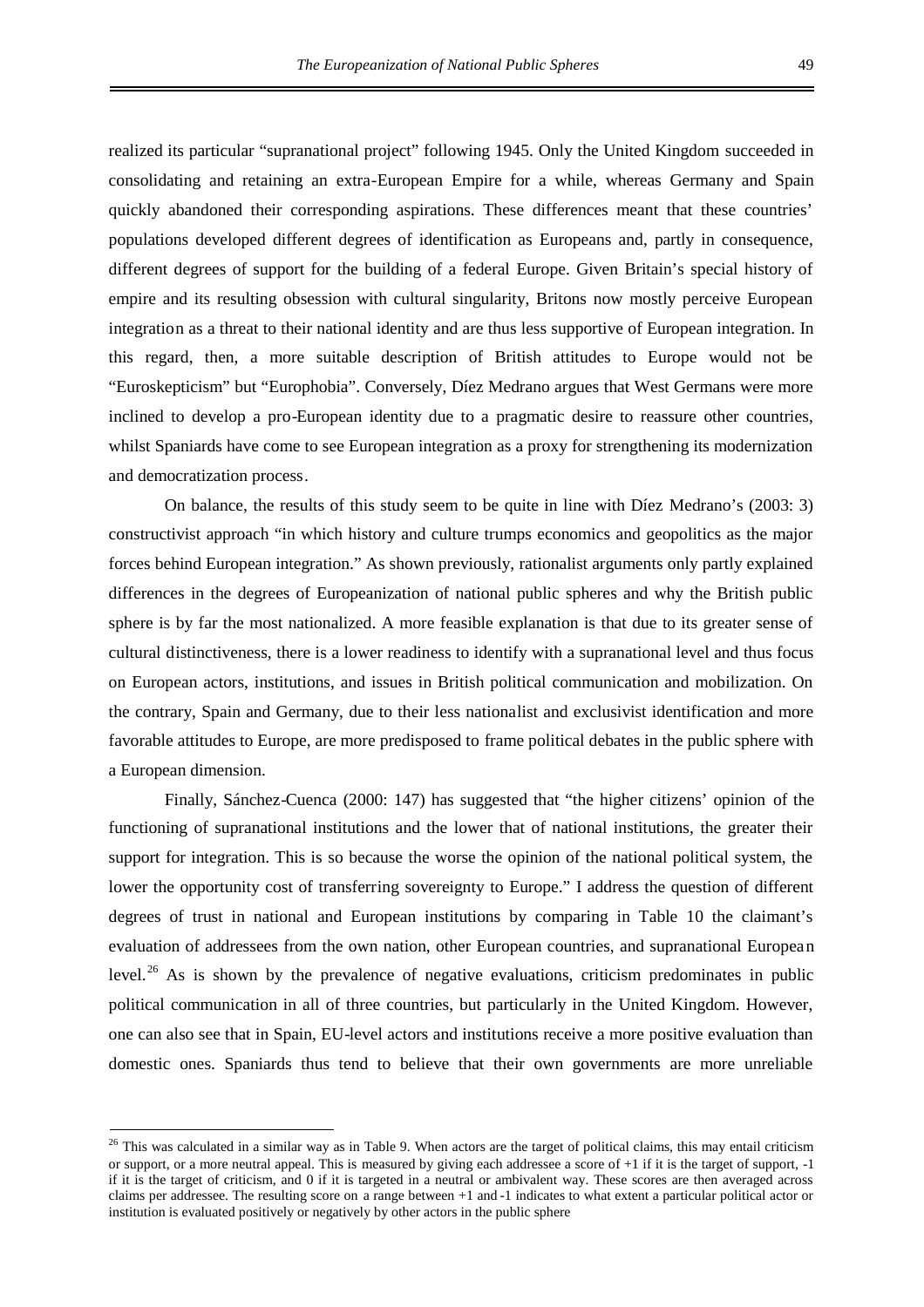realized its particular "supranational project" following 1945. Only the United Kingdom succeeded in consolidating and retaining an extra-European Empire for a while, whereas Germany and Spain quickly abandoned their corresponding aspirations. These differences meant that these countries' populations developed different degrees of identification as Europeans and, partly in consequence, different degrees of support for the building of a federal Europe. Given Britain's special history of empire and its resulting obsession with cultural singularity, Britons now mostly perceive European integration as a threat to their national identity and are thus less supportive of European integration. In this regard, then, a more suitable description of British attitudes to Europe would not be "Euroskepticism" but "Europhobia". Conversely, Díez Medrano argues that West Germans were more inclined to develop a pro-European identity due to a pragmatic desire to reassure other countries, whilst Spaniards have come to see European integration as a proxy for strengthening its modernization and democratization process.

On balance, the results of this study seem to be quite in line with Díez Medrano's (2003: 3) constructivist approach "in which history and culture trumps economics and geopolitics as the major forces behind European integration." As shown previously, rationalist arguments only partly explained differences in the degrees of Europeanization of national public spheres and why the British public sphere is by far the most nationalized. A more feasible explanation is that due to its greater sense of cultural distinctiveness, there is a lower readiness to identify with a supranational level and thus focus on European actors, institutions, and issues in British political communication and mobilization. On the contrary, Spain and Germany, due to their less nationalist and exclusivist identification and more favorable attitudes to Europe, are more predisposed to frame political debates in the public sphere with a European dimension.

Finally, Sánchez-Cuenca (2000: 147) has suggested that "the higher citizens' opinion of the functioning of supranational institutions and the lower that of national institutions, the greater their support for integration. This is so because the worse the opinion of the national political system, the lower the opportunity cost of transferring sovereignty to Europe." I address the question of different degrees of trust in national and European institutions by comparing in Table 10 the claimant's evaluation of addressees from the own nation, other European countries, and supranational European level.[26] As is shown by the prevalence of negative evaluations, criticism predominates in public political communication in all of three countries, but particularly in the United Kingdom. However, one can also see that in Spain, EU-level actors and institutions receive a more positive evaluation than domestic ones. Spaniards thus tend to believe that their own governments are more unreliable

[26] This was calculated in a similar way as in Table 9. When actors are the target of political claims, this may entail criticism or support, or a more neutral appeal. This is measured by giving each addressee a score of +1 if it is the target of support, -1 if it is the target of criticism, and 0 if it is targeted in a neutral or ambivalent way. These scores are then averaged across claims per addressee. The resulting score on a range between +1 and -1 indicates to what extent a particular political actor or institution is evaluated positively or negatively by other actors in the public sphere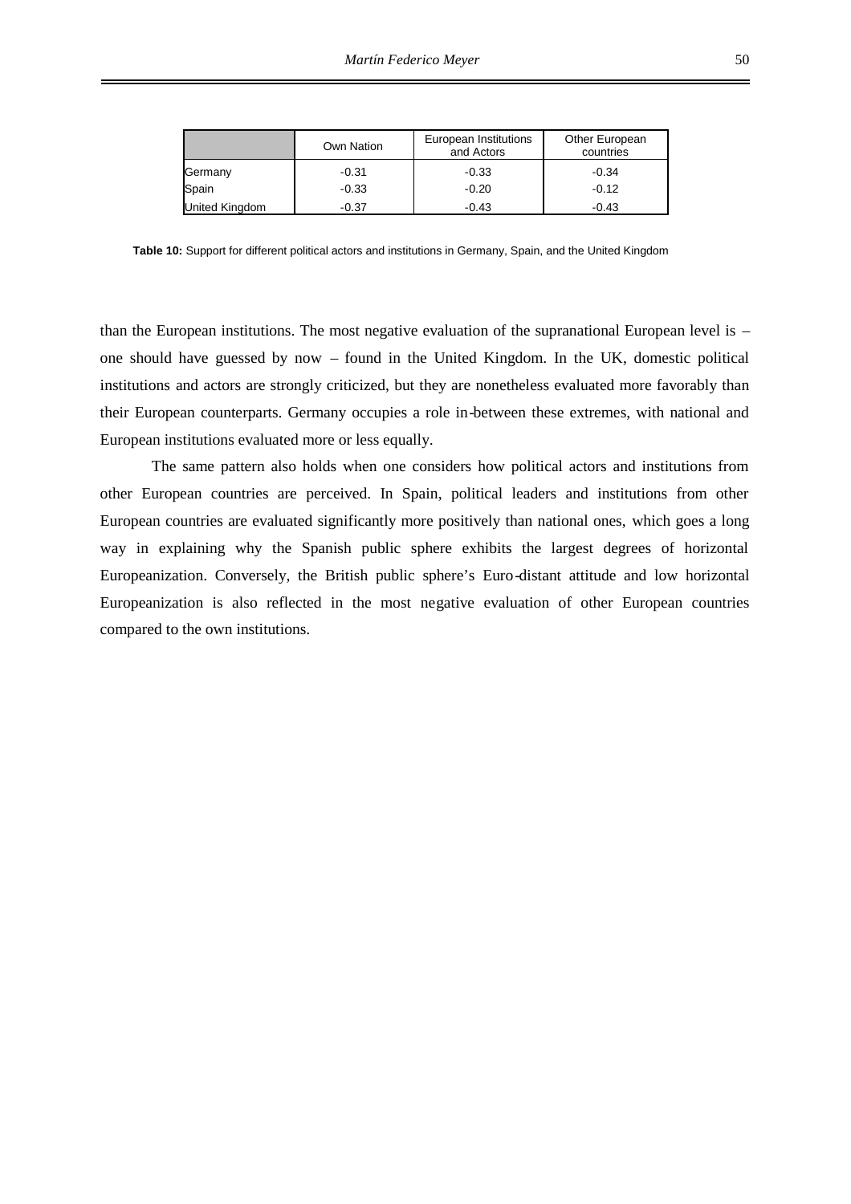| | Own Nation | European Institutions and Actors | Other European countries |
|---|---|---|---|
| Germany | -0.31 | -0.33 | -0.34 |
| Spain | -0.33 | -0.20 | -0.12 |
| United Kingdom | -0.37 | -0.43 | -0.43 |

**Table 10:** Support for different political actors and institutions in Germany, Spain, and the United Kingdom

than the European institutions. The most negative evaluation of the supranational European level is – one should have guessed by now – found in the United Kingdom. In the UK, domestic political institutions and actors are strongly criticized, but they are nonetheless evaluated more favorably than their European counterparts. Germany occupies a role in-between these extremes, with national and European institutions evaluated more or less equally.

The same pattern also holds when one considers how political actors and institutions from other European countries are perceived. In Spain, political leaders and institutions from other European countries are evaluated significantly more positively than national ones, which goes a long way in explaining why the Spanish public sphere exhibits the largest degrees of horizontal Europeanization. Conversely, the British public sphere's Euro-distant attitude and low horizontal Europeanization is also reflected in the most negative evaluation of other European countries compared to the own institutions.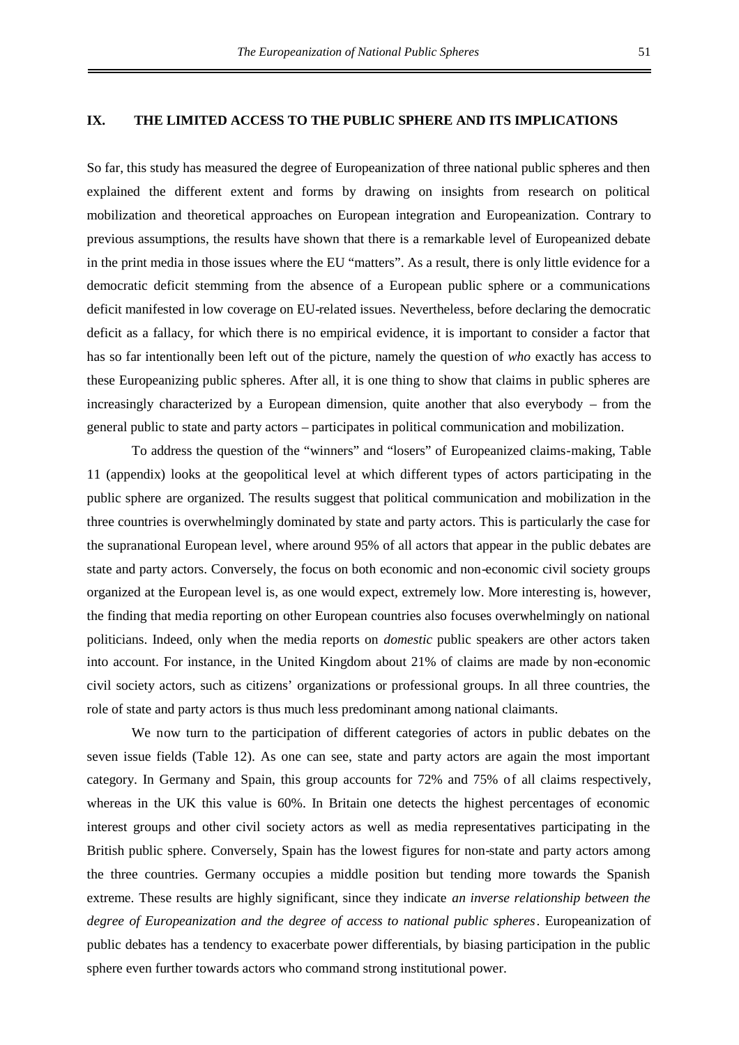## IX. THE LIMITED ACCESS TO THE PUBLIC SPHERE AND ITS IMPLICATIONS

So far, this study has measured the degree of Europeanization of three national public spheres and then explained the different extent and forms by drawing on insights from research on political mobilization and theoretical approaches on European integration and Europeanization. Contrary to previous assumptions, the results have shown that there is a remarkable level of Europeanized debate in the print media in those issues where the EU "matters". As a result, there is only little evidence for a democratic deficit stemming from the absence of a European public sphere or a communications deficit manifested in low coverage on EU-related issues. Nevertheless, before declaring the democratic deficit as a fallacy, for which there is no empirical evidence, it is important to consider a factor that has so far intentionally been left out of the picture, namely the question of *who* exactly has access to these Europeanizing public spheres. After all, it is one thing to show that claims in public spheres are increasingly characterized by a European dimension, quite another that also everybody – from the general public to state and party actors – participates in political communication and mobilization.

To address the question of the "winners" and "losers" of Europeanized claims-making, Table 11 (appendix) looks at the geopolitical level at which different types of actors participating in the public sphere are organized. The results suggest that political communication and mobilization in the three countries is overwhelmingly dominated by state and party actors. This is particularly the case for the supranational European level, where around 95% of all actors that appear in the public debates are state and party actors. Conversely, the focus on both economic and non-economic civil society groups organized at the European level is, as one would expect, extremely low. More interesting is, however, the finding that media reporting on other European countries also focuses overwhelmingly on national politicians. Indeed, only when the media reports on *domestic* public speakers are other actors taken into account. For instance, in the United Kingdom about 21% of claims are made by non-economic civil society actors, such as citizens' organizations or professional groups. In all three countries, the role of state and party actors is thus much less predominant among national claimants.

We now turn to the participation of different categories of actors in public debates on the seven issue fields (Table 12). As one can see, state and party actors are again the most important category. In Germany and Spain, this group accounts for 72% and 75% of all claims respectively, whereas in the UK this value is 60%. In Britain one detects the highest percentages of economic interest groups and other civil society actors as well as media representatives participating in the British public sphere. Conversely, Spain has the lowest figures for non-state and party actors among the three countries. Germany occupies a middle position but tending more towards the Spanish extreme. These results are highly significant, since they indicate *an inverse relationship between the degree of Europeanization and the degree of access to national public spheres*. Europeanization of public debates has a tendency to exacerbate power differentials, by biasing participation in the public sphere even further towards actors who command strong institutional power.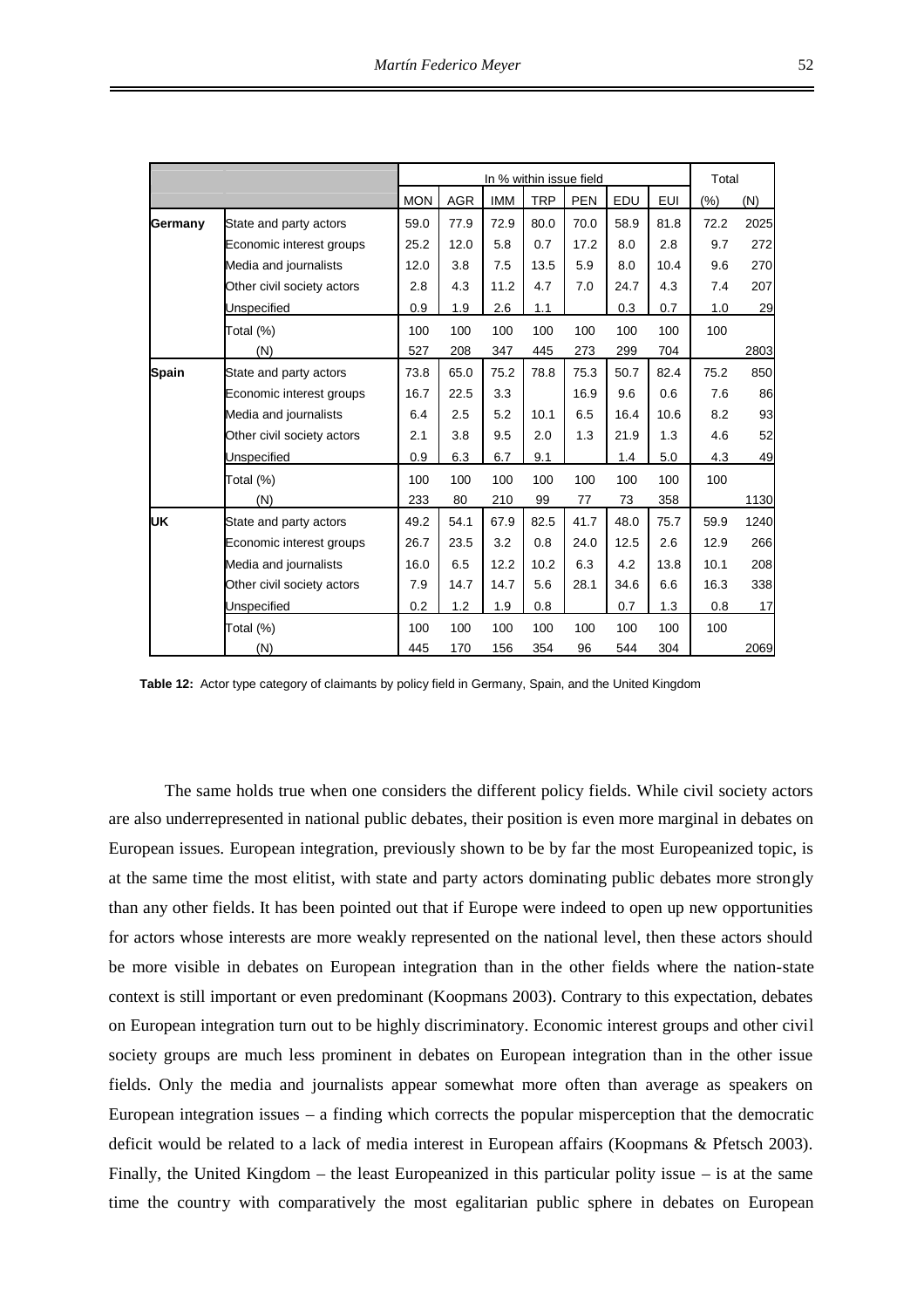| | | In % within issue field | | | | | | | Total | |
|---|---|---|---|---|---|---|---|---|---|---|
| | | MON | AGR | IMM | TRP | PEN | EDU | EUI | (%) | (N) |
| **Germany** | State and party actors | 59.0 | 77.9 | 72.9 | 80.0 | 70.0 | 58.9 | 81.8 | 72.2 | 2025 |
| | Economic interest groups | 25.2 | 12.0 | 5.8 | 0.7 | 17.2 | 8.0 | 2.8 | 9.7 | 272 |
| | Media and journalists | 12.0 | 3.8 | 7.5 | 13.5 | 5.9 | 8.0 | 10.4 | 9.6 | 270 |
| | Other civil society actors | 2.8 | 4.3 | 11.2 | 4.7 | 7.0 | 24.7 | 4.3 | 7.4 | 207 |
| | Unspecified | 0.9 | 1.9 | 2.6 | 1.1 | | 0.3 | 0.7 | 1.0 | 29 |
| | Total (%) | 100 | 100 | 100 | 100 | 100 | 100 | 100 | 100 | |
| | (N) | 527 | 208 | 347 | 445 | 273 | 299 | 704 | | 2803 |
| **Spain** | State and party actors | 73.8 | 65.0 | 75.2 | 78.8 | 75.3 | 50.7 | 82.4 | 75.2 | 850 |
| | Economic interest groups | 16.7 | 22.5 | 3.3 | | 16.9 | 9.6 | 0.6 | 7.6 | 86 |
| | Media and journalists | 6.4 | 2.5 | 5.2 | 10.1 | 6.5 | 16.4 | 10.6 | 8.2 | 93 |
| | Other civil society actors | 2.1 | 3.8 | 9.5 | 2.0 | 1.3 | 21.9 | 1.3 | 4.6 | 52 |
| | Unspecified | 0.9 | 6.3 | 6.7 | 9.1 | | 1.4 | 5.0 | 4.3 | 49 |
| | Total (%) | 100 | 100 | 100 | 100 | 100 | 100 | 100 | 100 | |
| | (N) | 233 | 80 | 210 | 99 | 77 | 73 | 358 | | 1130 |
| **UK** | State and party actors | 49.2 | 54.1 | 67.9 | 82.5 | 41.7 | 48.0 | 75.7 | 59.9 | 1240 |
| | Economic interest groups | 26.7 | 23.5 | 3.2 | 0.8 | 24.0 | 12.5 | 2.6 | 12.9 | 266 |
| | Media and journalists | 16.0 | 6.5 | 12.2 | 10.2 | 6.3 | 4.2 | 13.8 | 10.1 | 208 |
| | Other civil society actors | 7.9 | 14.7 | 14.7 | 5.6 | 28.1 | 34.6 | 6.6 | 16.3 | 338 |
| | Unspecified | 0.2 | 1.2 | 1.9 | 0.8 | | 0.7 | 1.3 | 0.8 | 17 |
| | Total (%) | 100 | 100 | 100 | 100 | 100 | 100 | 100 | 100 | |
| | (N) | 445 | 170 | 156 | 354 | 96 | 544 | 304 | | 2069 |

**Table 12:** Actor type category of claimants by policy field in Germany, Spain, and the United Kingdom

The same holds true when one considers the different policy fields. While civil society actors are also underrepresented in national public debates, their position is even more marginal in debates on European issues. European integration, previously shown to be by far the most Europeanized topic, is at the same time the most elitist, with state and party actors dominating public debates more strongly than any other fields. It has been pointed out that if Europe were indeed to open up new opportunities for actors whose interests are more weakly represented on the national level, then these actors should be more visible in debates on European integration than in the other fields where the nation-state context is still important or even predominant (Koopmans 2003). Contrary to this expectation, debates on European integration turn out to be highly discriminatory. Economic interest groups and other civil society groups are much less prominent in debates on European integration than in the other issue fields. Only the media and journalists appear somewhat more often than average as speakers on European integration issues – a finding which corrects the popular misperception that the democratic deficit would be related to a lack of media interest in European affairs (Koopmans & Pfetsch 2003). Finally, the United Kingdom – the least Europeanized in this particular polity issue – is at the same time the country with comparatively the most egalitarian public sphere in debates on European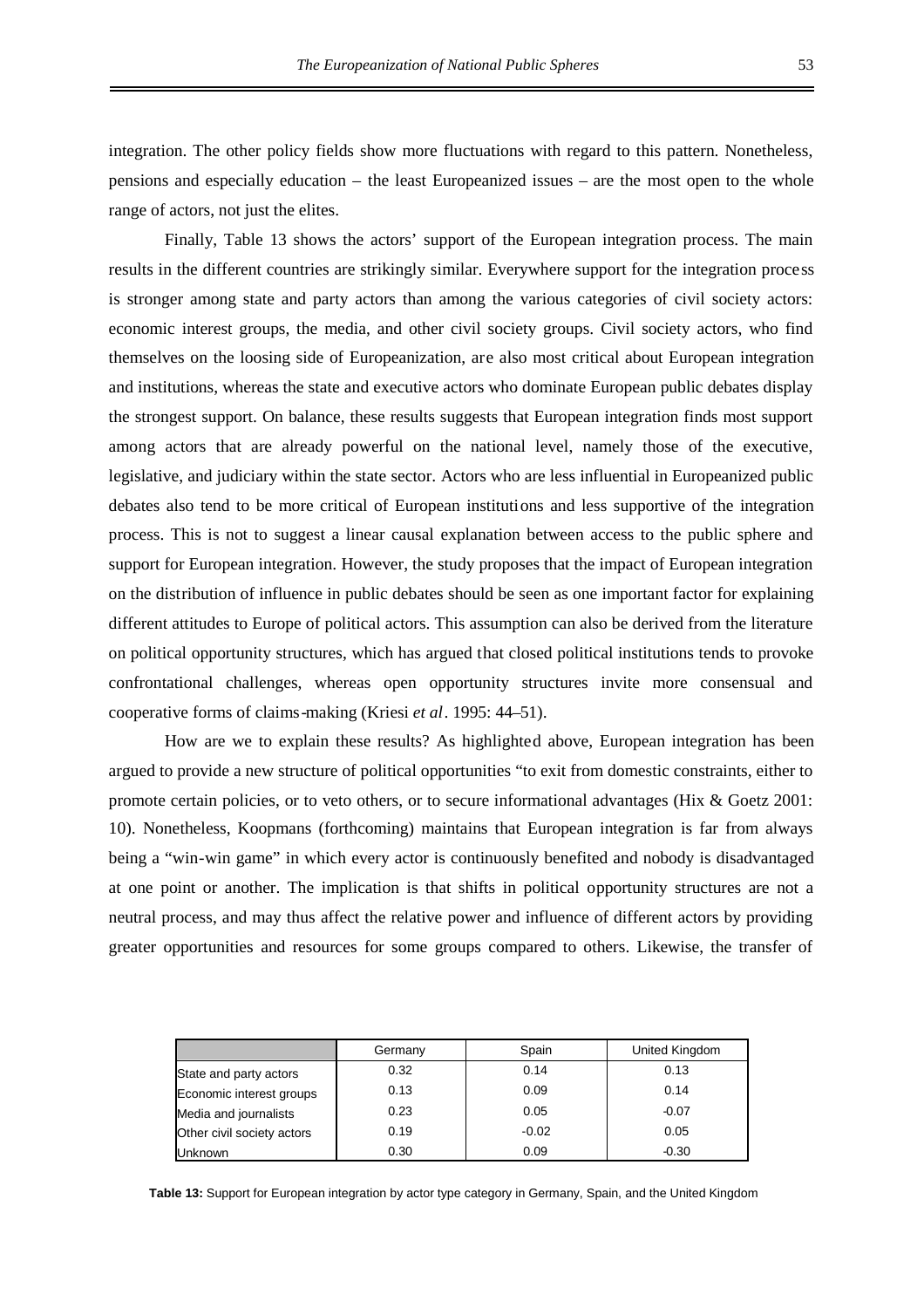integration. The other policy fields show more fluctuations with regard to this pattern. Nonetheless, pensions and especially education – the least Europeanized issues – are the most open to the whole range of actors, not just the elites.

Finally, Table 13 shows the actors' support of the European integration process. The main results in the different countries are strikingly similar. Everywhere support for the integration process is stronger among state and party actors than among the various categories of civil society actors: economic interest groups, the media, and other civil society groups. Civil society actors, who find themselves on the loosing side of Europeanization, are also most critical about European integration and institutions, whereas the state and executive actors who dominate European public debates display the strongest support. On balance, these results suggests that European integration finds most support among actors that are already powerful on the national level, namely those of the executive, legislative, and judiciary within the state sector. Actors who are less influential in Europeanized public debates also tend to be more critical of European institutions and less supportive of the integration process. This is not to suggest a linear causal explanation between access to the public sphere and support for European integration. However, the study proposes that the impact of European integration on the distribution of influence in public debates should be seen as one important factor for explaining different attitudes to Europe of political actors. This assumption can also be derived from the literature on political opportunity structures, which has argued that closed political institutions tends to provoke confrontational challenges, whereas open opportunity structures invite more consensual and cooperative forms of claims-making (Kriesi *et al*. 1995: 44–51).

How are we to explain these results? As highlighted above, European integration has been argued to provide a new structure of political opportunities "to exit from domestic constraints, either to promote certain policies, or to veto others, or to secure informational advantages (Hix & Goetz 2001: 10). Nonetheless, Koopmans (forthcoming) maintains that European integration is far from always being a "win-win game" in which every actor is continuously benefited and nobody is disadvantaged at one point or another. The implication is that shifts in political opportunity structures are not a neutral process, and may thus affect the relative power and influence of different actors by providing greater opportunities and resources for some groups compared to others. Likewise, the transfer of

| | Germany | Spain | United Kingdom |
|---|---|---|---|
| State and party actors | 0.32 | 0.14 | 0.13 |
| Economic interest groups | 0.13 | 0.09 | 0.14 |
| Media and journalists | 0.23 | 0.05 | -0.07 |
| Other civil society actors | 0.19 | -0.02 | 0.05 |
| Unknown | 0.30 | 0.09 | -0.30 |

**Table 13:** Support for European integration by actor type category in Germany, Spain, and the United Kingdom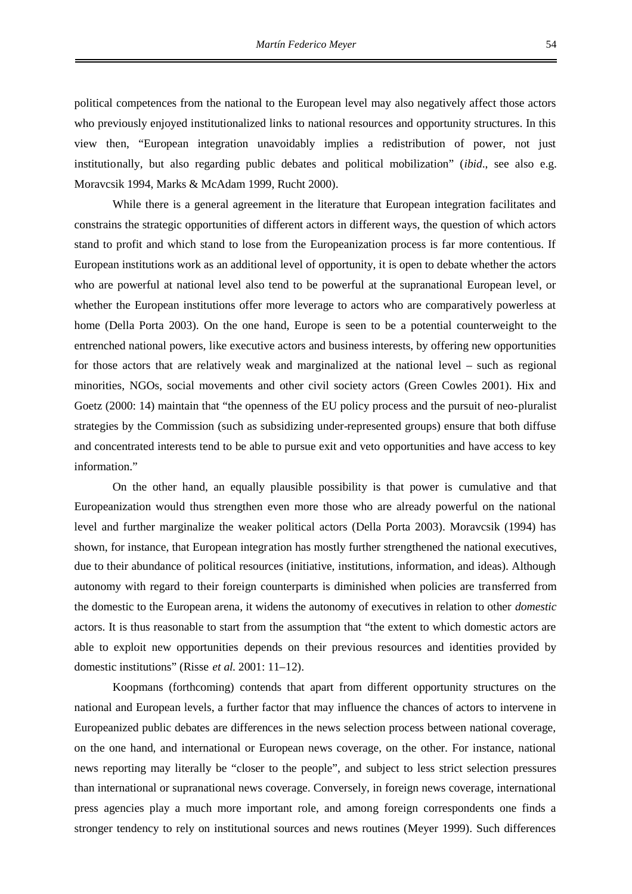political competences from the national to the European level may also negatively affect those actors who previously enjoyed institutionalized links to national resources and opportunity structures. In this view then, "European integration unavoidably implies a redistribution of power, not just institutionally, but also regarding public debates and political mobilization" (*ibid*., see also e.g. Moravcsik 1994, Marks & McAdam 1999, Rucht 2000).

While there is a general agreement in the literature that European integration facilitates and constrains the strategic opportunities of different actors in different ways, the question of which actors stand to profit and which stand to lose from the Europeanization process is far more contentious. If European institutions work as an additional level of opportunity, it is open to debate whether the actors who are powerful at national level also tend to be powerful at the supranational European level, or whether the European institutions offer more leverage to actors who are comparatively powerless at home (Della Porta 2003). On the one hand, Europe is seen to be a potential counterweight to the entrenched national powers, like executive actors and business interests, by offering new opportunities for those actors that are relatively weak and marginalized at the national level – such as regional minorities, NGOs, social movements and other civil society actors (Green Cowles 2001). Hix and Goetz (2000: 14) maintain that "the openness of the EU policy process and the pursuit of neo-pluralist strategies by the Commission (such as subsidizing under-represented groups) ensure that both diffuse and concentrated interests tend to be able to pursue exit and veto opportunities and have access to key information."

On the other hand, an equally plausible possibility is that power is cumulative and that Europeanization would thus strengthen even more those who are already powerful on the national level and further marginalize the weaker political actors (Della Porta 2003). Moravcsik (1994) has shown, for instance, that European integration has mostly further strengthened the national executives, due to their abundance of political resources (initiative, institutions, information, and ideas). Although autonomy with regard to their foreign counterparts is diminished when policies are transferred from the domestic to the European arena, it widens the autonomy of executives in relation to other *domestic* actors. It is thus reasonable to start from the assumption that "the extent to which domestic actors are able to exploit new opportunities depends on their previous resources and identities provided by domestic institutions" (Risse *et al.* 2001: 11–12).

Koopmans (forthcoming) contends that apart from different opportunity structures on the national and European levels, a further factor that may influence the chances of actors to intervene in Europeanized public debates are differences in the news selection process between national coverage, on the one hand, and international or European news coverage, on the other. For instance, national news reporting may literally be "closer to the people", and subject to less strict selection pressures than international or supranational news coverage. Conversely, in foreign news coverage, international press agencies play a much more important role, and among foreign correspondents one finds a stronger tendency to rely on institutional sources and news routines (Meyer 1999). Such differences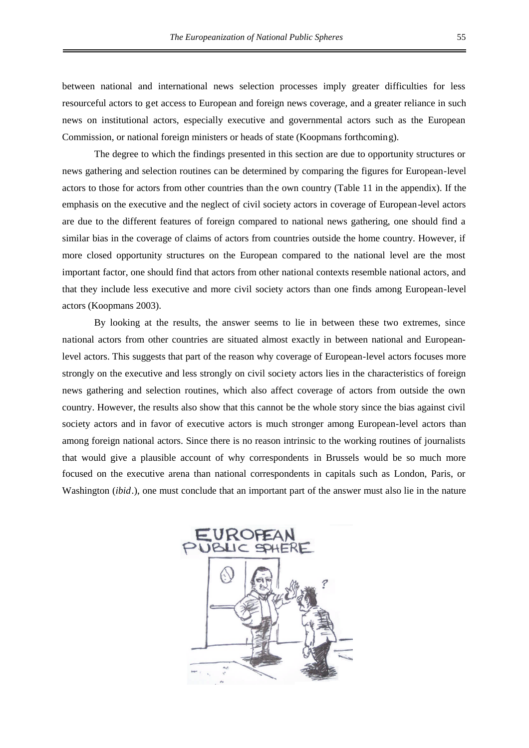between national and international news selection processes imply greater difficulties for less resourceful actors to get access to European and foreign news coverage, and a greater reliance in such news on institutional actors, especially executive and governmental actors such as the European Commission, or national foreign ministers or heads of state (Koopmans forthcoming).

The degree to which the findings presented in this section are due to opportunity structures or news gathering and selection routines can be determined by comparing the figures for European-level actors to those for actors from other countries than the own country (Table 11 in the appendix). If the emphasis on the executive and the neglect of civil society actors in coverage of European-level actors are due to the different features of foreign compared to national news gathering, one should find a similar bias in the coverage of claims of actors from countries outside the home country. However, if more closed opportunity structures on the European compared to the national level are the most important factor, one should find that actors from other national contexts resemble national actors, and that they include less executive and more civil society actors than one finds among European-level actors (Koopmans 2003).

By looking at the results, the answer seems to lie in between these two extremes, since national actors from other countries are situated almost exactly in between national and European-level actors. This suggests that part of the reason why coverage of European-level actors focuses more strongly on the executive and less strongly on civil society actors lies in the characteristics of foreign news gathering and selection routines, which also affect coverage of actors from outside the own country. However, the results also show that this cannot be the whole story since the bias against civil society actors and in favor of executive actors is much stronger among European-level actors than among foreign national actors. Since there is no reason intrinsic to the working routines of journalists that would give a plausible account of why correspondents in Brussels would be so much more focused on the executive arena than national correspondents in capitals such as London, Paris, or Washington (*ibid*.), one must conclude that an important part of the answer must also lie in the nature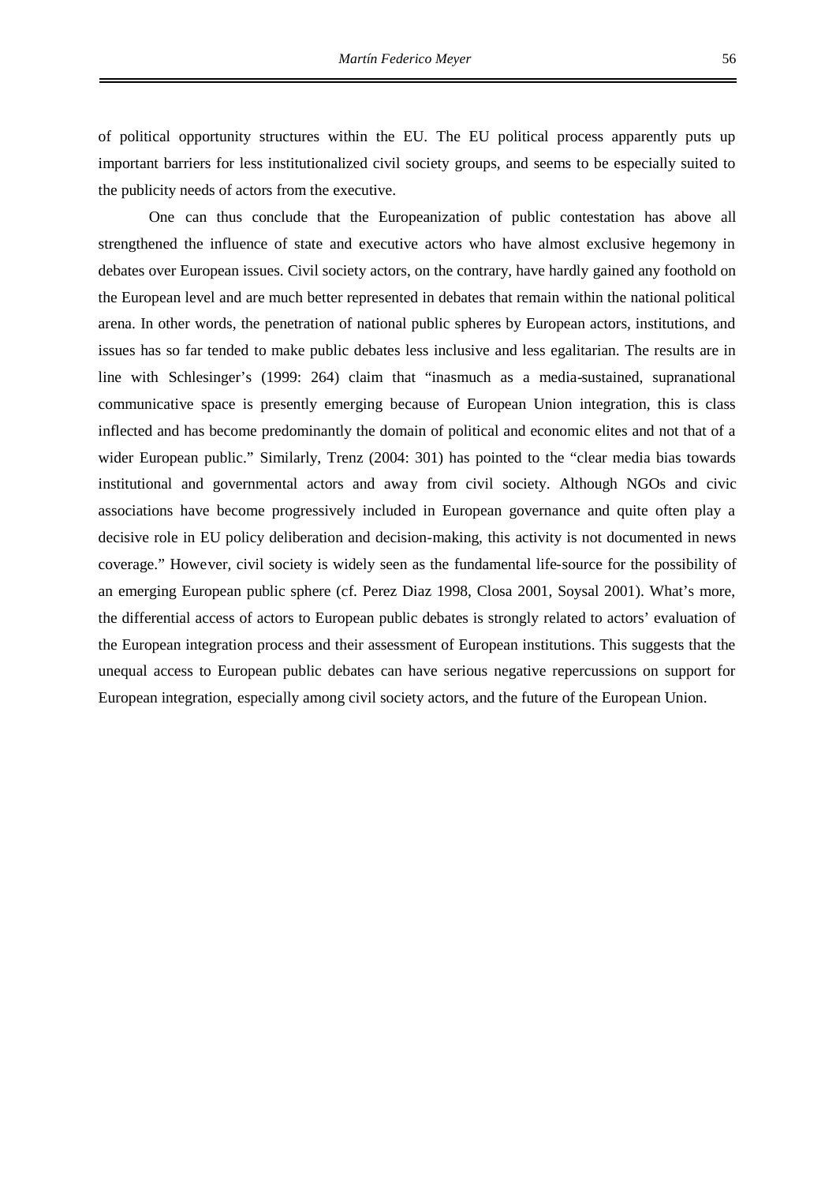of political opportunity structures within the EU. The EU political process apparently puts up important barriers for less institutionalized civil society groups, and seems to be especially suited to the publicity needs of actors from the executive.

One can thus conclude that the Europeanization of public contestation has above all strengthened the influence of state and executive actors who have almost exclusive hegemony in debates over European issues. Civil society actors, on the contrary, have hardly gained any foothold on the European level and are much better represented in debates that remain within the national political arena. In other words, the penetration of national public spheres by European actors, institutions, and issues has so far tended to make public debates less inclusive and less egalitarian. The results are in line with Schlesinger's (1999: 264) claim that "inasmuch as a media-sustained, supranational communicative space is presently emerging because of European Union integration, this is class inflected and has become predominantly the domain of political and economic elites and not that of a wider European public." Similarly, Trenz (2004: 301) has pointed to the "clear media bias towards institutional and governmental actors and away from civil society. Although NGOs and civic associations have become progressively included in European governance and quite often play a decisive role in EU policy deliberation and decision-making, this activity is not documented in news coverage." However, civil society is widely seen as the fundamental life-source for the possibility of an emerging European public sphere (cf. Perez Diaz 1998, Closa 2001, Soysal 2001). What's more, the differential access of actors to European public debates is strongly related to actors' evaluation of the European integration process and their assessment of European institutions. This suggests that the unequal access to European public debates can have serious negative repercussions on support for European integration, especially among civil society actors, and the future of the European Union.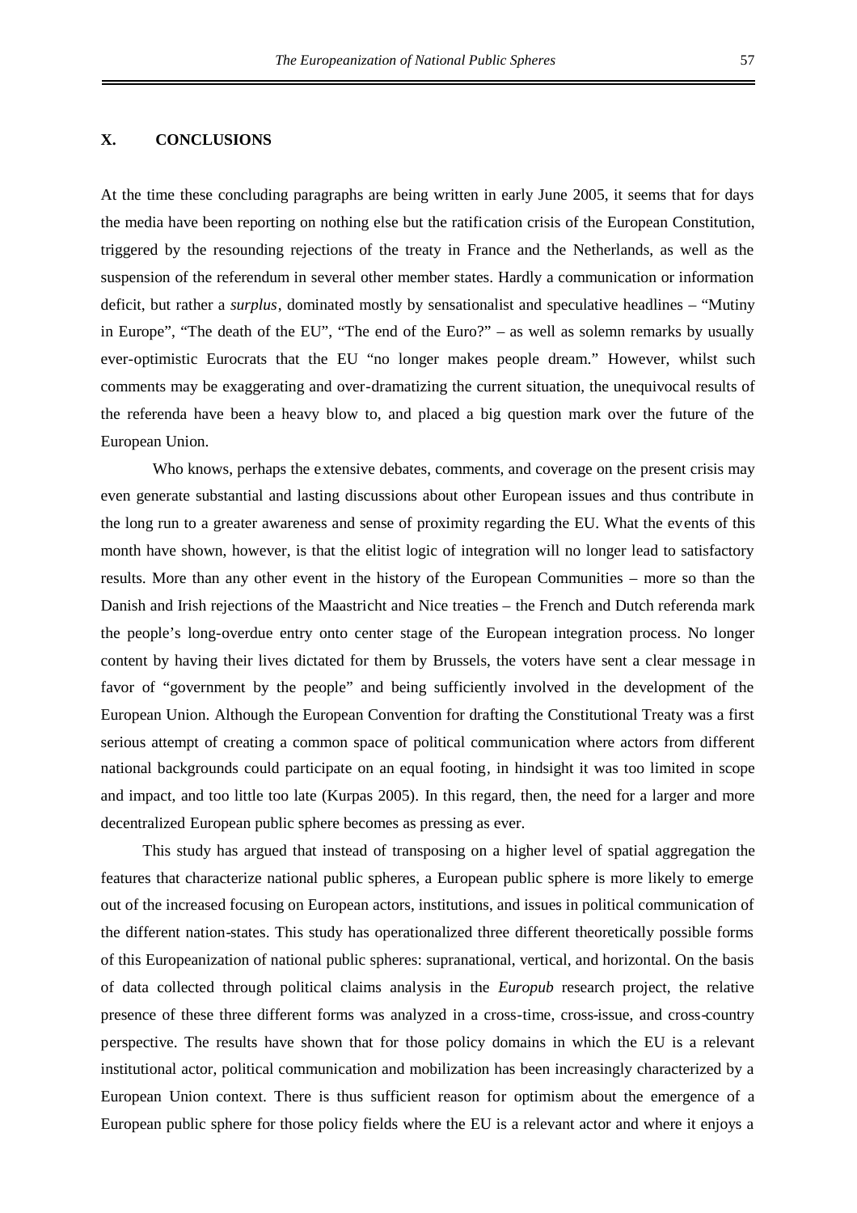## X. CONCLUSIONS

At the time these concluding paragraphs are being written in early June 2005, it seems that for days the media have been reporting on nothing else but the ratification crisis of the European Constitution, triggered by the resounding rejections of the treaty in France and the Netherlands, as well as the suspension of the referendum in several other member states. Hardly a communication or information deficit, but rather a *surplus*, dominated mostly by sensationalist and speculative headlines – "Mutiny in Europe", "The death of the EU", "The end of the Euro?" – as well as solemn remarks by usually ever-optimistic Eurocrats that the EU "no longer makes people dream." However, whilst such comments may be exaggerating and over-dramatizing the current situation, the unequivocal results of the referenda have been a heavy blow to, and placed a big question mark over the future of the European Union.

Who knows, perhaps the extensive debates, comments, and coverage on the present crisis may even generate substantial and lasting discussions about other European issues and thus contribute in the long run to a greater awareness and sense of proximity regarding the EU. What the events of this month have shown, however, is that the elitist logic of integration will no longer lead to satisfactory results. More than any other event in the history of the European Communities – more so than the Danish and Irish rejections of the Maastricht and Nice treaties – the French and Dutch referenda mark the people's long-overdue entry onto center stage of the European integration process. No longer content by having their lives dictated for them by Brussels, the voters have sent a clear message in favor of "government by the people" and being sufficiently involved in the development of the European Union. Although the European Convention for drafting the Constitutional Treaty was a first serious attempt of creating a common space of political communication where actors from different national backgrounds could participate on an equal footing, in hindsight it was too limited in scope and impact, and too little too late (Kurpas 2005). In this regard, then, the need for a larger and more decentralized European public sphere becomes as pressing as ever.

This study has argued that instead of transposing on a higher level of spatial aggregation the features that characterize national public spheres, a European public sphere is more likely to emerge out of the increased focusing on European actors, institutions, and issues in political communication of the different nation-states. This study has operationalized three different theoretically possible forms of this Europeanization of national public spheres: supranational, vertical, and horizontal. On the basis of data collected through political claims analysis in the *Europub* research project, the relative presence of these three different forms was analyzed in a cross-time, cross-issue, and cross-country perspective. The results have shown that for those policy domains in which the EU is a relevant institutional actor, political communication and mobilization has been increasingly characterized by a European Union context. There is thus sufficient reason for optimism about the emergence of a European public sphere for those policy fields where the EU is a relevant actor and where it enjoys a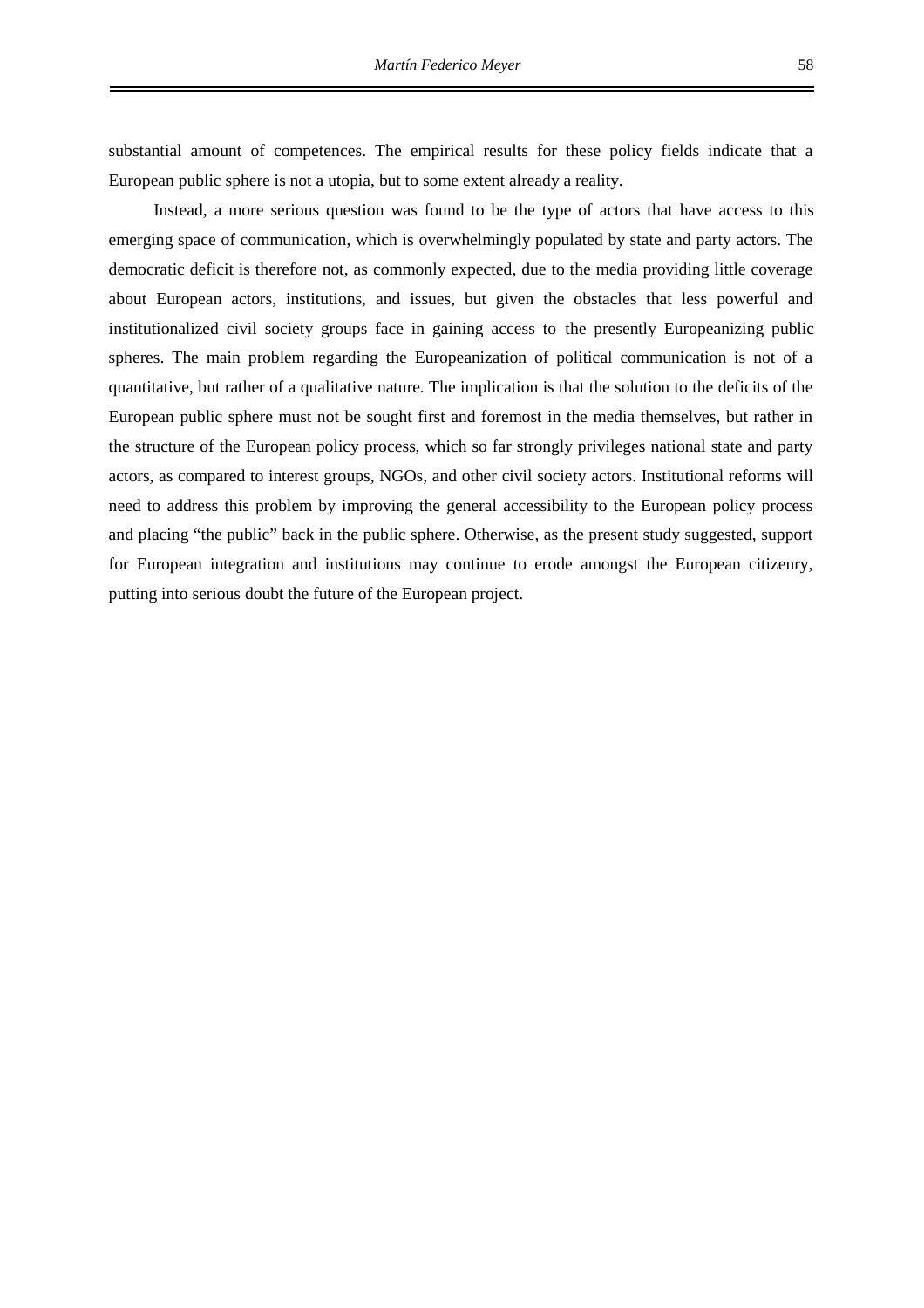substantial amount of competences. The empirical results for these policy fields indicate that a European public sphere is not a utopia, but to some extent already a reality.

Instead, a more serious question was found to be the type of actors that have access to this emerging space of communication, which is overwhelmingly populated by state and party actors. The democratic deficit is therefore not, as commonly expected, due to the media providing little coverage about European actors, institutions, and issues, but given the obstacles that less powerful and institutionalized civil society groups face in gaining access to the presently Europeanizing public spheres. The main problem regarding the Europeanization of political communication is not of a quantitative, but rather of a qualitative nature. The implication is that the solution to the deficits of the European public sphere must not be sought first and foremost in the media themselves, but rather in the structure of the European policy process, which so far strongly privileges national state and party actors, as compared to interest groups, NGOs, and other civil society actors. Institutional reforms will need to address this problem by improving the general accessibility to the European policy process and placing "the public" back in the public sphere. Otherwise, as the present study suggested, support for European integration and institutions may continue to erode amongst the European citizenry, putting into serious doubt the future of the European project.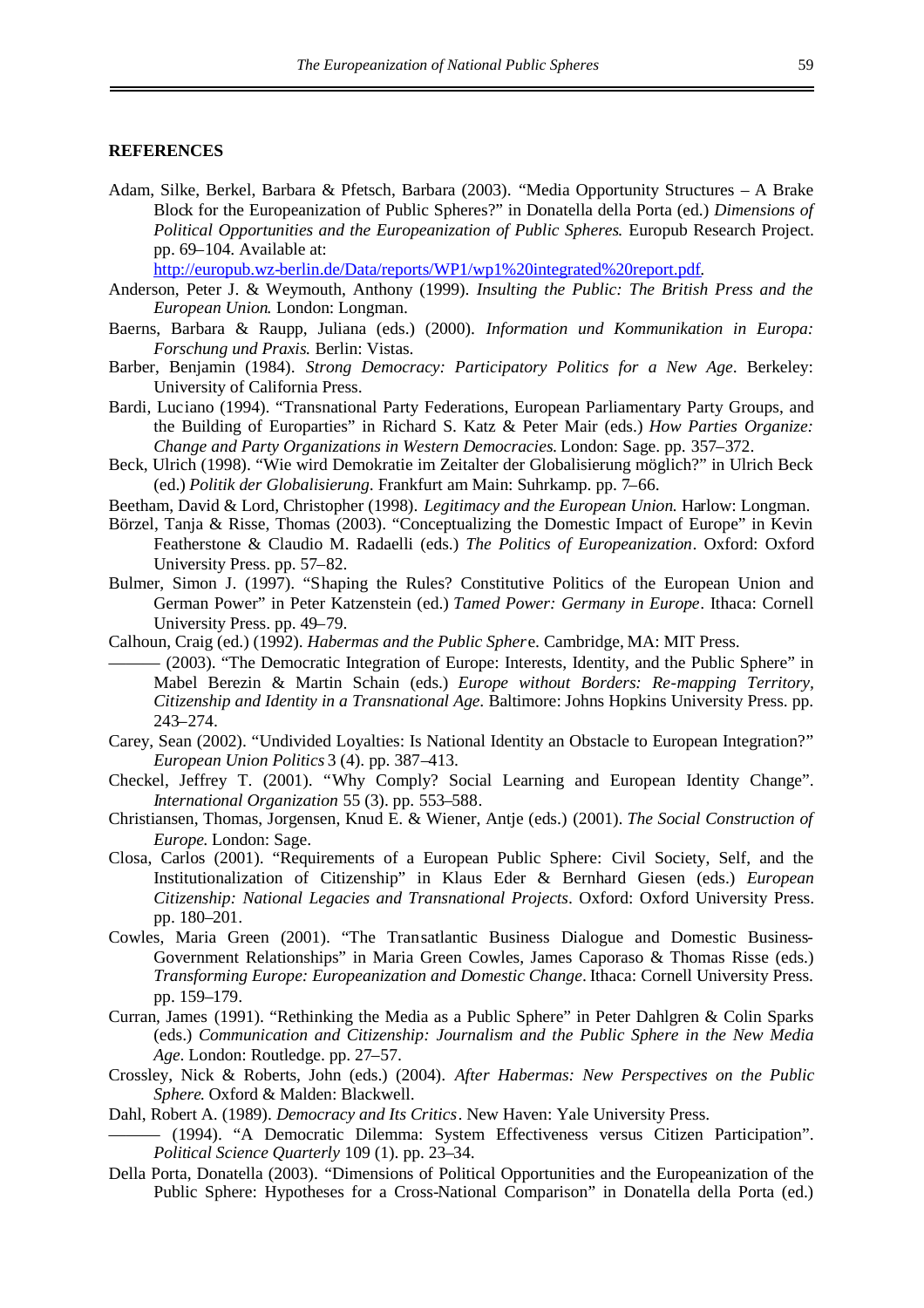## REFERENCES

Adam, Silke, Berkel, Barbara & Pfetsch, Barbara (2003). "Media Opportunity Structures – A Brake Block for the Europeanization of Public Spheres?" in Donatella della Porta (ed.) *Dimensions of Political Opportunities and the Europeanization of Public Spheres*. Europub Research Project. pp. 69–104. Available at: http://europub.wz-berlin.de/Data/reports/WP1/wp1%20integrated%20report.pdf.

Anderson, Peter J. & Weymouth, Anthony (1999). *Insulting the Public: The British Press and the European Union*. London: Longman.

Baerns, Barbara & Raupp, Juliana (eds.) (2000). *Information und Kommunikation in Europa: Forschung und Praxis*. Berlin: Vistas.

Barber, Benjamin (1984). *Strong Democracy: Participatory Politics for a New Age*. Berkeley: University of California Press.

Bardi, Luciano (1994). "Transnational Party Federations, European Parliamentary Party Groups, and the Building of Europarties" in Richard S. Katz & Peter Mair (eds.) *How Parties Organize: Change and Party Organizations in Western Democracies*. London: Sage. pp. 357–372.

Beck, Ulrich (1998). "Wie wird Demokratie im Zeitalter der Globalisierung möglich?" in Ulrich Beck (ed.) *Politik der Globalisierung*. Frankfurt am Main: Suhrkamp. pp. 7–66.

Beetham, David & Lord, Christopher (1998). *Legitimacy and the European Union*. Harlow: Longman.

Börzel, Tanja & Risse, Thomas (2003). "Conceptualizing the Domestic Impact of Europe" in Kevin Featherstone & Claudio M. Radaelli (eds.) *The Politics of Europeanization*. Oxford: Oxford University Press. pp. 57–82.

Bulmer, Simon J. (1997). "Shaping the Rules? Constitutive Politics of the European Union and German Power" in Peter Katzenstein (ed.) *Tamed Power: Germany in Europe*. Ithaca: Cornell University Press. pp. 49–79.

Calhoun, Craig (ed.) (1992). *Habermas and the Public Sphere*. Cambridge, MA: MIT Press.

——— (2003). "The Democratic Integration of Europe: Interests, Identity, and the Public Sphere" in Mabel Berezin & Martin Schain (eds.) *Europe without Borders: Re-mapping Territory, Citizenship and Identity in a Transnational Age*. Baltimore: Johns Hopkins University Press. pp. 243–274.

Carey, Sean (2002). "Undivided Loyalties: Is National Identity an Obstacle to European Integration?" *European Union Politics* 3 (4). pp. 387–413.

Checkel, Jeffrey T. (2001). "Why Comply? Social Learning and European Identity Change". *International Organization* 55 (3). pp. 553–588.

Christiansen, Thomas, Jorgensen, Knud E. & Wiener, Antje (eds.) (2001). *The Social Construction of Europe*. London: Sage.

Closa, Carlos (2001). "Requirements of a European Public Sphere: Civil Society, Self, and the Institutionalization of Citizenship" in Klaus Eder & Bernhard Giesen (eds.) *European Citizenship: National Legacies and Transnational Projects*. Oxford: Oxford University Press. pp. 180–201.

Cowles, Maria Green (2001). "The Transatlantic Business Dialogue and Domestic Business-Government Relationships" in Maria Green Cowles, James Caporaso & Thomas Risse (eds.) *Transforming Europe: Europeanization and Domestic Change*. Ithaca: Cornell University Press. pp. 159–179.

Curran, James (1991). "Rethinking the Media as a Public Sphere" in Peter Dahlgren & Colin Sparks (eds.) *Communication and Citizenship: Journalism and the Public Sphere in the New Media Age*. London: Routledge. pp. 27–57.

Crossley, Nick & Roberts, John (eds.) (2004). *After Habermas: New Perspectives on the Public Sphere*. Oxford & Malden: Blackwell.

Dahl, Robert A. (1989). *Democracy and Its Critics*. New Haven: Yale University Press.

——— (1994). "A Democratic Dilemma: System Effectiveness versus Citizen Participation". *Political Science Quarterly* 109 (1). pp. 23–34.

Della Porta, Donatella (2003). "Dimensions of Political Opportunities and the Europeanization of the Public Sphere: Hypotheses for a Cross-National Comparison" in Donatella della Porta (ed.)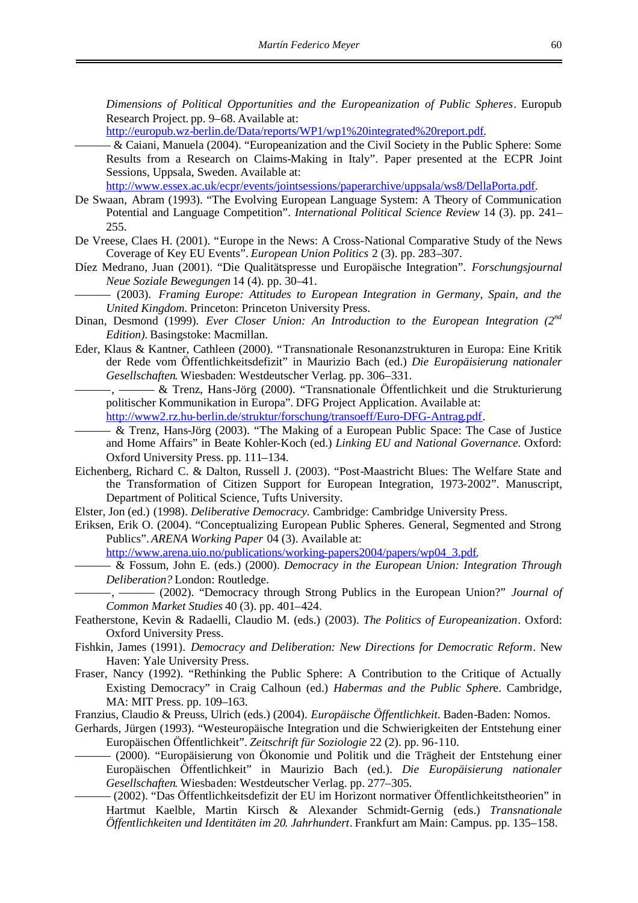*Dimensions of Political Opportunities and the Europeanization of Public Spheres*. Europub Research Project. pp. 9–68. Available at: http://europub.wz-berlin.de/Data/reports/WP1/wp1%20integrated%20report.pdf.

——— & Caiani, Manuela (2004). "Europeanization and the Civil Society in the Public Sphere: Some Results from a Research on Claims-Making in Italy". Paper presented at the ECPR Joint Sessions, Uppsala, Sweden. Available at: http://www.essex.ac.uk/ecpr/events/jointsessions/paperarchive/uppsala/ws8/DellaPorta.pdf.

De Swaan, Abram (1993). "The Evolving European Language System: A Theory of Communication Potential and Language Competition". *International Political Science Review* 14 (3). pp. 241–255.

De Vreese, Claes H. (2001). "Europe in the News: A Cross-National Comparative Study of the News Coverage of Key EU Events". *European Union Politics* 2 (3). pp. 283–307.

Díez Medrano, Juan (2001). "Die Qualitätspresse und Europäische Integration". *Forschungsjournal Neue Soziale Bewegungen* 14 (4). pp. 30–41.

——— (2003). *Framing Europe: Attitudes to European Integration in Germany, Spain, and the United Kingdom*. Princeton: Princeton University Press.

Dinan, Desmond (1999). *Ever Closer Union: An Introduction to the European Integration (2nd Edition)*. Basingstoke: Macmillan.

Eder, Klaus & Kantner, Cathleen (2000). "Transnationale Resonanzstrukturen in Europa: Eine Kritik der Rede vom Öffentlichkeitsdefizit" in Maurizio Bach (ed.) *Die Europäisierung nationaler Gesellschaften*. Wiesbaden: Westdeutscher Verlag. pp. 306–331.

———, ——— & Trenz, Hans-Jörg (2000). "Transnationale Öffentlichkeit und die Strukturierung politischer Kommunikation in Europa". DFG Project Application. Available at: http://www2.rz.hu-berlin.de/struktur/forschung/transoeff/Euro-DFG-Antrag.pdf.

——— & Trenz, Hans-Jörg (2003). "The Making of a European Public Space: The Case of Justice and Home Affairs" in Beate Kohler-Koch (ed.) *Linking EU and National Governance*. Oxford: Oxford University Press. pp. 111–134.

Eichenberg, Richard C. & Dalton, Russell J. (2003). "Post-Maastricht Blues: The Welfare State and the Transformation of Citizen Support for European Integration, 1973-2002". Manuscript, Department of Political Science, Tufts University.

Elster, Jon (ed.) (1998). *Deliberative Democracy*. Cambridge: Cambridge University Press.

Eriksen, Erik O. (2004). "Conceptualizing European Public Spheres. General, Segmented and Strong Publics". *ARENA Working Paper* 04 (3). Available at: http://www.arena.uio.no/publications/working-papers2004/papers/wp04_3.pdf.

——— & Fossum, John E. (eds.) (2000). *Democracy in the European Union: Integration Through Deliberation?* London: Routledge.

———, ——— (2002). "Democracy through Strong Publics in the European Union?" *Journal of Common Market Studies* 40 (3). pp. 401–424.

Featherstone, Kevin & Radaelli, Claudio M. (eds.) (2003). *The Politics of Europeanization*. Oxford: Oxford University Press.

Fishkin, James (1991). *Democracy and Deliberation: New Directions for Democratic Reform*. New Haven: Yale University Press.

Fraser, Nancy (1992). "Rethinking the Public Sphere: A Contribution to the Critique of Actually Existing Democracy" in Craig Calhoun (ed.) *Habermas and the Public Sphere*. Cambridge, MA: MIT Press. pp. 109–163.

Franzius, Claudio & Preuss, Ulrich (eds.) (2004). *Europäische Öffentlichkeit*. Baden-Baden: Nomos.

Gerhards, Jürgen (1993). "Westeuropäische Integration und die Schwierigkeiten der Entstehung einer Europäischen Öffentlichkeit". *Zeitschrift für Soziologie* 22 (2). pp. 96-110.

——— (2000). "Europäisierung von Ökonomie und Politik und die Trägheit der Entstehung einer Europäischen Öffentlichkeit" in Maurizio Bach (ed.). *Die Europäisierung nationaler Gesellschaften*. Wiesbaden: Westdeutscher Verlag. pp. 277–305.

——— (2002). "Das Öffentlichkeitsdefizit der EU im Horizont normativer Öffentlichkeitstheorien" in Hartmut Kaelble, Martin Kirsch & Alexander Schmidt-Gernig (eds.) *Transnationale Öffentlichkeiten und Identitäten im 20. Jahrhundert*. Frankfurt am Main: Campus. pp. 135–158.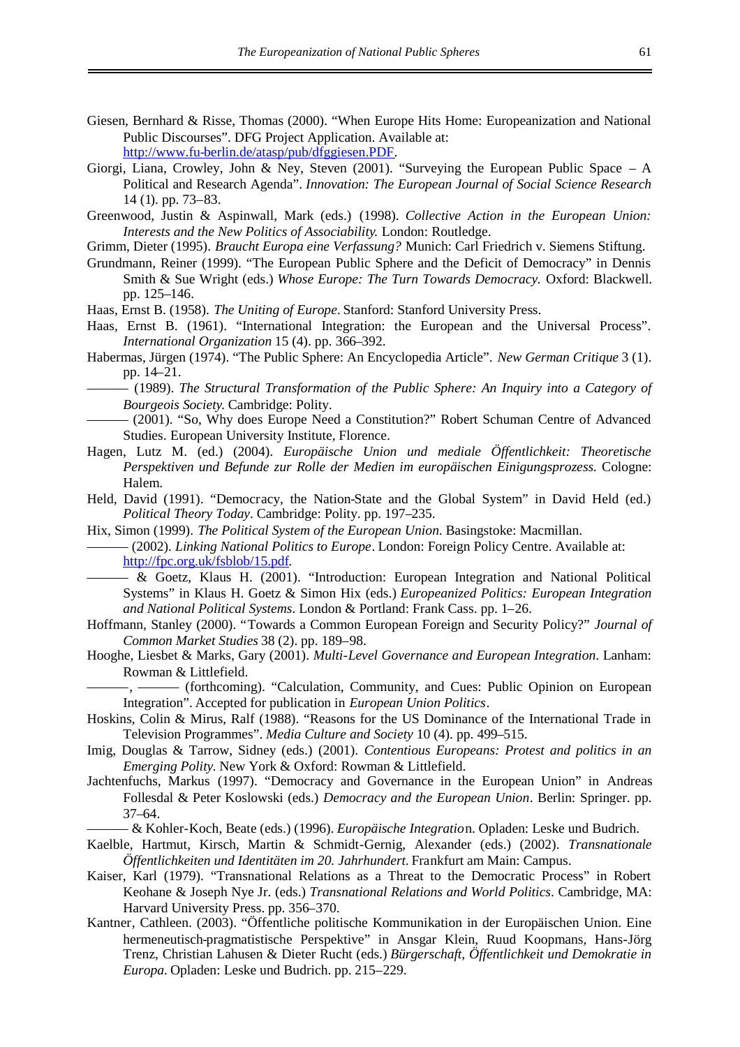Giesen, Bernhard & Risse, Thomas (2000). “When Europe Hits Home: Europeanization and National Public Discourses”. DFG Project Application. Available at: http://www.fu-berlin.de/atasp/pub/dfggiesen.PDF.

Giorgi, Liana, Crowley, John & Ney, Steven (2001). “Surveying the European Public Space – A Political and Research Agenda”. *Innovation: The European Journal of Social Science Research* 14 (1). pp. 73–83.

Greenwood, Justin & Aspinwall, Mark (eds.) (1998). *Collective Action in the European Union: Interests and the New Politics of Associability.* London: Routledge.

Grimm, Dieter (1995). *Braucht Europa eine Verfassung?* Munich: Carl Friedrich v. Siemens Stiftung.

Grundmann, Reiner (1999). “The European Public Sphere and the Deficit of Democracy” in Dennis Smith & Sue Wright (eds.) *Whose Europe: The Turn Towards Democracy.* Oxford: Blackwell. pp. 125–146.

Haas, Ernst B. (1958). *The Uniting of Europe*. Stanford: Stanford University Press.

Haas, Ernst B. (1961). “International Integration: the European and the Universal Process”. *International Organization* 15 (4). pp. 366–392.

Habermas, Jürgen (1974). “The Public Sphere: An Encyclopedia Article”. *New German Critique* 3 (1). pp. 14–21.

——— (1989). *The Structural Transformation of the Public Sphere: An Inquiry into a Category of Bourgeois Society.* Cambridge: Polity.

——— (2001). “So, Why does Europe Need a Constitution?” Robert Schuman Centre of Advanced Studies. European University Institute, Florence.

Hagen, Lutz M. (ed.) (2004). *Europäische Union und mediale Öffentlichkeit: Theoretische Perspektiven und Befunde zur Rolle der Medien im europäischen Einigungsprozess.* Cologne: Halem.

Held, David (1991). “Democracy, the Nation-State and the Global System” in David Held (ed.) *Political Theory Today*. Cambridge: Polity. pp. 197–235.

Hix, Simon (1999). *The Political System of the European Union.* Basingstoke: Macmillan.

——— (2002). *Linking National Politics to Europe*. London: Foreign Policy Centre. Available at: http://fpc.org.uk/fsblob/15.pdf.

——— & Goetz, Klaus H. (2001). “Introduction: European Integration and National Political Systems” in Klaus H. Goetz & Simon Hix (eds.) *Europeanized Politics: European Integration and National Political Systems*. London & Portland: Frank Cass. pp. 1–26.

Hoffmann, Stanley (2000). “Towards a Common European Foreign and Security Policy?” *Journal of Common Market Studies* 38 (2). pp. 189–98.

Hooghe, Liesbet & Marks, Gary (2001). *Multi-Level Governance and European Integration*. Lanham: Rowman & Littlefield.

———, ——— (forthcoming). “Calculation, Community, and Cues: Public Opinion on European Integration”. Accepted for publication in *European Union Politics*.

Hoskins, Colin & Mirus, Ralf (1988). “Reasons for the US Dominance of the International Trade in Television Programmes”. *Media Culture and Society* 10 (4). pp. 499–515.

Imig, Douglas & Tarrow, Sidney (eds.) (2001). *Contentious Europeans: Protest and politics in an Emerging Polity.* New York & Oxford: Rowman & Littlefield.

Jachtenfuchs, Markus (1997). “Democracy and Governance in the European Union” in Andreas Follesdal & Peter Koslowski (eds.) *Democracy and the European Union*. Berlin: Springer. pp. 37–64.

——— & Kohler-Koch, Beate (eds.) (1996). *Europäische Integration*. Opladen: Leske und Budrich.

Kaelble, Hartmut, Kirsch, Martin & Schmidt-Gernig, Alexander (eds.) (2002). *Transnationale Öffentlichkeiten und Identitäten im 20. Jahrhundert*. Frankfurt am Main: Campus.

Kaiser, Karl (1979). “Transnational Relations as a Threat to the Democratic Process” in Robert Keohane & Joseph Nye Jr. (eds.) *Transnational Relations and World Politics*. Cambridge, MA: Harvard University Press. pp. 356–370.

Kantner, Cathleen. (2003). “Öffentliche politische Kommunikation in der Europäischen Union. Eine hermeneutisch-pragmatistische Perspektive” in Ansgar Klein, Ruud Koopmans, Hans-Jörg Trenz, Christian Lahusen & Dieter Rucht (eds.) *Bürgerschaft, Öffentlichkeit und Demokratie in Europa*. Opladen: Leske und Budrich. pp. 215–229.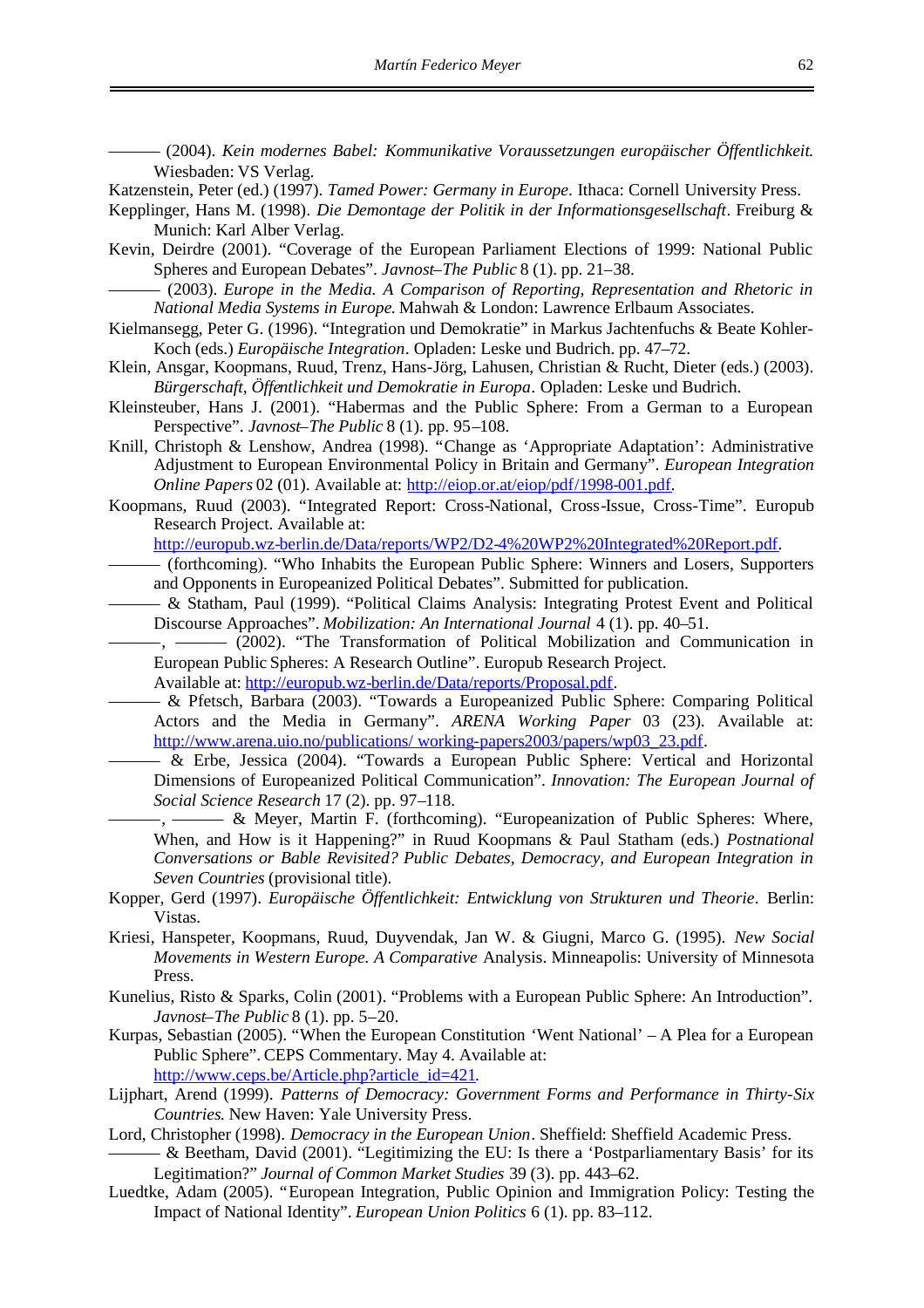——— (2004). *Kein modernes Babel: Kommunikative Voraussetzungen europäischer Öffentlichkeit*. Wiesbaden: VS Verlag.

Katzenstein, Peter (ed.) (1997). *Tamed Power: Germany in Europe*. Ithaca: Cornell University Press.

Kepplinger, Hans M. (1998). *Die Demontage der Politik in der Informationsgesellschaft*. Freiburg & Munich: Karl Alber Verlag.

Kevin, Deirdre (2001). "Coverage of the European Parliament Elections of 1999: National Public Spheres and European Debates". *Javnost–The Public* 8 (1). pp. 21–38.

——— (2003). *Europe in the Media. A Comparison of Reporting, Representation and Rhetoric in National Media Systems in Europe*. Mahwah & London: Lawrence Erlbaum Associates.

Kielmansegg, Peter G. (1996). "Integration und Demokratie" in Markus Jachtenfuchs & Beate Kohler-Koch (eds.) *Europäische Integration*. Opladen: Leske und Budrich. pp. 47–72.

Klein, Ansgar, Koopmans, Ruud, Trenz, Hans-Jörg, Lahusen, Christian & Rucht, Dieter (eds.) (2003). *Bürgerschaft, Öffentlichkeit und Demokratie in Europa*. Opladen: Leske und Budrich.

Kleinsteuber, Hans J. (2001). "Habermas and the Public Sphere: From a German to a European Perspective". *Javnost–The Public* 8 (1). pp. 95–108.

Knill, Christoph & Lenshow, Andrea (1998). "Change as 'Appropriate Adaptation': Administrative Adjustment to European Environmental Policy in Britain and Germany". *European Integration Online Papers* 02 (01). Available at: http://eiop.or.at/eiop/pdf/1998-001.pdf.

Koopmans, Ruud (2003). "Integrated Report: Cross-National, Cross-Issue, Cross-Time". Europub Research Project. Available at: http://europub.wz-berlin.de/Data/reports/WP2/D2-4%20WP2%20Integrated%20Report.pdf.

——— (forthcoming). "Who Inhabits the European Public Sphere: Winners and Losers, Supporters and Opponents in Europeanized Political Debates". Submitted for publication.

——— & Statham, Paul (1999). "Political Claims Analysis: Integrating Protest Event and Political Discourse Approaches". *Mobilization: An International Journal* 4 (1). pp. 40–51.

———, ——— (2002). "The Transformation of Political Mobilization and Communication in European Public Spheres: A Research Outline". Europub Research Project. Available at: http://europub.wz-berlin.de/Data/reports/Proposal.pdf.

——— & Pfetsch, Barbara (2003). "Towards a Europeanized Public Sphere: Comparing Political Actors and the Media in Germany". *ARENA Working Paper* 03 (23). Available at: http://www.arena.uio.no/publications/ working-papers2003/papers/wp03_23.pdf.

——— & Erbe, Jessica (2004). "Towards a European Public Sphere: Vertical and Horizontal Dimensions of Europeanized Political Communication". *Innovation: The European Journal of Social Science Research* 17 (2). pp. 97–118.

———, ——— & Meyer, Martin F. (forthcoming). "Europeanization of Public Spheres: Where, When, and How is it Happening?" in Ruud Koopmans & Paul Statham (eds.) *Postnational Conversations or Bable Revisited? Public Debates, Democracy, and European Integration in Seven Countries* (provisional title).

Kopper, Gerd (1997). *Europäische Öffentlichkeit: Entwicklung von Strukturen und Theorie*. Berlin: Vistas.

Kriesi, Hanspeter, Koopmans, Ruud, Duyvendak, Jan W. & Giugni, Marco G. (1995). *New Social Movements in Western Europe. A Comparative* Analysis. Minneapolis: University of Minnesota Press.

Kunelius, Risto & Sparks, Colin (2001). "Problems with a European Public Sphere: An Introduction". *Javnost–The Public* 8 (1). pp. 5–20.

Kurpas, Sebastian (2005). "When the European Constitution 'Went National' – A Plea for a European Public Sphere". CEPS Commentary. May 4. Available at: http://www.ceps.be/Article.php?article_id=421.

Lijphart, Arend (1999). *Patterns of Democracy: Government Forms and Performance in Thirty-Six Countries*. New Haven: Yale University Press.

Lord, Christopher (1998). *Democracy in the European Union*. Sheffield: Sheffield Academic Press.

——— & Beetham, David (2001). "Legitimizing the EU: Is there a 'Postparliamentary Basis' for its Legitimation?" *Journal of Common Market Studies* 39 (3). pp. 443–62.

Luedtke, Adam (2005). "European Integration, Public Opinion and Immigration Policy: Testing the Impact of National Identity". *European Union Politics* 6 (1). pp. 83–112.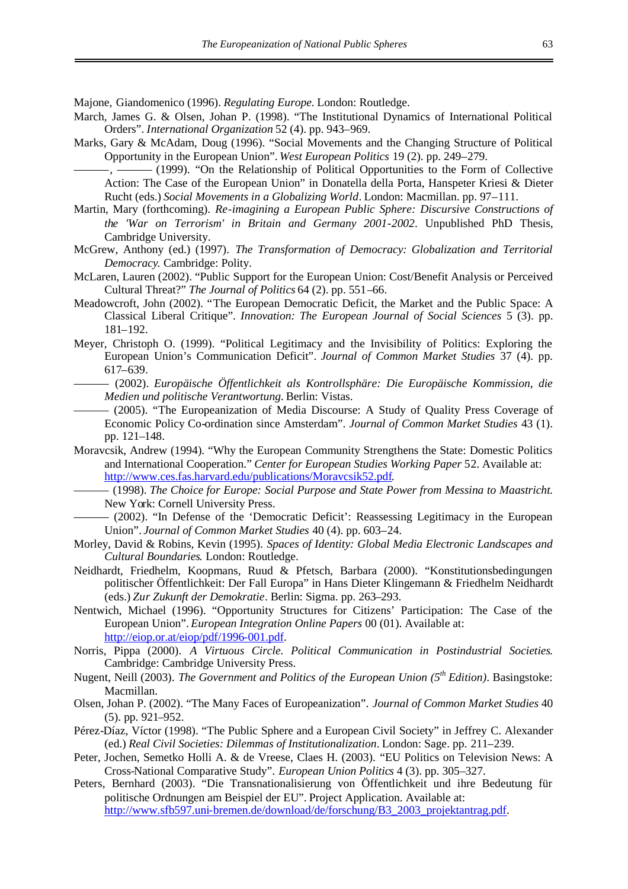Majone, Giandomenico (1996). *Regulating Europe*. London: Routledge.

March, James G. & Olsen, Johan P. (1998). "The Institutional Dynamics of International Political Orders". *International Organization* 52 (4). pp. 943–969.

Marks, Gary & McAdam, Doug (1996). "Social Movements and the Changing Structure of Political Opportunity in the European Union". *West European Politics* 19 (2). pp. 249–279.

———, ——— (1999). "On the Relationship of Political Opportunities to the Form of Collective Action: The Case of the European Union" in Donatella della Porta, Hanspeter Kriesi & Dieter Rucht (eds.) *Social Movements in a Globalizing World*. London: Macmillan. pp. 97–111.

Martin, Mary (forthcoming). *Re-imagining a European Public Sphere: Discursive Constructions of the 'War on Terrorism' in Britain and Germany 2001-2002*. Unpublished PhD Thesis, Cambridge University.

McGrew, Anthony (ed.) (1997). *The Transformation of Democracy: Globalization and Territorial Democracy*. Cambridge: Polity.

McLaren, Lauren (2002). "Public Support for the European Union: Cost/Benefit Analysis or Perceived Cultural Threat?" *The Journal of Politics* 64 (2). pp. 551–66.

Meadowcroft, John (2002). "The European Democratic Deficit, the Market and the Public Space: A Classical Liberal Critique". *Innovation: The European Journal of Social Sciences* 5 (3). pp. 181–192.

Meyer, Christoph O. (1999). "Political Legitimacy and the Invisibility of Politics: Exploring the European Union's Communication Deficit". *Journal of Common Market Studies* 37 (4). pp. 617–639.

——— (2002). *Europäische Öffentlichkeit als Kontrollsphäre: Die Europäische Kommission, die Medien und politische Verantwortung*. Berlin: Vistas.

——— (2005). "The Europeanization of Media Discourse: A Study of Quality Press Coverage of Economic Policy Co-ordination since Amsterdam". *Journal of Common Market Studies* 43 (1). pp. 121–148.

Moravcsik, Andrew (1994). "Why the European Community Strengthens the State: Domestic Politics and International Cooperation." *Center for European Studies Working Paper* 52. Available at: http://www.ces.fas.harvard.edu/publications/Moravcsik52.pdf.

——— (1998). *The Choice for Europe: Social Purpose and State Power from Messina to Maastricht*. New York: Cornell University Press.

——— (2002). "In Defense of the 'Democratic Deficit': Reassessing Legitimacy in the European Union". *Journal of Common Market Studies* 40 (4). pp. 603–24.

Morley, David & Robins, Kevin (1995). *Spaces of Identity: Global Media Electronic Landscapes and Cultural Boundaries*. London: Routledge.

Neidhardt, Friedhelm, Koopmans, Ruud & Pfetsch, Barbara (2000). "Konstitutionsbedingungen politischer Öffentlichkeit: Der Fall Europa" in Hans Dieter Klingemann & Friedhelm Neidhardt (eds.) *Zur Zukunft der Demokratie*. Berlin: Sigma. pp. 263–293.

Nentwich, Michael (1996). "Opportunity Structures for Citizens' Participation: The Case of the European Union". *European Integration Online Papers* 00 (01). Available at: http://eiop.or.at/eiop/pdf/1996-001.pdf.

Norris, Pippa (2000). *A Virtuous Circle. Political Communication in Postindustrial Societies*. Cambridge: Cambridge University Press.

Nugent, Neill (2003). *The Government and Politics of the European Union (5th Edition)*. Basingstoke: Macmillan.

Olsen, Johan P. (2002). "The Many Faces of Europeanization". *Journal of Common Market Studies* 40 (5). pp. 921–952.

Pérez-Díaz, Víctor (1998). "The Public Sphere and a European Civil Society" in Jeffrey C. Alexander (ed.) *Real Civil Societies: Dilemmas of Institutionalization*. London: Sage. pp. 211–239.

Peter, Jochen, Semetko Holli A. & de Vreese, Claes H. (2003). "EU Politics on Television News: A Cross-National Comparative Study". *European Union Politics* 4 (3). pp. 305–327.

Peters, Bernhard (2003). "Die Transnationalisierung von Öffentlichkeit und ihre Bedeutung für politische Ordnungen am Beispiel der EU". Project Application. Available at: http://www.sfb597.uni-bremen.de/download/de/forschung/B3_2003_projektantrag.pdf.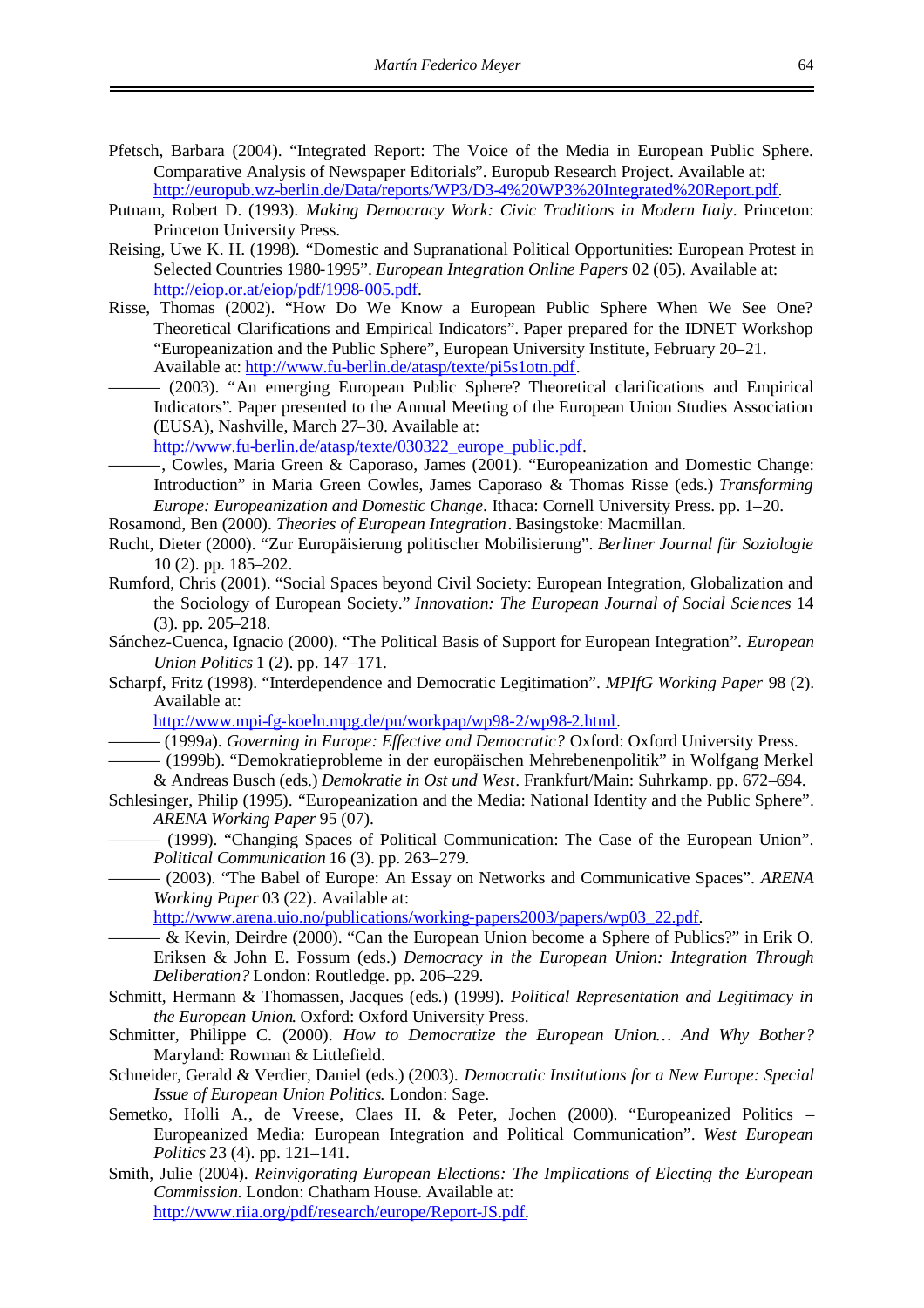Pfetsch, Barbara (2004). "Integrated Report: The Voice of the Media in European Public Sphere. Comparative Analysis of Newspaper Editorials". Europub Research Project. Available at: http://europub.wz-berlin.de/Data/reports/WP3/D3-4%20WP3%20Integrated%20Report.pdf.

Putnam, Robert D. (1993). *Making Democracy Work: Civic Traditions in Modern Italy*. Princeton: Princeton University Press.

Reising, Uwe K. H. (1998). "Domestic and Supranational Political Opportunities: European Protest in Selected Countries 1980-1995". *European Integration Online Papers* 02 (05). Available at: http://eiop.or.at/eiop/pdf/1998-005.pdf.

Risse, Thomas (2002). "How Do We Know a European Public Sphere When We See One? Theoretical Clarifications and Empirical Indicators". Paper prepared for the IDNET Workshop "Europeanization and the Public Sphere", European University Institute, February 20–21. Available at: http://www.fu-berlin.de/atasp/texte/pi5s1otn.pdf.

——— (2003). "An emerging European Public Sphere? Theoretical clarifications and Empirical Indicators". Paper presented to the Annual Meeting of the European Union Studies Association (EUSA), Nashville, March 27–30. Available at: http://www.fu-berlin.de/atasp/texte/030322_europe_public.pdf.

———, Cowles, Maria Green & Caporaso, James (2001). "Europeanization and Domestic Change: Introduction" in Maria Green Cowles, James Caporaso & Thomas Risse (eds.) *Transforming Europe: Europeanization and Domestic Change*. Ithaca: Cornell University Press. pp. 1–20.

Rosamond, Ben (2000). *Theories of European Integration*. Basingstoke: Macmillan.

Rucht, Dieter (2000). "Zur Europäisierung politischer Mobilisierung". *Berliner Journal für Soziologie* 10 (2). pp. 185–202.

Rumford, Chris (2001). "Social Spaces beyond Civil Society: European Integration, Globalization and the Sociology of European Society." *Innovation: The European Journal of Social Sciences* 14 (3). pp. 205–218.

Sánchez-Cuenca, Ignacio (2000). "The Political Basis of Support for European Integration". *European Union Politics* 1 (2). pp. 147–171.

Scharpf, Fritz (1998). "Interdependence and Democratic Legitimation". *MPIfG Working Paper* 98 (2). Available at: http://www.mpi-fg-koeln.mpg.de/pu/workpap/wp98-2/wp98-2.html.

——— (1999a). *Governing in Europe: Effective and Democratic?* Oxford: Oxford University Press.

——— (1999b). "Demokratieprobleme in der europäischen Mehrebenenpolitik" in Wolfgang Merkel & Andreas Busch (eds.) *Demokratie in Ost und West*. Frankfurt/Main: Suhrkamp. pp. 672–694.

Schlesinger, Philip (1995). "Europeanization and the Media: National Identity and the Public Sphere". *ARENA Working Paper* 95 (07).

——— (1999). "Changing Spaces of Political Communication: The Case of the European Union". *Political Communication* 16 (3). pp. 263–279.

——— (2003). "The Babel of Europe: An Essay on Networks and Communicative Spaces". *ARENA Working Paper* 03 (22). Available at: http://www.arena.uio.no/publications/working-papers2003/papers/wp03_22.pdf.

——— & Kevin, Deirdre (2000). "Can the European Union become a Sphere of Publics?" in Erik O. Eriksen & John E. Fossum (eds.) *Democracy in the European Union: Integration Through Deliberation?* London: Routledge. pp. 206–229.

Schmitt, Hermann & Thomassen, Jacques (eds.) (1999). *Political Representation and Legitimacy in the European Union*. Oxford: Oxford University Press.

Schmitter, Philippe C. (2000). *How to Democratize the European Union… And Why Bother?* Maryland: Rowman & Littlefield.

Schneider, Gerald & Verdier, Daniel (eds.) (2003). *Democratic Institutions for a New Europe: Special Issue of European Union Politics*. London: Sage.

Semetko, Holli A., de Vreese, Claes H. & Peter, Jochen (2000). "Europeanized Politics – Europeanized Media: European Integration and Political Communication". *West European Politics* 23 (4). pp. 121–141.

Smith, Julie (2004). *Reinvigorating European Elections: The Implications of Electing the European Commission.* London: Chatham House. Available at: http://www.riia.org/pdf/research/europe/Report-JS.pdf.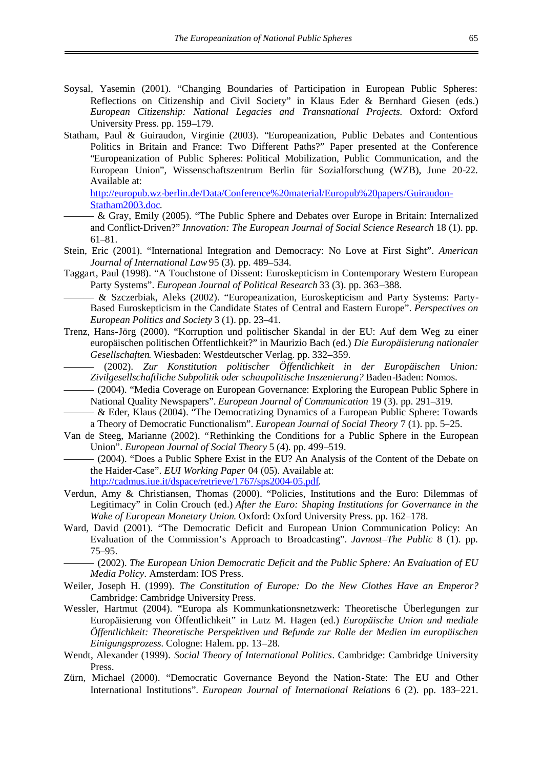Soysal, Yasemin (2001). "Changing Boundaries of Participation in European Public Spheres: Reflections on Citizenship and Civil Society" in Klaus Eder & Bernhard Giesen (eds.) *European Citizenship: National Legacies and Transnational Projects*. Oxford: Oxford University Press. pp. 159–179.

Statham, Paul & Guiraudon, Virginie (2003). "Europeanization, Public Debates and Contentious Politics in Britain and France: Two Different Paths?" Paper presented at the Conference "Europeanization of Public Spheres: Political Mobilization, Public Communication, and the European Union", Wissenschaftszentrum Berlin für Sozialforschung (WZB), June 20-22. Available at: http://europub.wz-berlin.de/Data/Conference%20material/Europub%20papers/Guiraudon-Statham2003.doc.

——— & Gray, Emily (2005). "The Public Sphere and Debates over Europe in Britain: Internalized and Conflict-Driven?" *Innovation: The European Journal of Social Science Research* 18 (1). pp. 61–81.

Stein, Eric (2001). "International Integration and Democracy: No Love at First Sight". *American Journal of International Law* 95 (3). pp. 489–534.

Taggart, Paul (1998). "A Touchstone of Dissent: Euroskepticism in Contemporary Western European Party Systems". *European Journal of Political Research* 33 (3). pp. 363–388.

——— & Szczerbiak, Aleks (2002). "Europeanization, Euroskepticism and Party Systems: Party-Based Euroskepticism in the Candidate States of Central and Eastern Europe". *Perspectives on European Politics and Society* 3 (1). pp. 23–41.

Trenz, Hans-Jörg (2000). "Korruption und politischer Skandal in der EU: Auf dem Weg zu einer europäischen politischen Öffentlichkeit?" in Maurizio Bach (ed.) *Die Europäisierung nationaler Gesellschaften*. Wiesbaden: Westdeutscher Verlag. pp. 332–359.

——— (2002). *Zur Konstitution politischer Öffentlichkeit in der Europäischen Union: Zivilgesellschaftliche Subpolitik oder schaupolitische Inszenierung?* Baden-Baden: Nomos.

——— (2004). "Media Coverage on European Governance: Exploring the European Public Sphere in National Quality Newspapers". *European Journal of Communication* 19 (3). pp. 291–319.

——— & Eder, Klaus (2004). "The Democratizing Dynamics of a European Public Sphere: Towards a Theory of Democratic Functionalism". *European Journal of Social Theory* 7 (1). pp. 5–25.

Van de Steeg, Marianne (2002). "Rethinking the Conditions for a Public Sphere in the European Union". *European Journal of Social Theory* 5 (4). pp. 499–519.

——— (2004). "Does a Public Sphere Exist in the EU? An Analysis of the Content of the Debate on the Haider-Case". *EUI Working Paper* 04 (05). Available at: http://cadmus.iue.it/dspace/retrieve/1767/sps2004-05.pdf.

Verdun, Amy & Christiansen, Thomas (2000). "Policies, Institutions and the Euro: Dilemmas of Legitimacy" in Colin Crouch (ed.) *After the Euro: Shaping Institutions for Governance in the Wake of European Monetary Union*. Oxford: Oxford University Press. pp. 162–178.

Ward, David (2001). "The Democratic Deficit and European Union Communication Policy: An Evaluation of the Commission's Approach to Broadcasting". *Javnost–The Public* 8 (1). pp. 75–95.

——— (2002). *The European Union Democratic Deficit and the Public Sphere: An Evaluation of EU Media Policy*. Amsterdam: IOS Press.

Weiler, Joseph H. (1999). *The Constitution of Europe: Do the New Clothes Have an Emperor?* Cambridge: Cambridge University Press.

Wessler, Hartmut (2004). "Europa als Kommunkationsnetzwerk: Theoretische Überlegungen zur Europäisierung von Öffentlichkeit" in Lutz M. Hagen (ed.) *Europäische Union und mediale Öffentlichkeit: Theoretische Perspektiven und Befunde zur Rolle der Medien im europäischen Einigungsprozess*. Cologne: Halem. pp. 13–28.

Wendt, Alexander (1999). *Social Theory of International Politics*. Cambridge: Cambridge University Press.

Zürn, Michael (2000). "Democratic Governance Beyond the Nation-State: The EU and Other International Institutions". *European Journal of International Relations* 6 (2). pp. 183–221.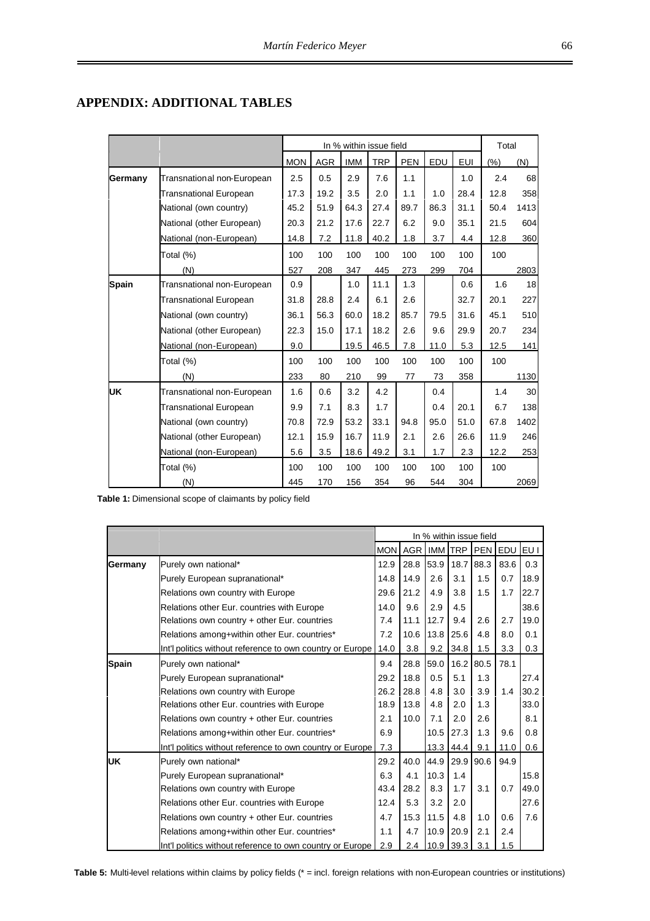## APPENDIX: ADDITIONAL TABLES

| | | In % within issue field | | | | | | | Total | |
|---|---|---|---|---|---|---|---|---|---|---|
| | | MON | AGR | IMM | TRP | PEN | EDU | EUI | (%) | (N) |
| **Germany** | Transnational non-European | 2.5 | 0.5 | 2.9 | 7.6 | 1.1 | | 1.0 | 2.4 | 68 |
| | Transnational European | 17.3 | 19.2 | 3.5 | 2.0 | 1.1 | 1.0 | 28.4 | 12.8 | 358 |
| | National (own country) | 45.2 | 51.9 | 64.3 | 27.4 | 89.7 | 86.3 | 31.1 | 50.4 | 1413 |
| | National (other European) | 20.3 | 21.2 | 17.6 | 22.7 | 6.2 | 9.0 | 35.1 | 21.5 | 604 |
| | National (non-European) | 14.8 | 7.2 | 11.8 | 40.2 | 1.8 | 3.7 | 4.4 | 12.8 | 360 |
| | Total (%) | 100 | 100 | 100 | 100 | 100 | 100 | 100 | 100 | |
| | (N) | 527 | 208 | 347 | 445 | 273 | 299 | 704 | | 2803 |
| **Spain** | Transnational non-European | 0.9 | | 1.0 | 11.1 | 1.3 | | 0.6 | 1.6 | 18 |
| | Transnational European | 31.8 | 28.8 | 2.4 | 6.1 | 2.6 | | 32.7 | 20.1 | 227 |
| | National (own country) | 36.1 | 56.3 | 60.0 | 18.2 | 85.7 | 79.5 | 31.6 | 45.1 | 510 |
| | National (other European) | 22.3 | 15.0 | 17.1 | 18.2 | 2.6 | 9.6 | 29.9 | 20.7 | 234 |
| | National (non-European) | 9.0 | | 19.5 | 46.5 | 7.8 | 11.0 | 5.3 | 12.5 | 141 |
| | Total (%) | 100 | 100 | 100 | 100 | 100 | 100 | 100 | 100 | |
| | (N) | 233 | 80 | 210 | 99 | 77 | 73 | 358 | | 1130 |
| **UK** | Transnational non-European | 1.6 | 0.6 | 3.2 | 4.2 | | 0.4 | | 1.4 | 30 |
| | Transnational European | 9.9 | 7.1 | 8.3 | 1.7 | | 0.4 | 20.1 | 6.7 | 138 |
| | National (own country) | 70.8 | 72.9 | 53.2 | 33.1 | 94.8 | 95.0 | 51.0 | 67.8 | 1402 |
| | National (other European) | 12.1 | 15.9 | 16.7 | 11.9 | 2.1 | 2.6 | 26.6 | 11.9 | 246 |
| | National (non-European) | 5.6 | 3.5 | 18.6 | 49.2 | 3.1 | 1.7 | 2.3 | 12.2 | 253 |
| | Total (%) | 100 | 100 | 100 | 100 | 100 | 100 | 100 | 100 | |
| | (N) | 445 | 170 | 156 | 354 | 96 | 544 | 304 | | 2069 |

**Table 1:** Dimensional scope of claimants by policy field

| | | In % within issue field | | | | | | |
|---|---|---|---|---|---|---|---|---|
| | | MON | AGR | IMM | TRP | PEN | EDU | EU I |
| **Germany** | Purely own national* | 12.9 | 28.8 | 53.9 | 18.7 | 88.3 | 83.6 | 0.3 |
| | Purely European supranational* | 14.8 | 14.9 | 2.6 | 3.1 | 1.5 | 0.7 | 18.9 |
| | Relations own country with Europe | 29.6 | 21.2 | 4.9 | 3.8 | 1.5 | 1.7 | 22.7 |
| | Relations other Eur. countries with Europe | 14.0 | 9.6 | 2.9 | 4.5 | | | 38.6 |
| | Relations own country + other Eur. countries | 7.4 | 11.1 | 12.7 | 9.4 | 2.6 | 2.7 | 19.0 |
| | Relations among+within other Eur. countries* | 7.2 | 10.6 | 13.8 | 25.6 | 4.8 | 8.0 | 0.1 |
| | Int'l politics without reference to own country or Europe | 14.0 | 3.8 | 9.2 | 34.8 | 1.5 | 3.3 | 0.3 |
| **Spain** | Purely own national* | 9.4 | 28.8 | 59.0 | 16.2 | 80.5 | 78.1 | |
| | Purely European supranational* | 29.2 | 18.8 | 0.5 | 5.1 | 1.3 | | 27.4 |
| | Relations own country with Europe | 26.2 | 28.8 | 4.8 | 3.0 | 3.9 | 1.4 | 30.2 |
| | Relations other Eur. countries with Europe | 18.9 | 13.8 | 4.8 | 2.0 | 1.3 | | 33.0 |
| | Relations own country + other Eur. countries | 2.1 | 10.0 | 7.1 | 2.0 | 2.6 | | 8.1 |
| | Relations among+within other Eur. countries* | 6.9 | | 10.5 | 27.3 | 1.3 | 9.6 | 0.8 |
| | Int'l politics without reference to own country or Europe | 7.3 | | 13.3 | 44.4 | 9.1 | 11.0 | 0.6 |
| **UK** | Purely own national* | 29.2 | 40.0 | 44.9 | 29.9 | 90.6 | 94.9 | |
| | Purely European supranational* | 6.3 | 4.1 | 10.3 | 1.4 | | | 15.8 |
| | Relations own country with Europe | 43.4 | 28.2 | 8.3 | 1.7 | 3.1 | 0.7 | 49.0 |
| | Relations other Eur. countries with Europe | 12.4 | 5.3 | 3.2 | 2.0 | | | 27.6 |
| | Relations own country + other Eur. countries | 4.7 | 15.3 | 11.5 | 4.8 | 1.0 | 0.6 | 7.6 |
| | Relations among+within other Eur. countries* | 1.1 | 4.7 | 10.9 | 20.9 | 2.1 | 2.4 | |
| | Int'l politics without reference to own country or Europe | 2.9 | 2.4 | 10.9 | 39.3 | 3.1 | 1.5 | |

**Table 5:** Multi-level relations within claims by policy fields (* = incl. foreign relations with non-European countries or institutions)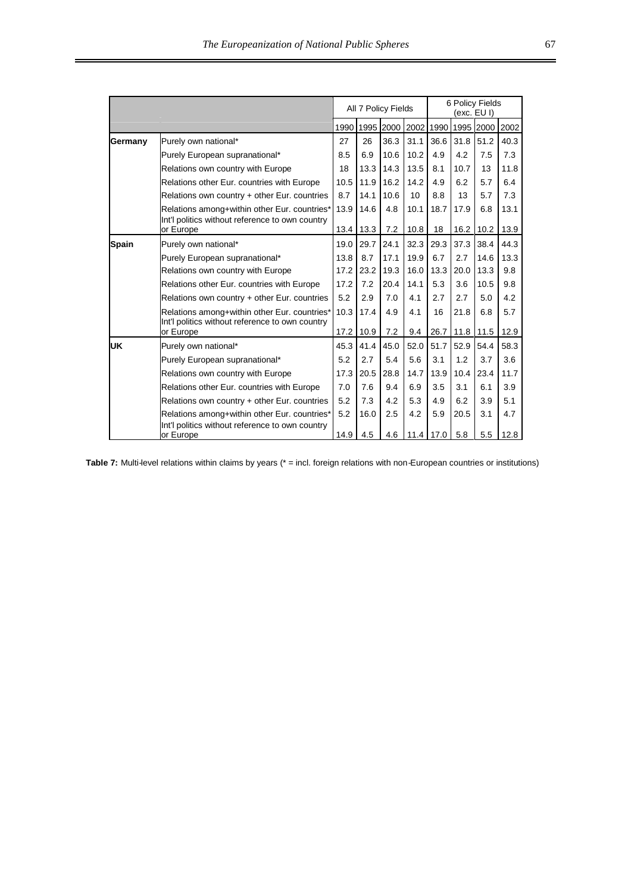| | | All 7 Policy Fields | | | | 6 Policy Fields (exc. EU I) | | | |
|---|---|---|---|---|---|---|---|---|---|
| | | 1990 | 1995 | 2000 | 2002 | 1990 | 1995 | 2000 | 2002 |
| **Germany** | Purely own national* | 27 | 26 | 36.3 | 31.1 | 36.6 | 31.8 | 51.2 | 40.3 |
| | Purely European supranational* | 8.5 | 6.9 | 10.6 | 10.2 | 4.9 | 4.2 | 7.5 | 7.3 |
| | Relations own country with Europe | 18 | 13.3 | 14.3 | 13.5 | 8.1 | 10.7 | 13 | 11.8 |
| | Relations other Eur. countries with Europe | 10.5 | 11.9 | 16.2 | 14.2 | 4.9 | 6.2 | 5.7 | 6.4 |
| | Relations own country + other Eur. countries | 8.7 | 14.1 | 10.6 | 10 | 8.8 | 13 | 5.7 | 7.3 |
| | Relations among+within other Eur. countries* | 13.9 | 14.6 | 4.8 | 10.1 | 18.7 | 17.9 | 6.8 | 13.1 |
| | Int'l politics without reference to own country or Europe | 13.4 | 13.3 | 7.2 | 10.8 | 18 | 16.2 | 10.2 | 13.9 |
| **Spain** | Purely own national* | 19.0 | 29.7 | 24.1 | 32.3 | 29.3 | 37.3 | 38.4 | 44.3 |
| | Purely European supranational* | 13.8 | 8.7 | 17.1 | 19.9 | 6.7 | 2.7 | 14.6 | 13.3 |
| | Relations own country with Europe | 17.2 | 23.2 | 19.3 | 16.0 | 13.3 | 20.0 | 13.3 | 9.8 |
| | Relations other Eur. countries with Europe | 17.2 | 7.2 | 20.4 | 14.1 | 5.3 | 3.6 | 10.5 | 9.8 |
| | Relations own country + other Eur. countries | 5.2 | 2.9 | 7.0 | 4.1 | 2.7 | 2.7 | 5.0 | 4.2 |
| | Relations among+within other Eur. countries* | 10.3 | 17.4 | 4.9 | 4.1 | 16 | 21.8 | 6.8 | 5.7 |
| | Int'l politics without reference to own country or Europe | 17.2 | 10.9 | 7.2 | 9.4 | 26.7 | 11.8 | 11.5 | 12.9 |
| **UK** | Purely own national* | 45.3 | 41.4 | 45.0 | 52.0 | 51.7 | 52.9 | 54.4 | 58.3 |
| | Purely European supranational* | 5.2 | 2.7 | 5.4 | 5.6 | 3.1 | 1.2 | 3.7 | 3.6 |
| | Relations own country with Europe | 17.3 | 20.5 | 28.8 | 14.7 | 13.9 | 10.4 | 23.4 | 11.7 |
| | Relations other Eur. countries with Europe | 7.0 | 7.6 | 9.4 | 6.9 | 3.5 | 3.1 | 6.1 | 3.9 |
| | Relations own country + other Eur. countries | 5.2 | 7.3 | 4.2 | 5.3 | 4.9 | 6.2 | 3.9 | 5.1 |
| | Relations among+within other Eur. countries* | 5.2 | 16.0 | 2.5 | 4.2 | 5.9 | 20.5 | 3.1 | 4.7 |
| | Int'l politics without reference to own country or Europe | 14.9 | 4.5 | 4.6 | 11.4 | 17.0 | 5.8 | 5.5 | 12.8 |

**Table 7:** Multi-level relations within claims by years (* = incl. foreign relations with non-European countries or institutions)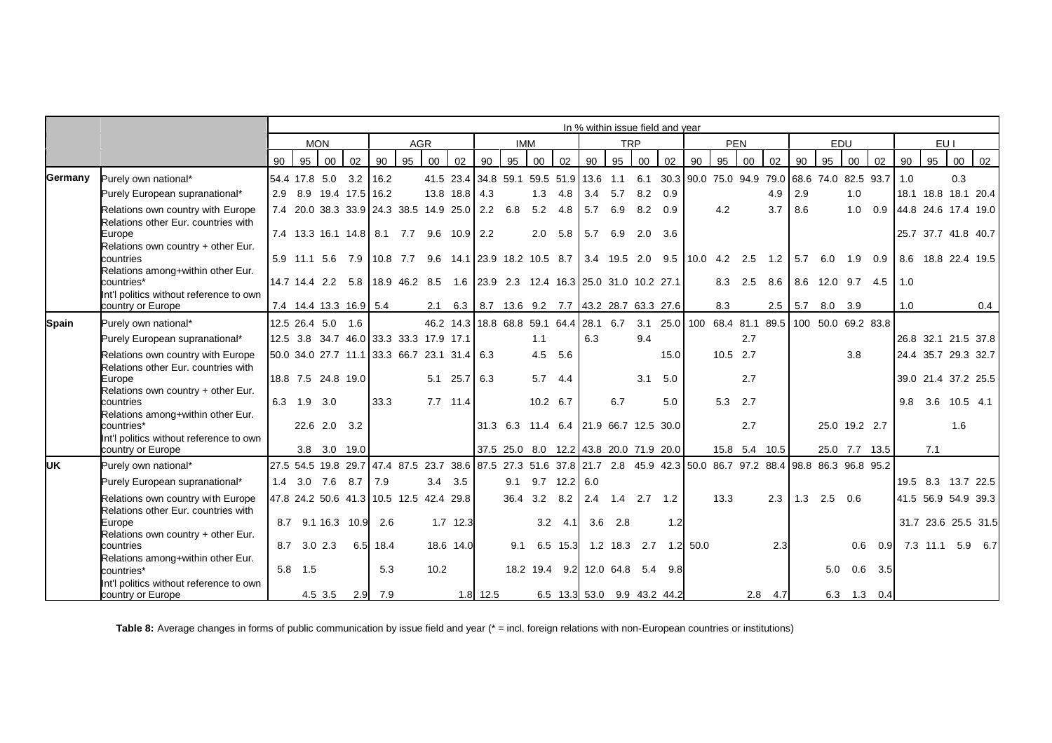| | | In % within issue field and year | | | | | | | | | | | | | | | | | | | | | | | | | | | |
|---|---|---|---|---|---|---|---|---|---|---|---|---|---|---|---|---|---|---|---|---|---|---|---|---|---|---|---|---|---|
| | | MON | | | | AGR | | | | IMM | | | | TRP | | | | PEN | | | | EDU | | | | EU I | | | |
| | | 90 | 95 | 00 | 02 | 90 | 95 | 00 | 02 | 90 | 95 | 00 | 02 | 90 | 95 | 00 | 02 | 90 | 95 | 00 | 02 | 90 | 95 | 00 | 02 | 90 | 95 | 00 | 02 |
| Germany | Purely own national* | 54.4 | 17.8 | 5.0 | 3.2 | 16.2 | | 41.5 | 23.4 | 34.8 | 59.1 | 59.5 | 51.9 | 13.6 | 1.1 | 6.1 | 30.3 | 90.0 | 75.0 | 94.9 | 79.0 | 68.6 | 74.0 | 82.5 | 93.7 | 1.0 | | 0.3 | |
| | Purely European supranational* | 2.9 | 8.9 | 19.4 | 17.5 | 16.2 | | 13.8 | 18.8 | 4.3 | | 1.3 | 4.8 | 3.4 | 5.7 | 8.2 | 0.9 | | | | 4.9 | 2.9 | | 1.0 | | 18.1 | 18.8 | 18.1 | 20.4 |
| | Relations own country with Europe | 7.4 | 20.0 | 38.3 | 33.9 | 24.3 | 38.5 | 14.9 | 25.0 | 2.2 | 6.8 | 5.2 | 4.8 | 5.7 | 6.9 | 8.2 | 0.9 | | 4.2 | | 3.7 | 8.6 | | 1.0 | 0.9 | 44.8 | 24.6 | 17.4 | 19.0 |
| | Relations other Eur. countries with Europe | 7.4 | 13.3 | 16.1 | 14.8 | 8.1 | 7.7 | 9.6 | 10.9 | 2.2 | | 2.0 | 5.8 | 5.7 | 6.9 | 2.0 | 3.6 | | | | | | | | | 25.7 | 37.7 | 41.8 | 40.7 |
| | Relations own country + other Eur. countries | 5.9 | 11.1 | 5.6 | 7.9 | 10.8 | 7.7 | 9.6 | 14.1 | 23.9 | 18.2 | 10.5 | 8.7 | 3.4 | 19.5 | 2.0 | 9.5 | 10.0 | 4.2 | 2.5 | 1.2 | 5.7 | 6.0 | 1.9 | 0.9 | 8.6 | 18.8 | 22.4 | 19.5 |
| | Relations among+within other Eur. countries* | 14.7 | 14.4 | 2.2 | 5.8 | 18.9 | 46.2 | 8.5 | 1.6 | 23.9 | 2.3 | 12.4 | 16.3 | 25.0 | 31.0 | 10.2 | 27.1 | | 8.3 | 2.5 | 8.6 | 8.6 | 12.0 | 9.7 | 4.5 | 1.0 | | | |
| | Int'l politics without reference to own country or Europe | 7.4 | 14.4 | 13.3 | 16.9 | 5.4 | | 2.1 | 6.3 | 8.7 | 13.6 | 9.2 | 7.7 | 43.2 | 28.7 | 63.3 | 27.6 | | 8.3 | | 2.5 | 5.7 | 8.0 | 3.9 | | 1.0 | | | 0.4 |
| Spain | Purely own national* | 12.5 | 26.4 | 5.0 | 1.6 | | | 46.2 | 14.3 | 18.8 | 68.8 | 59.1 | 64.4 | 28.1 | 6.7 | 3.1 | 25.0 | 100 | 68.4 | 81.1 | 89.5 | 100 | 50.0 | 69.2 | 83.8 | | | | |
| | Purely European supranational* | 12.5 | 3.8 | 34.7 | 46.0 | 33.3 | 33.3 | 17.9 | 17.1 | | | 1.1 | | 6.3 | | 9.4 | | | | 2.7 | | | | | | 26.8 | 32.1 | 21.5 | 37.8 |
| | Relations own country with Europe | 50.0 | 34.0 | 27.7 | 11.1 | 33.3 | 66.7 | 23.1 | 31.4 | 6.3 | | 4.5 | 5.6 | | | | 15.0 | | 10.5 | 2.7 | | | | 3.8 | | 24.4 | 35.7 | 29.3 | 32.7 |
| | Relations other Eur. countries with Europe | 18.8 | 7.5 | 24.8 | 19.0 | | | 5.1 | 25.7 | 6.3 | | 5.7 | 4.4 | | | 3.1 | 5.0 | | | 2.7 | | | | | | 39.0 | 21.4 | 37.2 | 25.5 |
| | Relations own country + other Eur. countries | 6.3 | 1.9 | 3.0 | | 33.3 | | 7.7 | 11.4 | | | 10.2 | 6.7 | | 6.7 | | 5.0 | | 5.3 | 2.7 | | | | | | 9.8 | 3.6 | 10.5 | 4.1 |
| | Relations among+within other Eur. countries* | | 22.6 | 2.0 | 3.2 | | | | | 31.3 | 6.3 | 11.4 | 6.4 | 21.9 | 66.7 | 12.5 | 30.0 | | | 2.7 | | | 25.0 | 19.2 | 2.7 | | | 1.6 | |
| | Int'l politics without reference to own country or Europe | | 3.8 | 3.0 | 19.0 | | | | | 37.5 | 25.0 | 8.0 | 12.2 | 43.8 | 20.0 | 71.9 | 20.0 | | 15.8 | 5.4 | 10.5 | | 25.0 | 7.7 | 13.5 | | 7.1 | | |
| UK | Purely own national* | 27.5 | 54.5 | 19.8 | 29.7 | 47.4 | 87.5 | 23.7 | 38.6 | 87.5 | 27.3 | 51.6 | 37.8 | 21.7 | 2.8 | 45.9 | 42.3 | 50.0 | 86.7 | 97.2 | 88.4 | 98.8 | 86.3 | 96.8 | 95.2 | | | | |
| | Purely European supranational* | 1.4 | 3.0 | 7.6 | 8.7 | 7.9 | | 3.4 | 3.5 | | 9.1 | 9.7 | 12.2 | 6.0 | | | | | | | | | | | | 19.5 | 8.3 | 13.7 | 22.5 |
| | Relations own country with Europe | 47.8 | 24.2 | 50.6 | 41.3 | 10.5 | 12.5 | 42.4 | 29.8 | | 36.4 | 3.2 | 8.2 | 2.4 | 1.4 | 2.7 | 1.2 | | 13.3 | | 2.3 | 1.3 | 2.5 | 0.6 | | 41.5 | 56.9 | 54.9 | 39.3 |
| | Relations other Eur. countries with Europe | 8.7 | 9.1 | 16.3 | 10.9 | 2.6 | | 1.7 | 12.3 | | | 3.2 | 4.1 | 3.6 | 2.8 | | 1.2 | | | | | | | | | 31.7 | 23.6 | 25.5 | 31.5 |
| | Relations own country + other Eur. countries | 8.7 | 3.0 | 2.3 | 6.5 | 18.4 | | 18.6 | 14.0 | | 9.1 | 6.5 | 15.3 | 1.2 | 18.3 | 2.7 | 1.2 | 50.0 | | | 2.3 | | | 0.6 | 0.9 | 7.3 | 11.1 | 5.9 | 6.7 |
| | Relations among+within other Eur. countries* | 5.8 | 1.5 | | | 5.3 | | 10.2 | | | 18.2 | 19.4 | 9.2 | 12.0 | 64.8 | 5.4 | 9.8 | | | | | | 5.0 | 0.6 | 3.5 | | | | |
| | Int'l politics without reference to own country or Europe | | 4.5 | 3.5 | 2.9 | 7.9 | | | 1.8 | 12.5 | | 6.5 | 13.3 | 53.0 | 9.9 | 43.2 | 44.2 | | | 2.8 | 4.7 | | 6.3 | 1.3 | 0.4 | | | | |

**Table 8:** Average changes in forms of public communication by issue field and year (* = incl. foreign relations with non-European countries or institutions)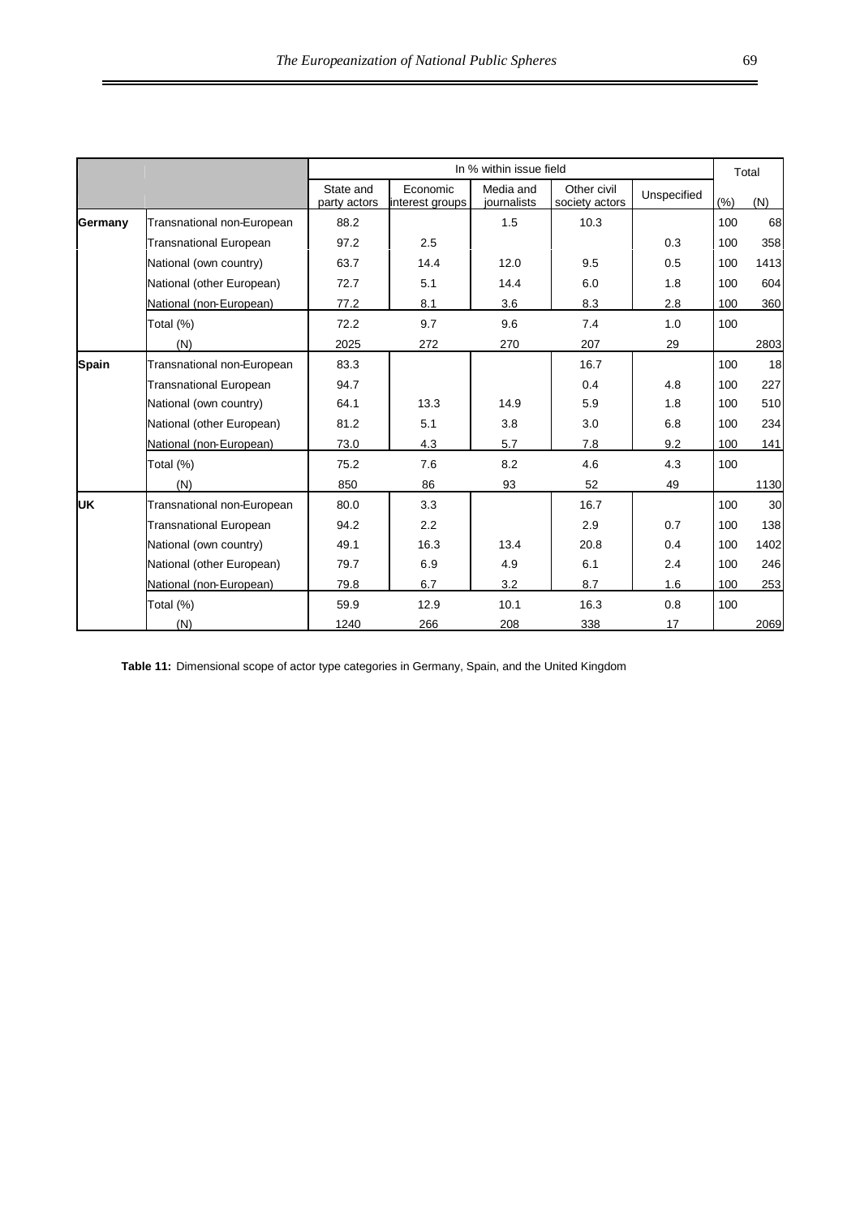| | | In % within issue field | | | | | Total | |
|---|---|---|---|---|---|---|---|---|
| | | State and party actors | Economic interest groups | Media and journalists | Other civil society actors | Unspecified | (%) | (N) |
| **Germany** | Transnational non-European | 88.2 | | 1.5 | 10.3 | | 100 | 68 |
| | Transnational European | 97.2 | 2.5 | | | 0.3 | 100 | 358 |
| | National (own country) | 63.7 | 14.4 | 12.0 | 9.5 | 0.5 | 100 | 1413 |
| | National (other European) | 72.7 | 5.1 | 14.4 | 6.0 | 1.8 | 100 | 604 |
| | National (non-European) | 77.2 | 8.1 | 3.6 | 8.3 | 2.8 | 100 | 360 |
| | Total (%) | 72.2 | 9.7 | 9.6 | 7.4 | 1.0 | 100 | |
| | (N) | 2025 | 272 | 270 | 207 | 29 | | 2803 |
| **Spain** | Transnational non-European | 83.3 | | | 16.7 | | 100 | 18 |
| | Transnational European | 94.7 | | | 0.4 | 4.8 | 100 | 227 |
| | National (own country) | 64.1 | 13.3 | 14.9 | 5.9 | 1.8 | 100 | 510 |
| | National (other European) | 81.2 | 5.1 | 3.8 | 3.0 | 6.8 | 100 | 234 |
| | National (non-European) | 73.0 | 4.3 | 5.7 | 7.8 | 9.2 | 100 | 141 |
| | Total (%) | 75.2 | 7.6 | 8.2 | 4.6 | 4.3 | 100 | |
| | (N) | 850 | 86 | 93 | 52 | 49 | | 1130 |
| **UK** | Transnational non-European | 80.0 | 3.3 | | 16.7 | | 100 | 30 |
| | Transnational European | 94.2 | 2.2 | | 2.9 | 0.7 | 100 | 138 |
| | National (own country) | 49.1 | 16.3 | 13.4 | 20.8 | 0.4 | 100 | 1402 |
| | National (other European) | 79.7 | 6.9 | 4.9 | 6.1 | 2.4 | 100 | 246 |
| | National (non-European) | 79.8 | 6.7 | 3.2 | 8.7 | 1.6 | 100 | 253 |
| | Total (%) | 59.9 | 12.9 | 10.1 | 16.3 | 0.8 | 100 | |
| | (N) | 1240 | 266 | 208 | 338 | 17 | | 2069 |

**Table 11:** Dimensional scope of actor type categories in Germany, Spain, and the United Kingdom